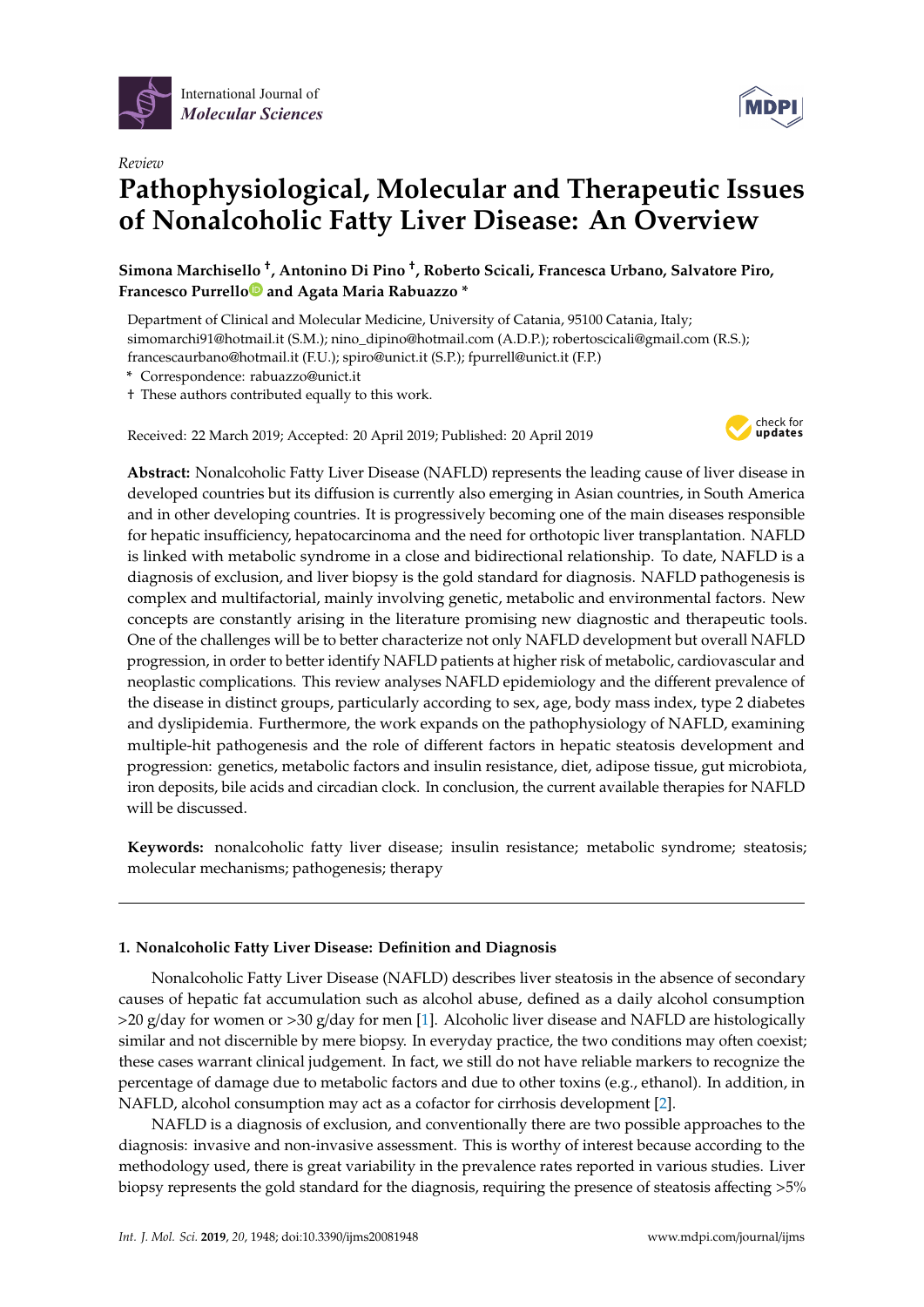Review

# Pathophysiological, Molecular and Therapeutic Issues of Nonalcoholic Fatty Liver Disease: An Overview

**Simona Marchisello †, Antonino Di Pino †, Roberto Scicali, Francesca Urbano, Salvatore Piro, Francesco Purrello and Agata Maria Rabuazzo ***

Department of Clinical and Molecular Medicine, University of Catania, 95100 Catania, Italy; simomarchi91@hotmail.it (S.M.); nino_dipino@hotmail.com (A.D.P.); robertoscicali@gmail.com (R.S.); francescaurbano@hotmail.it (F.U.); spiro@unict.it (S.P.); fpurrell@unict.it (F.P.)

\* Correspondence: rabuazzo@unict.it

† These authors contributed equally to this work.

Received: 22 March 2019; Accepted: 20 April 2019; Published: 20 April 2019

**Abstract:** Nonalcoholic Fatty Liver Disease (NAFLD) represents the leading cause of liver disease in developed countries but its diffusion is currently also emerging in Asian countries, in South America and in other developing countries. It is progressively becoming one of the main diseases responsible for hepatic insufficiency, hepatocarcinoma and the need for orthotopic liver transplantation. NAFLD is linked with metabolic syndrome in a close and bidirectional relationship. To date, NAFLD is a diagnosis of exclusion, and liver biopsy is the gold standard for diagnosis. NAFLD pathogenesis is complex and multifactorial, mainly involving genetic, metabolic and environmental factors. New concepts are constantly arising in the literature promising new diagnostic and therapeutic tools. One of the challenges will be to better characterize not only NAFLD development but overall NAFLD progression, in order to better identify NAFLD patients at higher risk of metabolic, cardiovascular and neoplastic complications. This review analyses NAFLD epidemiology and the different prevalence of the disease in distinct groups, particularly according to sex, age, body mass index, type 2 diabetes and dyslipidemia. Furthermore, the work expands on the pathophysiology of NAFLD, examining multiple-hit pathogenesis and the role of different factors in hepatic steatosis development and progression: genetics, metabolic factors and insulin resistance, diet, adipose tissue, gut microbiota, iron deposits, bile acids and circadian clock. In conclusion, the current available therapies for NAFLD will be discussed.

**Keywords:** nonalcoholic fatty liver disease; insulin resistance; metabolic syndrome; steatosis; molecular mechanisms; pathogenesis; therapy

## 1. Nonalcoholic Fatty Liver Disease: Definition and Diagnosis

Nonalcoholic Fatty Liver Disease (NAFLD) describes liver steatosis in the absence of secondary causes of hepatic fat accumulation such as alcohol abuse, defined as a daily alcohol consumption >20 g/day for women or >30 g/day for men [1]. Alcoholic liver disease and NAFLD are histologically similar and not discernible by mere biopsy. In everyday practice, the two conditions may often coexist; these cases warrant clinical judgement. In fact, we still do not have reliable markers to recognize the percentage of damage due to metabolic factors and due to other toxins (e.g., ethanol). In addition, in NAFLD, alcohol consumption may act as a cofactor for cirrhosis development [2].

NAFLD is a diagnosis of exclusion, and conventionally there are two possible approaches to the diagnosis: invasive and non-invasive assessment. This is worthy of interest because according to the methodology used, there is great variability in the prevalence rates reported in various studies. Liver biopsy represents the gold standard for the diagnosis, requiring the presence of steatosis affecting >5%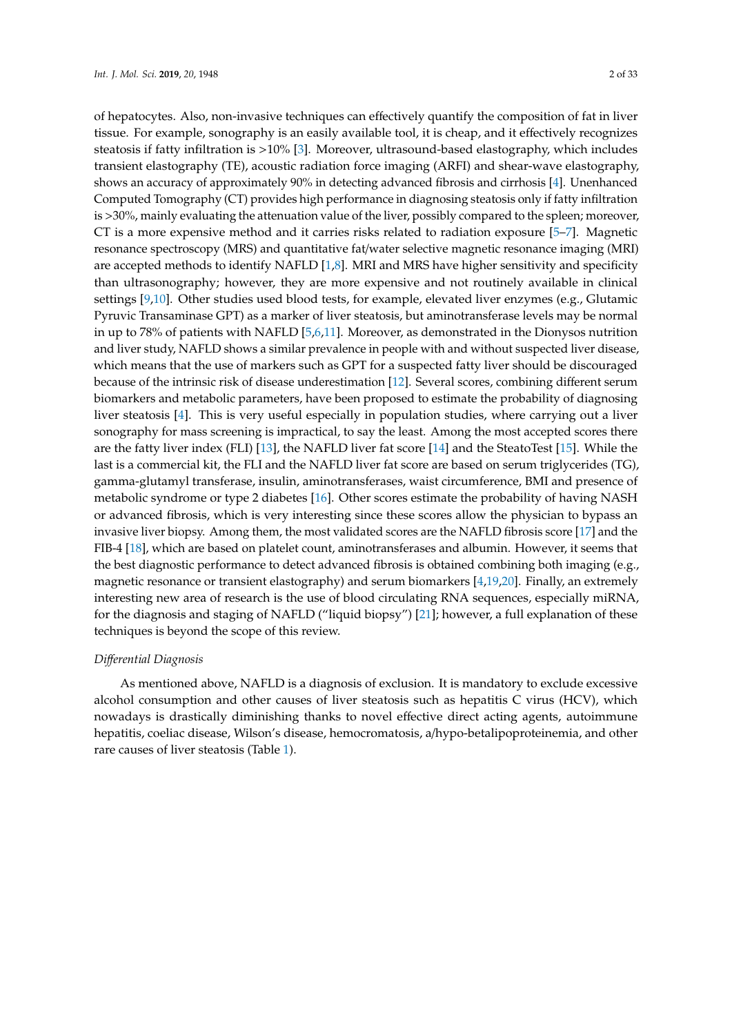of hepatocytes. Also, non-invasive techniques can effectively quantify the composition of fat in liver tissue. For example, sonography is an easily available tool, it is cheap, and it effectively recognizes steatosis if fatty infiltration is >10% [3]. Moreover, ultrasound-based elastography, which includes transient elastography (TE), acoustic radiation force imaging (ARFI) and shear-wave elastography, shows an accuracy of approximately 90% in detecting advanced fibrosis and cirrhosis [4]. Unenhanced Computed Tomography (CT) provides high performance in diagnosing steatosis only if fatty infiltration is >30%, mainly evaluating the attenuation value of the liver, possibly compared to the spleen; moreover, CT is a more expensive method and it carries risks related to radiation exposure [5–7]. Magnetic resonance spectroscopy (MRS) and quantitative fat/water selective magnetic resonance imaging (MRI) are accepted methods to identify NAFLD [1,8]. MRI and MRS have higher sensitivity and specificity than ultrasonography; however, they are more expensive and not routinely available in clinical settings [9,10]. Other studies used blood tests, for example, elevated liver enzymes (e.g., Glutamic Pyruvic Transaminase GPT) as a marker of liver steatosis, but aminotransferase levels may be normal in up to 78% of patients with NAFLD [5,6,11]. Moreover, as demonstrated in the Dionysos nutrition and liver study, NAFLD shows a similar prevalence in people with and without suspected liver disease, which means that the use of markers such as GPT for a suspected fatty liver should be discouraged because of the intrinsic risk of disease underestimation [12]. Several scores, combining different serum biomarkers and metabolic parameters, have been proposed to estimate the probability of diagnosing liver steatosis [4]. This is very useful especially in population studies, where carrying out a liver sonography for mass screening is impractical, to say the least. Among the most accepted scores there are the fatty liver index (FLI) [13], the NAFLD liver fat score [14] and the SteatoTest [15]. While the last is a commercial kit, the FLI and the NAFLD liver fat score are based on serum triglycerides (TG), gamma-glutamyl transferase, insulin, aminotransferases, waist circumference, BMI and presence of metabolic syndrome or type 2 diabetes [16]. Other scores estimate the probability of having NASH or advanced fibrosis, which is very interesting since these scores allow the physician to bypass an invasive liver biopsy. Among them, the most validated scores are the NAFLD fibrosis score [17] and the FIB-4 [18], which are based on platelet count, aminotransferases and albumin. However, it seems that the best diagnostic performance to detect advanced fibrosis is obtained combining both imaging (e.g., magnetic resonance or transient elastography) and serum biomarkers [4,19,20]. Finally, an extremely interesting new area of research is the use of blood circulating RNA sequences, especially miRNA, for the diagnosis and staging of NAFLD ("liquid biopsy") [21]; however, a full explanation of these techniques is beyond the scope of this review.

*Differential Diagnosis*

As mentioned above, NAFLD is a diagnosis of exclusion. It is mandatory to exclude excessive alcohol consumption and other causes of liver steatosis such as hepatitis C virus (HCV), which nowadays is drastically diminishing thanks to novel effective direct acting agents, autoimmune hepatitis, coeliac disease, Wilson's disease, hemocromatosis, a/hypo-betalipoproteinemia, and other rare causes of liver steatosis (Table 1).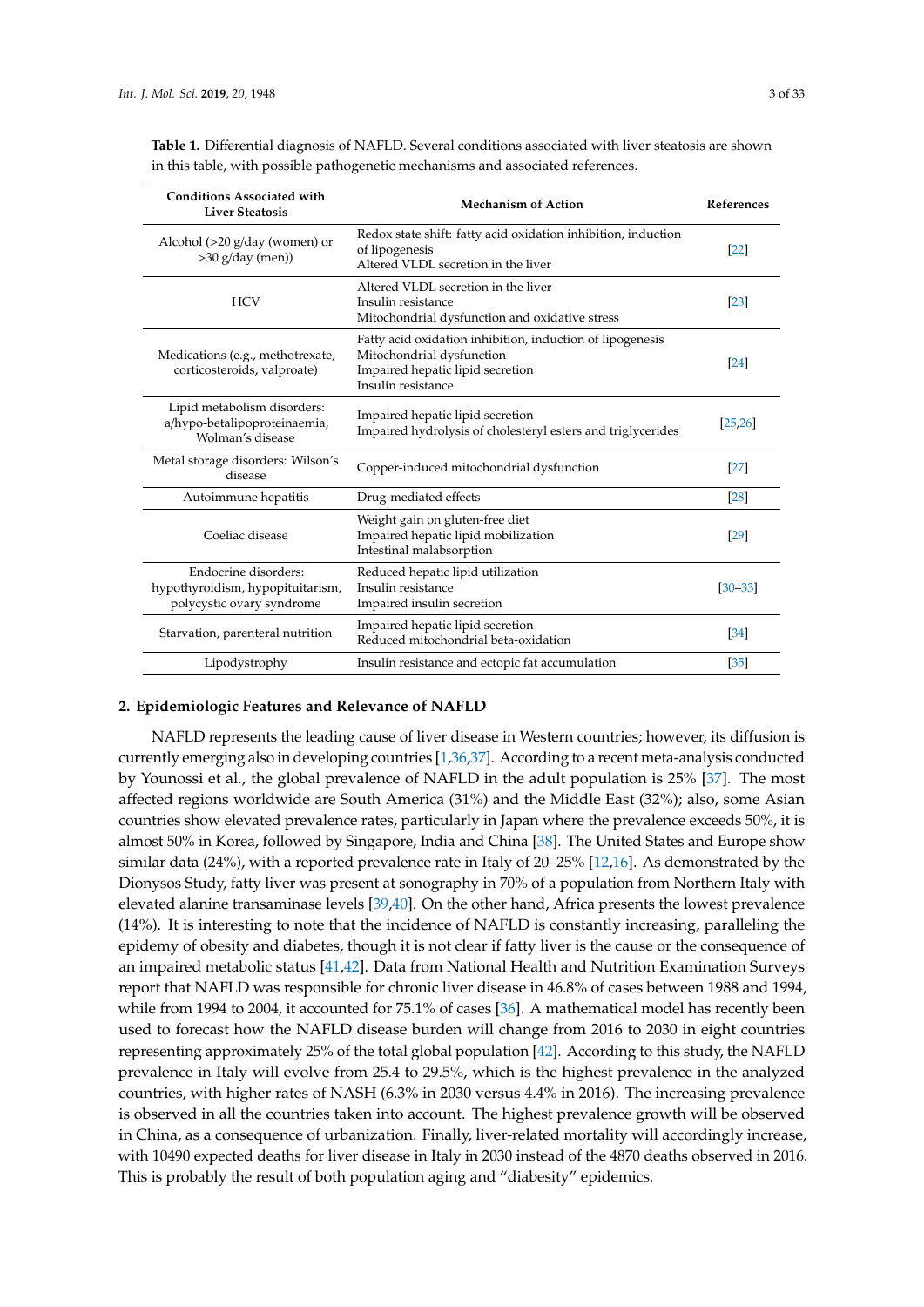**Table 1.** Differential diagnosis of NAFLD. Several conditions associated with liver steatosis are shown in this table, with possible pathogenetic mechanisms and associated references.

| Conditions Associated with Liver Steatosis | Mechanism of Action | References |
|---|---|---|
| Alcohol (>20 g/day (women) or >30 g/day (men)) | Redox state shift: fatty acid oxidation inhibition, induction of lipogenesis<br>Altered VLDL secretion in the liver | [22] |
| HCV | Altered VLDL secretion in the liver<br>Insulin resistance<br>Mitochondrial dysfunction and oxidative stress | [23] |
| Medications (e.g., methotrexate, corticosteroids, valproate) | Fatty acid oxidation inhibition, induction of lipogenesis<br>Mitochondrial dysfunction<br>Impaired hepatic lipid secretion<br>Insulin resistance | [24] |
| Lipid metabolism disorders: a/hypo-betalipoproteinaemia, Wolman's disease | Impaired hepatic lipid secretion<br>Impaired hydrolysis of cholesteryl esters and triglycerides | [25,26] |
| Metal storage disorders: Wilson's disease | Copper-induced mitochondrial dysfunction | [27] |
| Autoimmune hepatitis | Drug-mediated effects | [28] |
| Coeliac disease | Weight gain on gluten-free diet<br>Impaired hepatic lipid mobilization<br>Intestinal malabsorption | [29] |
| Endocrine disorders: hypothyroidism, hypopituitarism, polycystic ovary syndrome | Reduced hepatic lipid utilization<br>Insulin resistance<br>Impaired insulin secretion | [30–33] |
| Starvation, parenteral nutrition | Impaired hepatic lipid secretion<br>Reduced mitochondrial beta-oxidation | [34] |
| Lipodystrophy | Insulin resistance and ectopic fat accumulation | [35] |

## 2. Epidemiologic Features and Relevance of NAFLD

NAFLD represents the leading cause of liver disease in Western countries; however, its diffusion is currently emerging also in developing countries [1,36,37]. According to a recent meta-analysis conducted by Younossi et al., the global prevalence of NAFLD in the adult population is 25% [37]. The most affected regions worldwide are South America (31%) and the Middle East (32%); also, some Asian countries show elevated prevalence rates, particularly in Japan where the prevalence exceeds 50%, it is almost 50% in Korea, followed by Singapore, India and China [38]. The United States and Europe show similar data (24%), with a reported prevalence rate in Italy of 20–25% [12,16]. As demonstrated by the Dionysos Study, fatty liver was present at sonography in 70% of a population from Northern Italy with elevated alanine transaminase levels [39,40]. On the other hand, Africa presents the lowest prevalence (14%). It is interesting to note that the incidence of NAFLD is constantly increasing, paralleling the epidemy of obesity and diabetes, though it is not clear if fatty liver is the cause or the consequence of an impaired metabolic status [41,42]. Data from National Health and Nutrition Examination Surveys report that NAFLD was responsible for chronic liver disease in 46.8% of cases between 1988 and 1994, while from 1994 to 2004, it accounted for 75.1% of cases [36]. A mathematical model has recently been used to forecast how the NAFLD disease burden will change from 2016 to 2030 in eight countries representing approximately 25% of the total global population [42]. According to this study, the NAFLD prevalence in Italy will evolve from 25.4 to 29.5%, which is the highest prevalence in the analyzed countries, with higher rates of NASH (6.3% in 2030 versus 4.4% in 2016). The increasing prevalence is observed in all the countries taken into account. The highest prevalence growth will be observed in China, as a consequence of urbanization. Finally, liver-related mortality will accordingly increase, with 10490 expected deaths for liver disease in Italy in 2030 instead of the 4870 deaths observed in 2016. This is probably the result of both population aging and "diabesity" epidemics.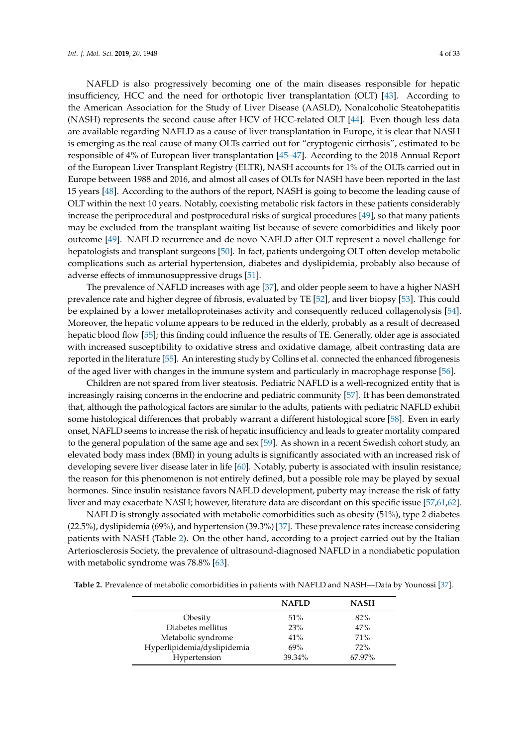NAFLD is also progressively becoming one of the main diseases responsible for hepatic insufficiency, HCC and the need for orthotopic liver transplantation (OLT) [43]. According to the American Association for the Study of Liver Disease (AASLD), Nonalcoholic Steatohepatitis (NASH) represents the second cause after HCV of HCC-related OLT [44]. Even though less data are available regarding NAFLD as a cause of liver transplantation in Europe, it is clear that NASH is emerging as the real cause of many OLTs carried out for "cryptogenic cirrhosis", estimated to be responsible of 4% of European liver transplantation [45–47]. According to the 2018 Annual Report of the European Liver Transplant Registry (ELTR), NASH accounts for 1% of the OLTs carried out in Europe between 1988 and 2016, and almost all cases of OLTs for NASH have been reported in the last 15 years [48]. According to the authors of the report, NASH is going to become the leading cause of OLT within the next 10 years. Notably, coexisting metabolic risk factors in these patients considerably increase the periprocedural and postprocedural risks of surgical procedures [49], so that many patients may be excluded from the transplant waiting list because of severe comorbidities and likely poor outcome [49]. NAFLD recurrence and de novo NAFLD after OLT represent a novel challenge for hepatologists and transplant surgeons [50]. In fact, patients undergoing OLT often develop metabolic complications such as arterial hypertension, diabetes and dyslipidemia, probably also because of adverse effects of immunosuppressive drugs [51].

The prevalence of NAFLD increases with age [37], and older people seem to have a higher NASH prevalence rate and higher degree of fibrosis, evaluated by TE [52], and liver biopsy [53]. This could be explained by a lower metalloproteinases activity and consequently reduced collagenolysis [54]. Moreover, the hepatic volume appears to be reduced in the elderly, probably as a result of decreased hepatic blood flow [55]; this finding could influence the results of TE. Generally, older age is associated with increased susceptibility to oxidative stress and oxidative damage, albeit contrasting data are reported in the literature [55]. An interesting study by Collins et al. connected the enhanced fibrogenesis of the aged liver with changes in the immune system and particularly in macrophage response [56].

Children are not spared from liver steatosis. Pediatric NAFLD is a well-recognized entity that is increasingly raising concerns in the endocrine and pediatric community [57]. It has been demonstrated that, although the pathological factors are similar to the adults, patients with pediatric NAFLD exhibit some histological differences that probably warrant a different histological score [58]. Even in early onset, NAFLD seems to increase the risk of hepatic insufficiency and leads to greater mortality compared to the general population of the same age and sex [59]. As shown in a recent Swedish cohort study, an elevated body mass index (BMI) in young adults is significantly associated with an increased risk of developing severe liver disease later in life [60]. Notably, puberty is associated with insulin resistance; the reason for this phenomenon is not entirely defined, but a possible role may be played by sexual hormones. Since insulin resistance favors NAFLD development, puberty may increase the risk of fatty liver and may exacerbate NASH; however, literature data are discordant on this specific issue [57,61,62].

NAFLD is strongly associated with metabolic comorbidities such as obesity (51%), type 2 diabetes (22.5%), dyslipidemia (69%), and hypertension (39.3%) [37]. These prevalence rates increase considering patients with NASH (Table 2). On the other hand, according to a project carried out by the Italian Arteriosclerosis Society, the prevalence of ultrasound-diagnosed NAFLD in a nondiabetic population with metabolic syndrome was 78.8% [63].

**Table 2.** Prevalence of metabolic comorbidities in patients with NAFLD and NASH—Data by Younossi [37].

| | **NAFLD** | **NASH** |
|---|---|---|
| Obesity | 51% | 82% |
| Diabetes mellitus | 23% | 47% |
| Metabolic syndrome | 41% | 71% |
| Hyperlipidemia/dyslipidemia | 69% | 72% |
| Hypertension | 39.34% | 67.97% |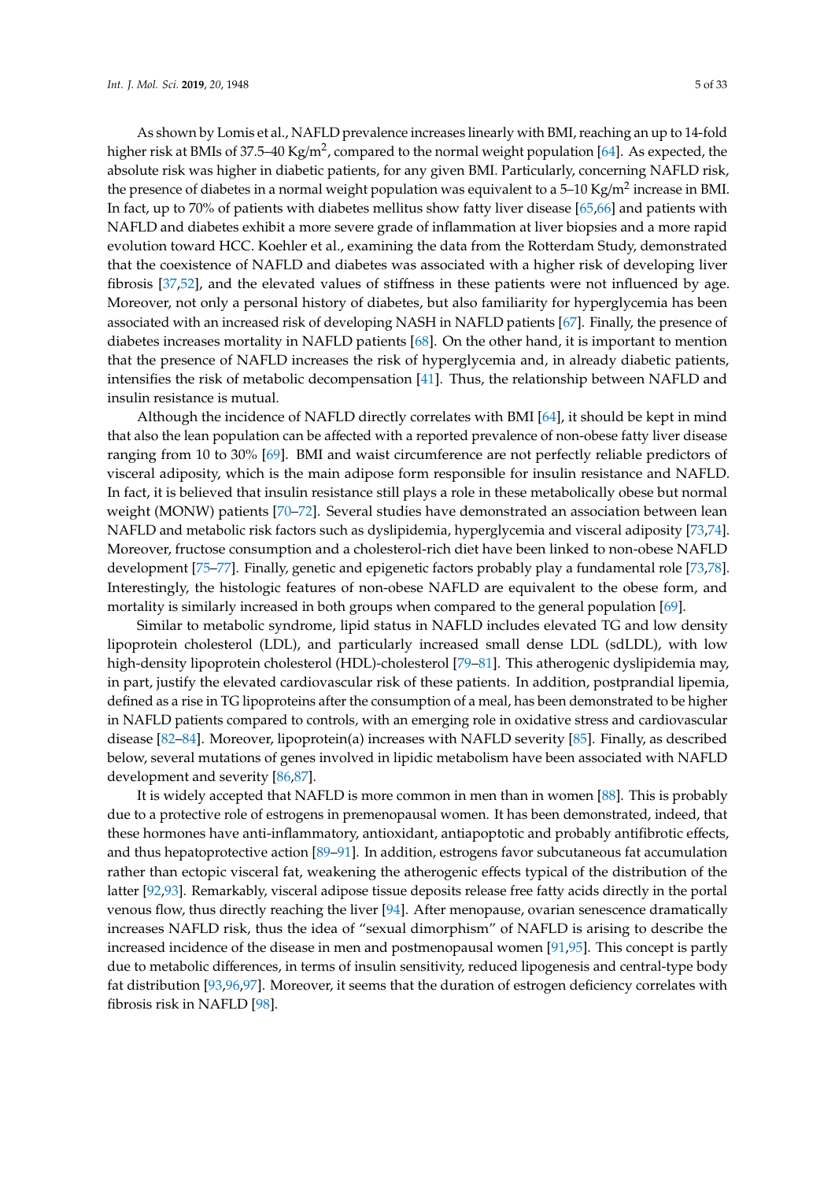As shown by Lomis et al., NAFLD prevalence increases linearly with BMI, reaching an up to 14-fold higher risk at BMIs of 37.5–40 Kg/$m^2$, compared to the normal weight population [64]. As expected, the absolute risk was higher in diabetic patients, for any given BMI. Particularly, concerning NAFLD risk, the presence of diabetes in a normal weight population was equivalent to a 5–10 Kg/$m^2$ increase in BMI. In fact, up to 70% of patients with diabetes mellitus show fatty liver disease [65,66] and patients with NAFLD and diabetes exhibit a more severe grade of inflammation at liver biopsies and a more rapid evolution toward HCC. Koehler et al., examining the data from the Rotterdam Study, demonstrated that the coexistence of NAFLD and diabetes was associated with a higher risk of developing liver fibrosis [37,52], and the elevated values of stiffness in these patients were not influenced by age. Moreover, not only a personal history of diabetes, but also familiarity for hyperglycemia has been associated with an increased risk of developing NASH in NAFLD patients [67]. Finally, the presence of diabetes increases mortality in NAFLD patients [68]. On the other hand, it is important to mention that the presence of NAFLD increases the risk of hyperglycemia and, in already diabetic patients, intensifies the risk of metabolic decompensation [41]. Thus, the relationship between NAFLD and insulin resistance is mutual.

Although the incidence of NAFLD directly correlates with BMI [64], it should be kept in mind that also the lean population can be affected with a reported prevalence of non-obese fatty liver disease ranging from 10 to 30% [69]. BMI and waist circumference are not perfectly reliable predictors of visceral adiposity, which is the main adipose form responsible for insulin resistance and NAFLD. In fact, it is believed that insulin resistance still plays a role in these metabolically obese but normal weight (MONW) patients [70–72]. Several studies have demonstrated an association between lean NAFLD and metabolic risk factors such as dyslipidemia, hyperglycemia and visceral adiposity [73,74]. Moreover, fructose consumption and a cholesterol-rich diet have been linked to non-obese NAFLD development [75–77]. Finally, genetic and epigenetic factors probably play a fundamental role [73,78]. Interestingly, the histologic features of non-obese NAFLD are equivalent to the obese form, and mortality is similarly increased in both groups when compared to the general population [69].

Similar to metabolic syndrome, lipid status in NAFLD includes elevated TG and low density lipoprotein cholesterol (LDL), and particularly increased small dense LDL (sdLDL), with low high-density lipoprotein cholesterol (HDL)-cholesterol [79–81]. This atherogenic dyslipidemia may, in part, justify the elevated cardiovascular risk of these patients. In addition, postprandial lipemia, defined as a rise in TG lipoproteins after the consumption of a meal, has been demonstrated to be higher in NAFLD patients compared to controls, with an emerging role in oxidative stress and cardiovascular disease [82–84]. Moreover, lipoprotein(a) increases with NAFLD severity [85]. Finally, as described below, several mutations of genes involved in lipidic metabolism have been associated with NAFLD development and severity [86,87].

It is widely accepted that NAFLD is more common in men than in women [88]. This is probably due to a protective role of estrogens in premenopausal women. It has been demonstrated, indeed, that these hormones have anti-inflammatory, antioxidant, antiapoptotic and probably antifibrotic effects, and thus hepatoprotective action [89–91]. In addition, estrogens favor subcutaneous fat accumulation rather than ectopic visceral fat, weakening the atherogenic effects typical of the distribution of the latter [92,93]. Remarkably, visceral adipose tissue deposits release free fatty acids directly in the portal venous flow, thus directly reaching the liver [94]. After menopause, ovarian senescence dramatically increases NAFLD risk, thus the idea of "sexual dimorphism" of NAFLD is arising to describe the increased incidence of the disease in men and postmenopausal women [91,95]. This concept is partly due to metabolic differences, in terms of insulin sensitivity, reduced lipogenesis and central-type body fat distribution [93,96,97]. Moreover, it seems that the duration of estrogen deficiency correlates with fibrosis risk in NAFLD [98].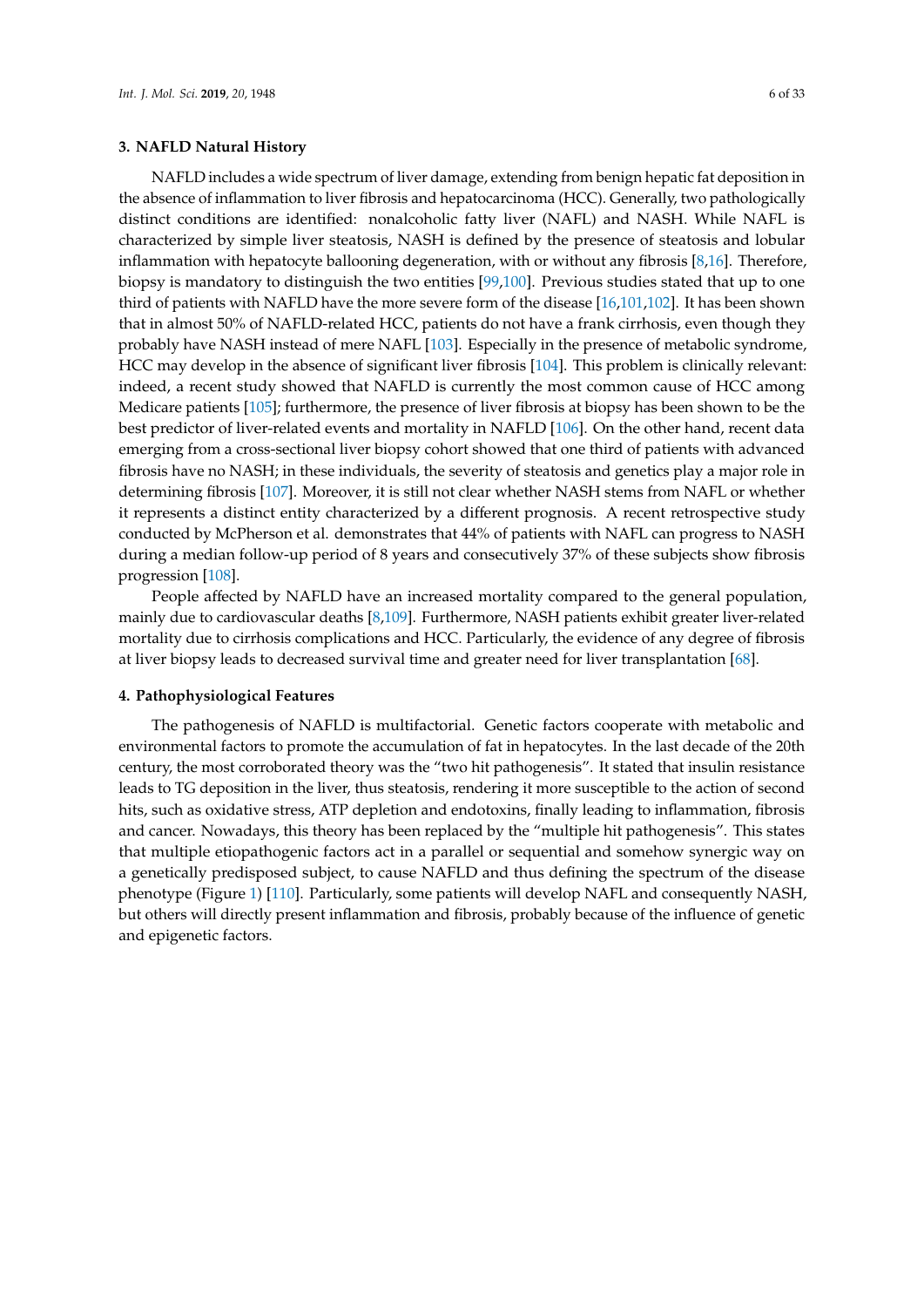## 3. NAFLD Natural History

NAFLD includes a wide spectrum of liver damage, extending from benign hepatic fat deposition in the absence of inflammation to liver fibrosis and hepatocarcinoma (HCC). Generally, two pathologically distinct conditions are identified: nonalcoholic fatty liver (NAFL) and NASH. While NAFL is characterized by simple liver steatosis, NASH is defined by the presence of steatosis and lobular inflammation with hepatocyte ballooning degeneration, with or without any fibrosis [8,16]. Therefore, biopsy is mandatory to distinguish the two entities [99,100]. Previous studies stated that up to one third of patients with NAFLD have the more severe form of the disease [16,101,102]. It has been shown that in almost 50% of NAFLD-related HCC, patients do not have a frank cirrhosis, even though they probably have NASH instead of mere NAFL [103]. Especially in the presence of metabolic syndrome, HCC may develop in the absence of significant liver fibrosis [104]. This problem is clinically relevant: indeed, a recent study showed that NAFLD is currently the most common cause of HCC among Medicare patients [105]; furthermore, the presence of liver fibrosis at biopsy has been shown to be the best predictor of liver-related events and mortality in NAFLD [106]. On the other hand, recent data emerging from a cross-sectional liver biopsy cohort showed that one third of patients with advanced fibrosis have no NASH; in these individuals, the severity of steatosis and genetics play a major role in determining fibrosis [107]. Moreover, it is still not clear whether NASH stems from NAFL or whether it represents a distinct entity characterized by a different prognosis. A recent retrospective study conducted by McPherson et al. demonstrates that 44% of patients with NAFL can progress to NASH during a median follow-up period of 8 years and consecutively 37% of these subjects show fibrosis progression [108].

People affected by NAFLD have an increased mortality compared to the general population, mainly due to cardiovascular deaths [8,109]. Furthermore, NASH patients exhibit greater liver-related mortality due to cirrhosis complications and HCC. Particularly, the evidence of any degree of fibrosis at liver biopsy leads to decreased survival time and greater need for liver transplantation [68].

## 4. Pathophysiological Features

The pathogenesis of NAFLD is multifactorial. Genetic factors cooperate with metabolic and environmental factors to promote the accumulation of fat in hepatocytes. In the last decade of the 20th century, the most corroborated theory was the "two hit pathogenesis". It stated that insulin resistance leads to TG deposition in the liver, thus steatosis, rendering it more susceptible to the action of second hits, such as oxidative stress, ATP depletion and endotoxins, finally leading to inflammation, fibrosis and cancer. Nowadays, this theory has been replaced by the "multiple hit pathogenesis". This states that multiple etiopathogenic factors act in a parallel or sequential and somehow synergic way on a genetically predisposed subject, to cause NAFLD and thus defining the spectrum of the disease phenotype (Figure 1) [110]. Particularly, some patients will develop NAFL and consequently NASH, but others will directly present inflammation and fibrosis, probably because of the influence of genetic and epigenetic factors.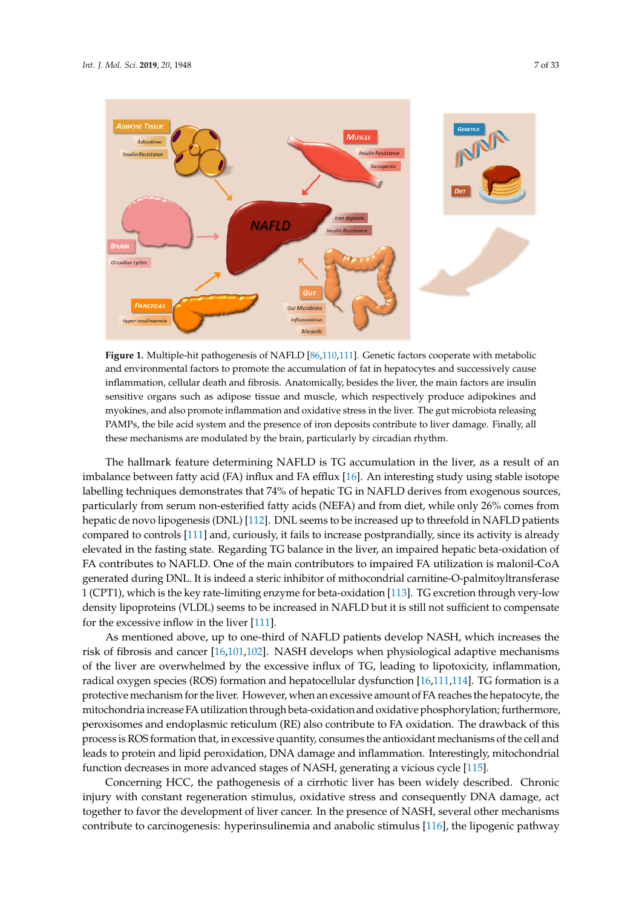**Figure 1.** Multiple-hit pathogenesis of NAFLD [86,110,111]. Genetic factors cooperate with metabolic and environmental factors to promote the accumulation of fat in hepatocytes and successively cause inflammation, cellular death and fibrosis. Anatomically, besides the liver, the main factors are insulin sensitive organs such as adipose tissue and muscle, which respectively produce adipokines and myokines, and also promote inflammation and oxidative stress in the liver. The gut microbiota releasing PAMPs, the bile acid system and the presence of iron deposits contribute to liver damage. Finally, all these mechanisms are modulated by the brain, particularly by circadian rhythm.

The hallmark feature determining NAFLD is TG accumulation in the liver, as a result of an imbalance between fatty acid (FA) influx and FA efflux [16]. An interesting study using stable isotope labelling techniques demonstrates that 74% of hepatic TG in NAFLD derives from exogenous sources, particularly from serum non-esterified fatty acids (NEFA) and from diet, while only 26% comes from hepatic de novo lipogenesis (DNL) [112]. DNL seems to be increased up to threefold in NAFLD patients compared to controls [111] and, curiously, it fails to increase postprandially, since its activity is already elevated in the fasting state. Regarding TG balance in the liver, an impaired hepatic beta-oxidation of FA contributes to NAFLD. One of the main contributors to impaired FA utilization is malonil-CoA generated during DNL. It is indeed a steric inhibitor of mithocondrial carnitine-O-palmitoyltransferase 1 (CPT1), which is the key rate-limiting enzyme for beta-oxidation [113]. TG excretion through very-low density lipoproteins (VLDL) seems to be increased in NAFLD but it is still not sufficient to compensate for the excessive inflow in the liver [111].

As mentioned above, up to one-third of NAFLD patients develop NASH, which increases the risk of fibrosis and cancer [16,101,102]. NASH develops when physiological adaptive mechanisms of the liver are overwhelmed by the excessive influx of TG, leading to lipotoxicity, inflammation, radical oxygen species (ROS) formation and hepatocellular dysfunction [16,111,114]. TG formation is a protective mechanism for the liver. However, when an excessive amount of FA reaches the hepatocyte, the mitochondria increase FA utilization through beta-oxidation and oxidative phosphorylation; furthermore, peroxisomes and endoplasmic reticulum (RE) also contribute to FA oxidation. The drawback of this process is ROS formation that, in excessive quantity, consumes the antioxidant mechanisms of the cell and leads to protein and lipid peroxidation, DNA damage and inflammation. Interestingly, mitochondrial function decreases in more advanced stages of NASH, generating a vicious cycle [115].

Concerning HCC, the pathogenesis of a cirrhotic liver has been widely described. Chronic injury with constant regeneration stimulus, oxidative stress and consequently DNA damage, act together to favor the development of liver cancer. In the presence of NASH, several other mechanisms contribute to carcinogenesis: hyperinsulinemia and anabolic stimulus [116], the lipogenic pathway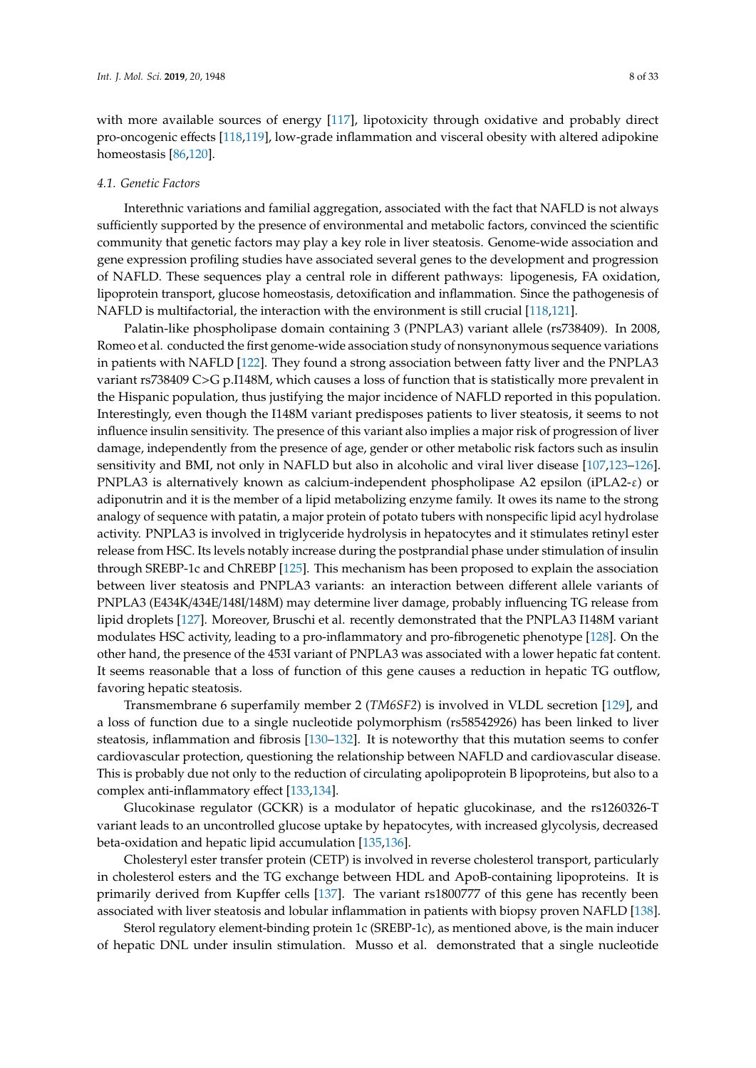with more available sources of energy [117], lipotoxicity through oxidative and probably direct pro-oncogenic effects [118,119], low-grade inflammation and visceral obesity with altered adipokine homeostasis [86,120].

### 4.1. Genetic Factors

Interethnic variations and familial aggregation, associated with the fact that NAFLD is not always sufficiently supported by the presence of environmental and metabolic factors, convinced the scientific community that genetic factors may play a key role in liver steatosis. Genome-wide association and gene expression profiling studies have associated several genes to the development and progression of NAFLD. These sequences play a central role in different pathways: lipogenesis, FA oxidation, lipoprotein transport, glucose homeostasis, detoxification and inflammation. Since the pathogenesis of NAFLD is multifactorial, the interaction with the environment is still crucial [118,121].

Palatin-like phospholipase domain containing 3 (PNPLA3) variant allele (rs738409). In 2008, Romeo et al. conducted the first genome-wide association study of nonsynonymous sequence variations in patients with NAFLD [122]. They found a strong association between fatty liver and the PNPLA3 variant rs738409 C>G p.I148M, which causes a loss of function that is statistically more prevalent in the Hispanic population, thus justifying the major incidence of NAFLD reported in this population. Interestingly, even though the I148M variant predisposes patients to liver steatosis, it seems to not influence insulin sensitivity. The presence of this variant also implies a major risk of progression of liver damage, independently from the presence of age, gender or other metabolic risk factors such as insulin sensitivity and BMI, not only in NAFLD but also in alcoholic and viral liver disease [107,123–126]. PNPLA3 is alternatively known as calcium-independent phospholipase A2 epsilon (iPLA2-$\varepsilon$) or adiponutrin and it is the member of a lipid metabolizing enzyme family. It owes its name to the strong analogy of sequence with patatin, a major protein of potato tubers with nonspecific lipid acyl hydrolase activity. PNPLA3 is involved in triglyceride hydrolysis in hepatocytes and it stimulates retinyl ester release from HSC. Its levels notably increase during the postprandial phase under stimulation of insulin through SREBP-1c and ChREBP [125]. This mechanism has been proposed to explain the association between liver steatosis and PNPLA3 variants: an interaction between different allele variants of PNPLA3 (E434K/434E/148I/148M) may determine liver damage, probably influencing TG release from lipid droplets [127]. Moreover, Bruschi et al. recently demonstrated that the PNPLA3 I148M variant modulates HSC activity, leading to a pro-inflammatory and pro-fibrogenetic phenotype [128]. On the other hand, the presence of the 453I variant of PNPLA3 was associated with a lower hepatic fat content. It seems reasonable that a loss of function of this gene causes a reduction in hepatic TG outflow, favoring hepatic steatosis.

Transmembrane 6 superfamily member 2 (*TM6SF2*) is involved in VLDL secretion [129], and a loss of function due to a single nucleotide polymorphism (rs58542926) has been linked to liver steatosis, inflammation and fibrosis [130–132]. It is noteworthy that this mutation seems to confer cardiovascular protection, questioning the relationship between NAFLD and cardiovascular disease. This is probably due not only to the reduction of circulating apolipoprotein B lipoproteins, but also to a complex anti-inflammatory effect [133,134].

Glucokinase regulator (GCKR) is a modulator of hepatic glucokinase, and the rs1260326-T variant leads to an uncontrolled glucose uptake by hepatocytes, with increased glycolysis, decreased beta-oxidation and hepatic lipid accumulation [135,136].

Cholesteryl ester transfer protein (CETP) is involved in reverse cholesterol transport, particularly in cholesterol esters and the TG exchange between HDL and ApoB-containing lipoproteins. It is primarily derived from Kupffer cells [137]. The variant rs1800777 of this gene has recently been associated with liver steatosis and lobular inflammation in patients with biopsy proven NAFLD [138].

Sterol regulatory element-binding protein 1c (SREBP-1c), as mentioned above, is the main inducer of hepatic DNL under insulin stimulation. Musso et al. demonstrated that a single nucleotide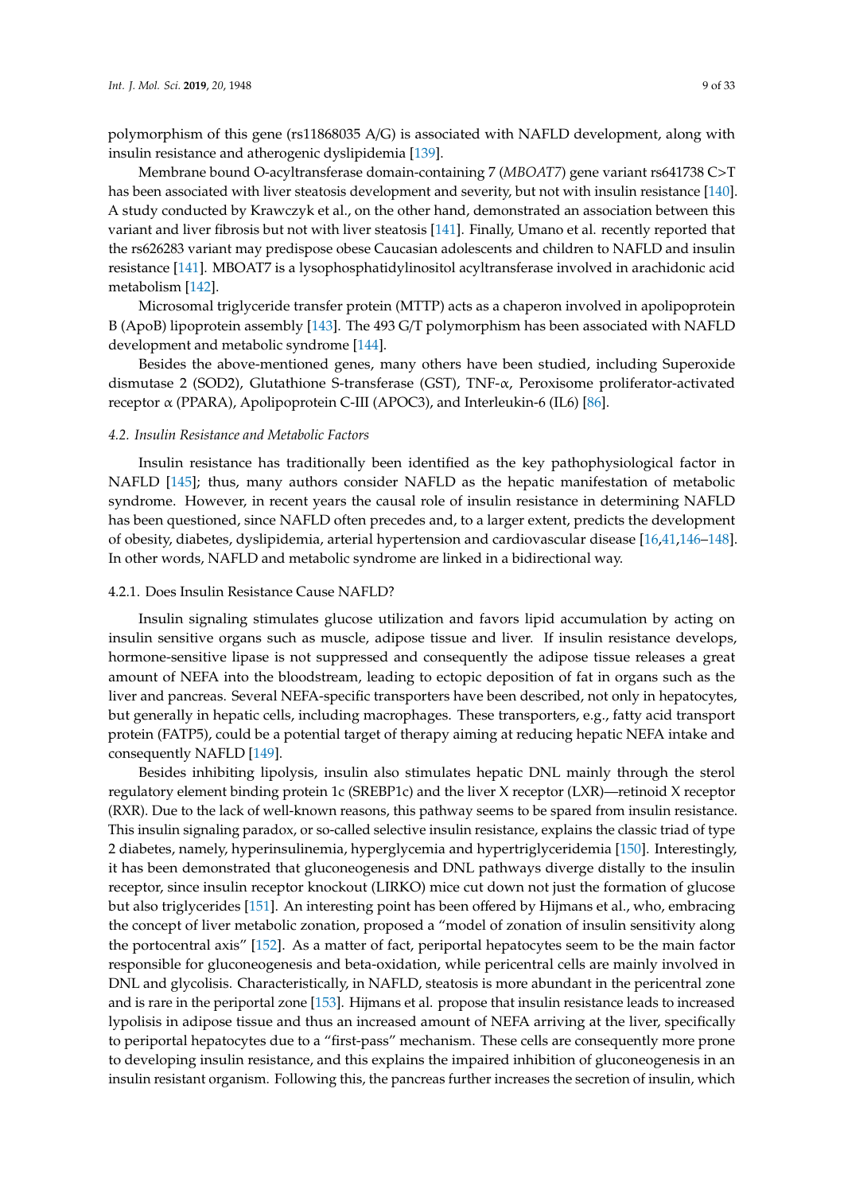polymorphism of this gene (rs11868035 A/G) is associated with NAFLD development, along with insulin resistance and atherogenic dyslipidemia [139].

Membrane bound O-acyltransferase domain-containing 7 (*MBOAT7*) gene variant rs641738 C>T has been associated with liver steatosis development and severity, but not with insulin resistance [140]. A study conducted by Krawczyk et al., on the other hand, demonstrated an association between this variant and liver fibrosis but not with liver steatosis [141]. Finally, Umano et al. recently reported that the rs626283 variant may predispose obese Caucasian adolescents and children to NAFLD and insulin resistance [141]. MBOAT7 is a lysophosphatidylinositol acyltransferase involved in arachidonic acid metabolism [142].

Microsomal triglyceride transfer protein (MTTP) acts as a chaperon involved in apolipoprotein B (ApoB) lipoprotein assembly [143]. The 493 G/T polymorphism has been associated with NAFLD development and metabolic syndrome [144].

Besides the above-mentioned genes, many others have been studied, including Superoxide dismutase 2 (SOD2), Glutathione S-transferase (GST), TNF-α, Peroxisome proliferator-activated receptor α (PPARA), Apolipoprotein C-III (APOC3), and Interleukin-6 (IL6) [86].

### *4.2. Insulin Resistance and Metabolic Factors*

Insulin resistance has traditionally been identified as the key pathophysiological factor in NAFLD [145]; thus, many authors consider NAFLD as the hepatic manifestation of metabolic syndrome. However, in recent years the causal role of insulin resistance in determining NAFLD has been questioned, since NAFLD often precedes and, to a larger extent, predicts the development of obesity, diabetes, dyslipidemia, arterial hypertension and cardiovascular disease [16,41,146–148]. In other words, NAFLD and metabolic syndrome are linked in a bidirectional way.

#### 4.2.1. Does Insulin Resistance Cause NAFLD?

Insulin signaling stimulates glucose utilization and favors lipid accumulation by acting on insulin sensitive organs such as muscle, adipose tissue and liver. If insulin resistance develops, hormone-sensitive lipase is not suppressed and consequently the adipose tissue releases a great amount of NEFA into the bloodstream, leading to ectopic deposition of fat in organs such as the liver and pancreas. Several NEFA-specific transporters have been described, not only in hepatocytes, but generally in hepatic cells, including macrophages. These transporters, e.g., fatty acid transport protein (FATP5), could be a potential target of therapy aiming at reducing hepatic NEFA intake and consequently NAFLD [149].

Besides inhibiting lipolysis, insulin also stimulates hepatic DNL mainly through the sterol regulatory element binding protein 1c (SREBP1c) and the liver X receptor (LXR)—retinoid X receptor (RXR). Due to the lack of well-known reasons, this pathway seems to be spared from insulin resistance. This insulin signaling paradox, or so-called selective insulin resistance, explains the classic triad of type 2 diabetes, namely, hyperinsulinemia, hyperglycemia and hypertriglyceridemia [150]. Interestingly, it has been demonstrated that gluconeogenesis and DNL pathways diverge distally to the insulin receptor, since insulin receptor knockout (LIRKO) mice cut down not just the formation of glucose but also triglycerides [151]. An interesting point has been offered by Hijmans et al., who, embracing the concept of liver metabolic zonation, proposed a "model of zonation of insulin sensitivity along the portocentral axis" [152]. As a matter of fact, periportal hepatocytes seem to be the main factor responsible for gluconeogenesis and beta-oxidation, while pericentral cells are mainly involved in DNL and glycolisis. Characteristically, in NAFLD, steatosis is more abundant in the pericentral zone and is rare in the periportal zone [153]. Hijmans et al. propose that insulin resistance leads to increased lypolisis in adipose tissue and thus an increased amount of NEFA arriving at the liver, specifically to periportal hepatocytes due to a "first-pass" mechanism. These cells are consequently more prone to developing insulin resistance, and this explains the impaired inhibition of gluconeogenesis in an insulin resistant organism. Following this, the pancreas further increases the secretion of insulin, which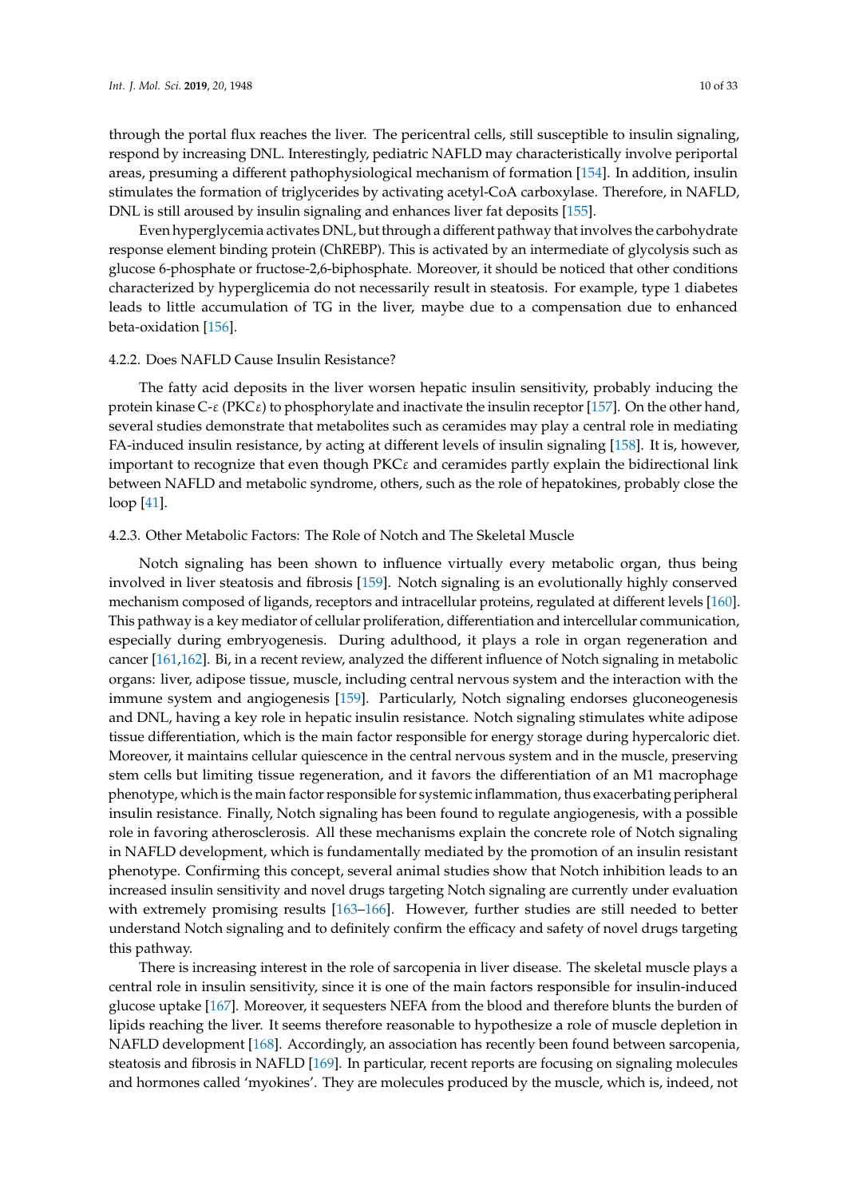through the portal flux reaches the liver. The pericentral cells, still susceptible to insulin signaling, respond by increasing DNL. Interestingly, pediatric NAFLD may characteristically involve periportal areas, presuming a different pathophysiological mechanism of formation [154]. In addition, insulin stimulates the formation of triglycerides by activating acetyl-CoA carboxylase. Therefore, in NAFLD, DNL is still aroused by insulin signaling and enhances liver fat deposits [155].

Even hyperglycemia activates DNL, but through a different pathway that involves the carbohydrate response element binding protein (ChREBP). This is activated by an intermediate of glycolysis such as glucose 6-phosphate or fructose-2,6-biphosphate. Moreover, it should be noticed that other conditions characterized by hyperglicemia do not necessarily result in steatosis. For example, type 1 diabetes leads to little accumulation of TG in the liver, maybe due to a compensation due to enhanced beta-oxidation [156].

#### 4.2.2. Does NAFLD Cause Insulin Resistance?

The fatty acid deposits in the liver worsen hepatic insulin sensitivity, probably inducing the protein kinase C-$\varepsilon$ (PKC$\varepsilon$) to phosphorylate and inactivate the insulin receptor [157]. On the other hand, several studies demonstrate that metabolites such as ceramides may play a central role in mediating FA-induced insulin resistance, by acting at different levels of insulin signaling [158]. It is, however, important to recognize that even though PKC$\varepsilon$ and ceramides partly explain the bidirectional link between NAFLD and metabolic syndrome, others, such as the role of hepatokines, probably close the loop [41].

#### 4.2.3. Other Metabolic Factors: The Role of Notch and The Skeletal Muscle

Notch signaling has been shown to influence virtually every metabolic organ, thus being involved in liver steatosis and fibrosis [159]. Notch signaling is an evolutionally highly conserved mechanism composed of ligands, receptors and intracellular proteins, regulated at different levels [160]. This pathway is a key mediator of cellular proliferation, differentiation and intercellular communication, especially during embryogenesis. During adulthood, it plays a role in organ regeneration and cancer [161,162]. Bi, in a recent review, analyzed the different influence of Notch signaling in metabolic organs: liver, adipose tissue, muscle, including central nervous system and the interaction with the immune system and angiogenesis [159]. Particularly, Notch signaling endorses gluconeogenesis and DNL, having a key role in hepatic insulin resistance. Notch signaling stimulates white adipose tissue differentiation, which is the main factor responsible for energy storage during hypercaloric diet. Moreover, it maintains cellular quiescence in the central nervous system and in the muscle, preserving stem cells but limiting tissue regeneration, and it favors the differentiation of an M1 macrophage phenotype, which is the main factor responsible for systemic inflammation, thus exacerbating peripheral insulin resistance. Finally, Notch signaling has been found to regulate angiogenesis, with a possible role in favoring atherosclerosis. All these mechanisms explain the concrete role of Notch signaling in NAFLD development, which is fundamentally mediated by the promotion of an insulin resistant phenotype. Confirming this concept, several animal studies show that Notch inhibition leads to an increased insulin sensitivity and novel drugs targeting Notch signaling are currently under evaluation with extremely promising results [163–166]. However, further studies are still needed to better understand Notch signaling and to definitely confirm the efficacy and safety of novel drugs targeting this pathway.

There is increasing interest in the role of sarcopenia in liver disease. The skeletal muscle plays a central role in insulin sensitivity, since it is one of the main factors responsible for insulin-induced glucose uptake [167]. Moreover, it sequesters NEFA from the blood and therefore blunts the burden of lipids reaching the liver. It seems therefore reasonable to hypothesize a role of muscle depletion in NAFLD development [168]. Accordingly, an association has recently been found between sarcopenia, steatosis and fibrosis in NAFLD [169]. In particular, recent reports are focusing on signaling molecules and hormones called 'myokines'. They are molecules produced by the muscle, which is, indeed, not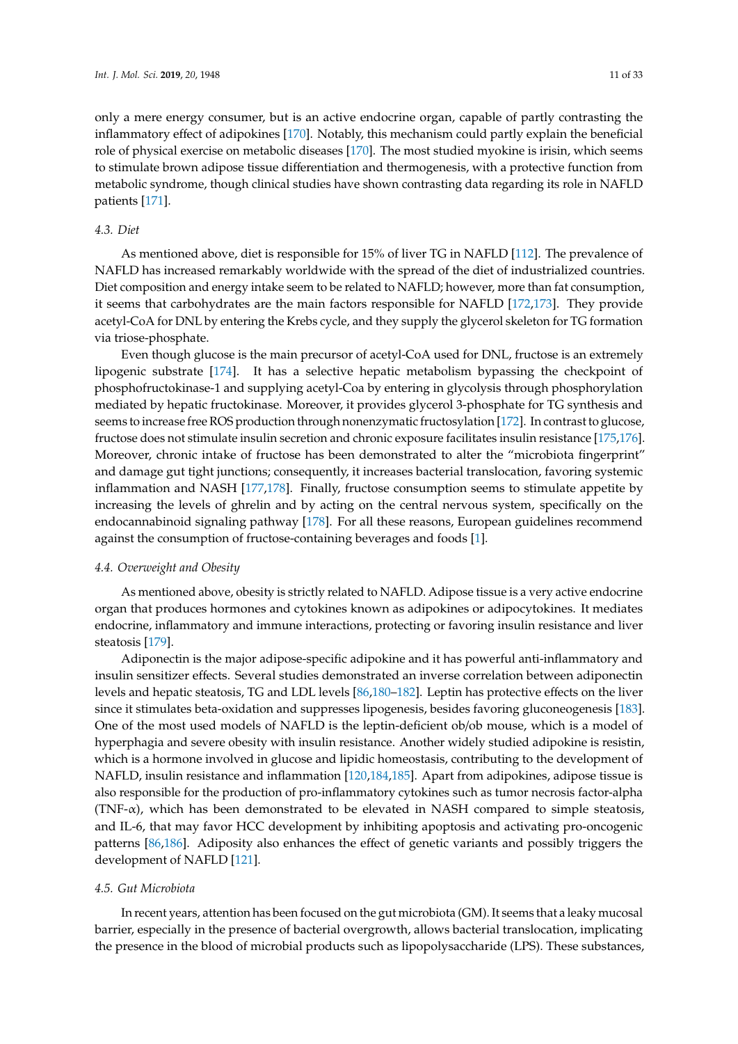only a mere energy consumer, but is an active endocrine organ, capable of partly contrasting the inflammatory effect of adipokines [170]. Notably, this mechanism could partly explain the beneficial role of physical exercise on metabolic diseases [170]. The most studied myokine is irisin, which seems to stimulate brown adipose tissue differentiation and thermogenesis, with a protective function from metabolic syndrome, though clinical studies have shown contrasting data regarding its role in NAFLD patients [171].

### 4.3. Diet

As mentioned above, diet is responsible for 15% of liver TG in NAFLD [112]. The prevalence of NAFLD has increased remarkably worldwide with the spread of the diet of industrialized countries. Diet composition and energy intake seem to be related to NAFLD; however, more than fat consumption, it seems that carbohydrates are the main factors responsible for NAFLD [172,173]. They provide acetyl-CoA for DNL by entering the Krebs cycle, and they supply the glycerol skeleton for TG formation via triose-phosphate.

Even though glucose is the main precursor of acetyl-CoA used for DNL, fructose is an extremely lipogenic substrate [174]. It has a selective hepatic metabolism bypassing the checkpoint of phosphofructokinase-1 and supplying acetyl-Coa by entering in glycolysis through phosphorylation mediated by hepatic fructokinase. Moreover, it provides glycerol 3-phosphate for TG synthesis and seems to increase free ROS production through nonenzymatic fructosylation [172]. In contrast to glucose, fructose does not stimulate insulin secretion and chronic exposure facilitates insulin resistance [175,176]. Moreover, chronic intake of fructose has been demonstrated to alter the "microbiota fingerprint" and damage gut tight junctions; consequently, it increases bacterial translocation, favoring systemic inflammation and NASH [177,178]. Finally, fructose consumption seems to stimulate appetite by increasing the levels of ghrelin and by acting on the central nervous system, specifically on the endocannabinoid signaling pathway [178]. For all these reasons, European guidelines recommend against the consumption of fructose-containing beverages and foods [1].

### 4.4. Overweight and Obesity

As mentioned above, obesity is strictly related to NAFLD. Adipose tissue is a very active endocrine organ that produces hormones and cytokines known as adipokines or adipocytokines. It mediates endocrine, inflammatory and immune interactions, protecting or favoring insulin resistance and liver steatosis [179].

Adiponectin is the major adipose-specific adipokine and it has powerful anti-inflammatory and insulin sensitizer effects. Several studies demonstrated an inverse correlation between adiponectin levels and hepatic steatosis, TG and LDL levels [86,180–182]. Leptin has protective effects on the liver since it stimulates beta-oxidation and suppresses lipogenesis, besides favoring gluconeogenesis [183]. One of the most used models of NAFLD is the leptin-deficient ob/ob mouse, which is a model of hyperphagia and severe obesity with insulin resistance. Another widely studied adipokine is resistin, which is a hormone involved in glucose and lipidic homeostasis, contributing to the development of NAFLD, insulin resistance and inflammation [120,184,185]. Apart from adipokines, adipose tissue is also responsible for the production of pro-inflammatory cytokines such as tumor necrosis factor-alpha (TNF-$\alpha$), which has been demonstrated to be elevated in NASH compared to simple steatosis, and IL-6, that may favor HCC development by inhibiting apoptosis and activating pro-oncogenic patterns [86,186]. Adiposity also enhances the effect of genetic variants and possibly triggers the development of NAFLD [121].

### 4.5. Gut Microbiota

In recent years, attention has been focused on the gut microbiota (GM). It seems that a leaky mucosal barrier, especially in the presence of bacterial overgrowth, allows bacterial translocation, implicating the presence in the blood of microbial products such as lipopolysaccharide (LPS). These substances,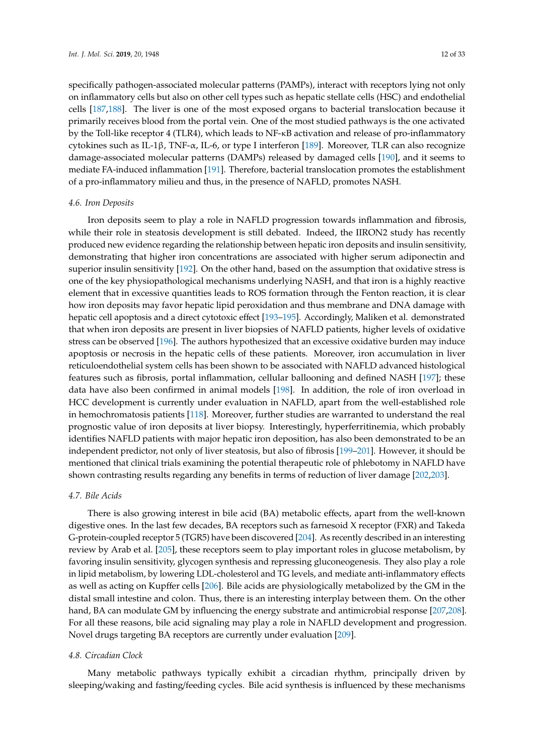specifically pathogen-associated molecular patterns (PAMPs), interact with receptors lying not only on inflammatory cells but also on other cell types such as hepatic stellate cells (HSC) and endothelial cells [187,188]. The liver is one of the most exposed organs to bacterial translocation because it primarily receives blood from the portal vein. One of the most studied pathways is the one activated by the Toll-like receptor 4 (TLR4), which leads to NF-κB activation and release of pro-inflammatory cytokines such as IL-1β, TNF-α, IL-6, or type I interferon [189]. Moreover, TLR can also recognize damage-associated molecular patterns (DAMPs) released by damaged cells [190], and it seems to mediate FA-induced inflammation [191]. Therefore, bacterial translocation promotes the establishment of a pro-inflammatory milieu and thus, in the presence of NAFLD, promotes NASH.

### 4.6. Iron Deposits

Iron deposits seem to play a role in NAFLD progression towards inflammation and fibrosis, while their role in steatosis development is still debated. Indeed, the IIRON2 study has recently produced new evidence regarding the relationship between hepatic iron deposits and insulin sensitivity, demonstrating that higher iron concentrations are associated with higher serum adiponectin and superior insulin sensitivity [192]. On the other hand, based on the assumption that oxidative stress is one of the key physiopathological mechanisms underlying NASH, and that iron is a highly reactive element that in excessive quantities leads to ROS formation through the Fenton reaction, it is clear how iron deposits may favor hepatic lipid peroxidation and thus membrane and DNA damage with hepatic cell apoptosis and a direct cytotoxic effect [193–195]. Accordingly, Maliken et al. demonstrated that when iron deposits are present in liver biopsies of NAFLD patients, higher levels of oxidative stress can be observed [196]. The authors hypothesized that an excessive oxidative burden may induce apoptosis or necrosis in the hepatic cells of these patients. Moreover, iron accumulation in liver reticuloendothelial system cells has been shown to be associated with NAFLD advanced histological features such as fibrosis, portal inflammation, cellular ballooning and defined NASH [197]; these data have also been confirmed in animal models [198]. In addition, the role of iron overload in HCC development is currently under evaluation in NAFLD, apart from the well-established role in hemochromatosis patients [118]. Moreover, further studies are warranted to understand the real prognostic value of iron deposits at liver biopsy. Interestingly, hyperferritinemia, which probably identifies NAFLD patients with major hepatic iron deposition, has also been demonstrated to be an independent predictor, not only of liver steatosis, but also of fibrosis [199–201]. However, it should be mentioned that clinical trials examining the potential therapeutic role of phlebotomy in NAFLD have shown contrasting results regarding any benefits in terms of reduction of liver damage [202,203].

### 4.7. Bile Acids

There is also growing interest in bile acid (BA) metabolic effects, apart from the well-known digestive ones. In the last few decades, BA receptors such as farnesoid X receptor (FXR) and Takeda G-protein-coupled receptor 5 (TGR5) have been discovered [204]. As recently described in an interesting review by Arab et al. [205], these receptors seem to play important roles in glucose metabolism, by favoring insulin sensitivity, glycogen synthesis and repressing gluconeogenesis. They also play a role in lipid metabolism, by lowering LDL-cholesterol and TG levels, and mediate anti-inflammatory effects as well as acting on Kupffer cells [206]. Bile acids are physiologically metabolized by the GM in the distal small intestine and colon. Thus, there is an interesting interplay between them. On the other hand, BA can modulate GM by influencing the energy substrate and antimicrobial response [207,208]. For all these reasons, bile acid signaling may play a role in NAFLD development and progression. Novel drugs targeting BA receptors are currently under evaluation [209].

### 4.8. Circadian Clock

Many metabolic pathways typically exhibit a circadian rhythm, principally driven by sleeping/waking and fasting/feeding cycles. Bile acid synthesis is influenced by these mechanisms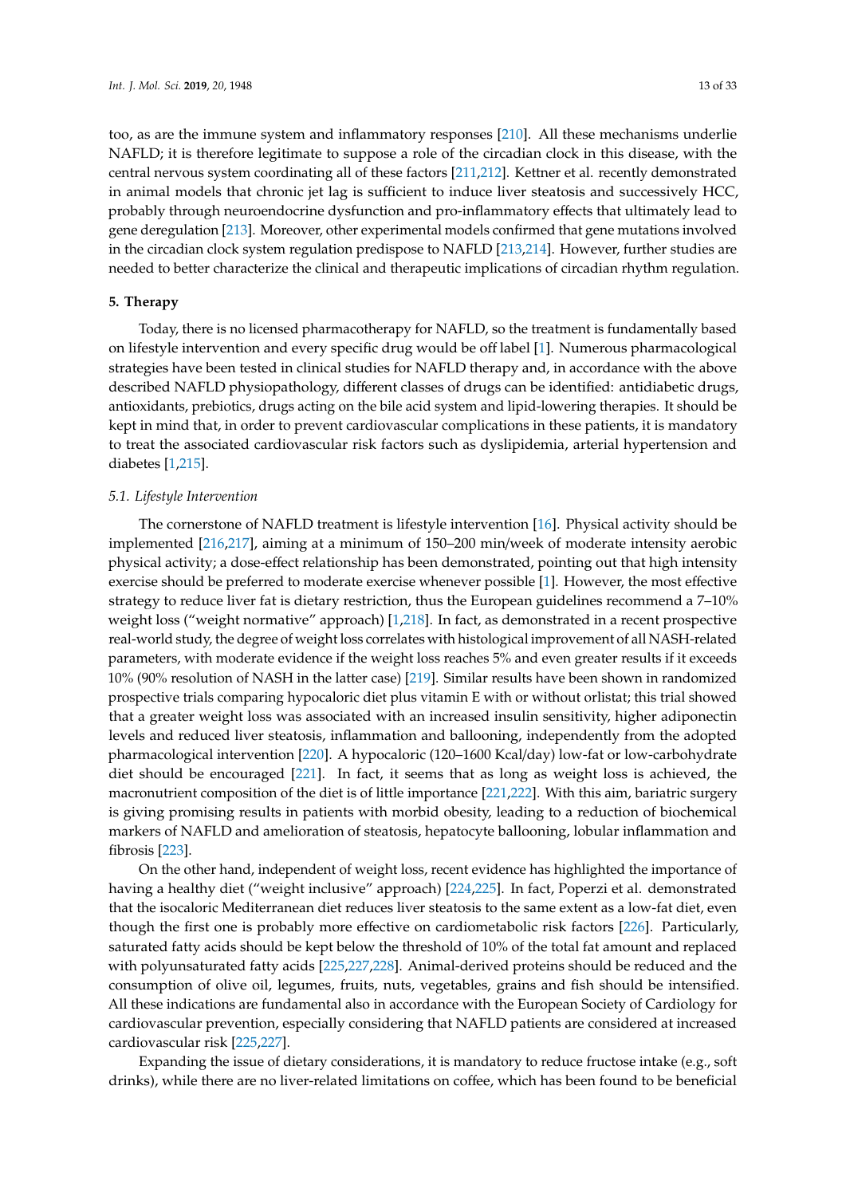too, as are the immune system and inflammatory responses [210]. All these mechanisms underlie NAFLD; it is therefore legitimate to suppose a role of the circadian clock in this disease, with the central nervous system coordinating all of these factors [211,212]. Kettner et al. recently demonstrated in animal models that chronic jet lag is sufficient to induce liver steatosis and successively HCC, probably through neuroendocrine dysfunction and pro-inflammatory effects that ultimately lead to gene deregulation [213]. Moreover, other experimental models confirmed that gene mutations involved in the circadian clock system regulation predispose to NAFLD [213,214]. However, further studies are needed to better characterize the clinical and therapeutic implications of circadian rhythm regulation.

## 5. Therapy

Today, there is no licensed pharmacotherapy for NAFLD, so the treatment is fundamentally based on lifestyle intervention and every specific drug would be off label [1]. Numerous pharmacological strategies have been tested in clinical studies for NAFLD therapy and, in accordance with the above described NAFLD physiopathology, different classes of drugs can be identified: antidiabetic drugs, antioxidants, prebiotics, drugs acting on the bile acid system and lipid-lowering therapies. It should be kept in mind that, in order to prevent cardiovascular complications in these patients, it is mandatory to treat the associated cardiovascular risk factors such as dyslipidemia, arterial hypertension and diabetes [1,215].

### *5.1. Lifestyle Intervention*

The cornerstone of NAFLD treatment is lifestyle intervention [16]. Physical activity should be implemented [216,217], aiming at a minimum of 150–200 min/week of moderate intensity aerobic physical activity; a dose-effect relationship has been demonstrated, pointing out that high intensity exercise should be preferred to moderate exercise whenever possible [1]. However, the most effective strategy to reduce liver fat is dietary restriction, thus the European guidelines recommend a 7–10% weight loss ("weight normative" approach) [1,218]. In fact, as demonstrated in a recent prospective real-world study, the degree of weight loss correlates with histological improvement of all NASH-related parameters, with moderate evidence if the weight loss reaches 5% and even greater results if it exceeds 10% (90% resolution of NASH in the latter case) [219]. Similar results have been shown in randomized prospective trials comparing hypocaloric diet plus vitamin E with or without orlistat; this trial showed that a greater weight loss was associated with an increased insulin sensitivity, higher adiponectin levels and reduced liver steatosis, inflammation and ballooning, independently from the adopted pharmacological intervention [220]. A hypocaloric (120–1600 Kcal/day) low-fat or low-carbohydrate diet should be encouraged [221]. In fact, it seems that as long as weight loss is achieved, the macronutrient composition of the diet is of little importance [221,222]. With this aim, bariatric surgery is giving promising results in patients with morbid obesity, leading to a reduction of biochemical markers of NAFLD and amelioration of steatosis, hepatocyte ballooning, lobular inflammation and fibrosis [223].

On the other hand, independent of weight loss, recent evidence has highlighted the importance of having a healthy diet ("weight inclusive" approach) [224,225]. In fact, Poperzi et al. demonstrated that the isocaloric Mediterranean diet reduces liver steatosis to the same extent as a low-fat diet, even though the first one is probably more effective on cardiometabolic risk factors [226]. Particularly, saturated fatty acids should be kept below the threshold of 10% of the total fat amount and replaced with polyunsaturated fatty acids [225,227,228]. Animal-derived proteins should be reduced and the consumption of olive oil, legumes, fruits, nuts, vegetables, grains and fish should be intensified. All these indications are fundamental also in accordance with the European Society of Cardiology for cardiovascular prevention, especially considering that NAFLD patients are considered at increased cardiovascular risk [225,227].

Expanding the issue of dietary considerations, it is mandatory to reduce fructose intake (e.g., soft drinks), while there are no liver-related limitations on coffee, which has been found to be beneficial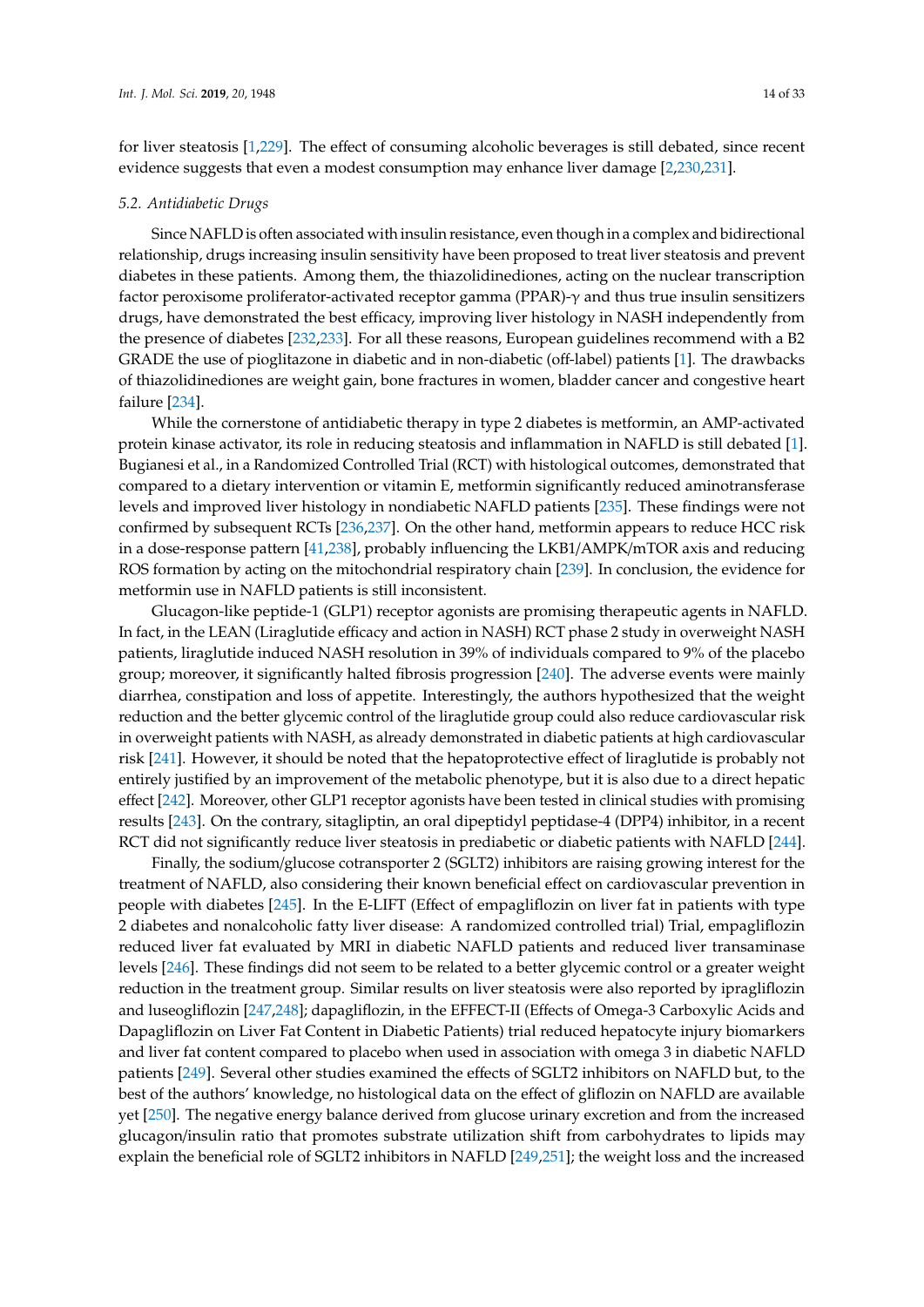for liver steatosis [1,229]. The effect of consuming alcoholic beverages is still debated, since recent evidence suggests that even a modest consumption may enhance liver damage [2,230,231].

### 5.2. Antidiabetic Drugs

Since NAFLD is often associated with insulin resistance, even though in a complex and bidirectional relationship, drugs increasing insulin sensitivity have been proposed to treat liver steatosis and prevent diabetes in these patients. Among them, the thiazolidinediones, acting on the nuclear transcription factor peroxisome proliferator-activated receptor gamma (PPAR)-$\gamma$ and thus true insulin sensitizers drugs, have demonstrated the best efficacy, improving liver histology in NASH independently from the presence of diabetes [232,233]. For all these reasons, European guidelines recommend with a B2 GRADE the use of pioglitazone in diabetic and in non-diabetic (off-label) patients [1]. The drawbacks of thiazolidinediones are weight gain, bone fractures in women, bladder cancer and congestive heart failure [234].

While the cornerstone of antidiabetic therapy in type 2 diabetes is metformin, an AMP-activated protein kinase activator, its role in reducing steatosis and inflammation in NAFLD is still debated [1]. Bugianesi et al., in a Randomized Controlled Trial (RCT) with histological outcomes, demonstrated that compared to a dietary intervention or vitamin E, metformin significantly reduced aminotransferase levels and improved liver histology in nondiabetic NAFLD patients [235]. These findings were not confirmed by subsequent RCTs [236,237]. On the other hand, metformin appears to reduce HCC risk in a dose-response pattern [41,238], probably influencing the LKB1/AMPK/mTOR axis and reducing ROS formation by acting on the mitochondrial respiratory chain [239]. In conclusion, the evidence for metformin use in NAFLD patients is still inconsistent.

Glucagon-like peptide-1 (GLP1) receptor agonists are promising therapeutic agents in NAFLD. In fact, in the LEAN (Liraglutide efficacy and action in NASH) RCT phase 2 study in overweight NASH patients, liraglutide induced NASH resolution in 39% of individuals compared to 9% of the placebo group; moreover, it significantly halted fibrosis progression [240]. The adverse events were mainly diarrhea, constipation and loss of appetite. Interestingly, the authors hypothesized that the weight reduction and the better glycemic control of the liraglutide group could also reduce cardiovascular risk in overweight patients with NASH, as already demonstrated in diabetic patients at high cardiovascular risk [241]. However, it should be noted that the hepatoprotective effect of liraglutide is probably not entirely justified by an improvement of the metabolic phenotype, but it is also due to a direct hepatic effect [242]. Moreover, other GLP1 receptor agonists have been tested in clinical studies with promising results [243]. On the contrary, sitagliptin, an oral dipeptidyl peptidase-4 (DPP4) inhibitor, in a recent RCT did not significantly reduce liver steatosis in prediabetic or diabetic patients with NAFLD [244].

Finally, the sodium/glucose cotransporter 2 (SGLT2) inhibitors are raising growing interest for the treatment of NAFLD, also considering their known beneficial effect on cardiovascular prevention in people with diabetes [245]. In the E-LIFT (Effect of empagliflozin on liver fat in patients with type 2 diabetes and nonalcoholic fatty liver disease: A randomized controlled trial) Trial, empagliflozin reduced liver fat evaluated by MRI in diabetic NAFLD patients and reduced liver transaminase levels [246]. These findings did not seem to be related to a better glycemic control or a greater weight reduction in the treatment group. Similar results on liver steatosis were also reported by ipragliflozin and luseogliflozin [247,248]; dapagliflozin, in the EFFECT-II (Effects of Omega-3 Carboxylic Acids and Dapagliflozin on Liver Fat Content in Diabetic Patients) trial reduced hepatocyte injury biomarkers and liver fat content compared to placebo when used in association with omega 3 in diabetic NAFLD patients [249]. Several other studies examined the effects of SGLT2 inhibitors on NAFLD but, to the best of the authors' knowledge, no histological data on the effect of gliflozin on NAFLD are available yet [250]. The negative energy balance derived from glucose urinary excretion and from the increased glucagon/insulin ratio that promotes substrate utilization shift from carbohydrates to lipids may explain the beneficial role of SGLT2 inhibitors in NAFLD [249,251]; the weight loss and the increased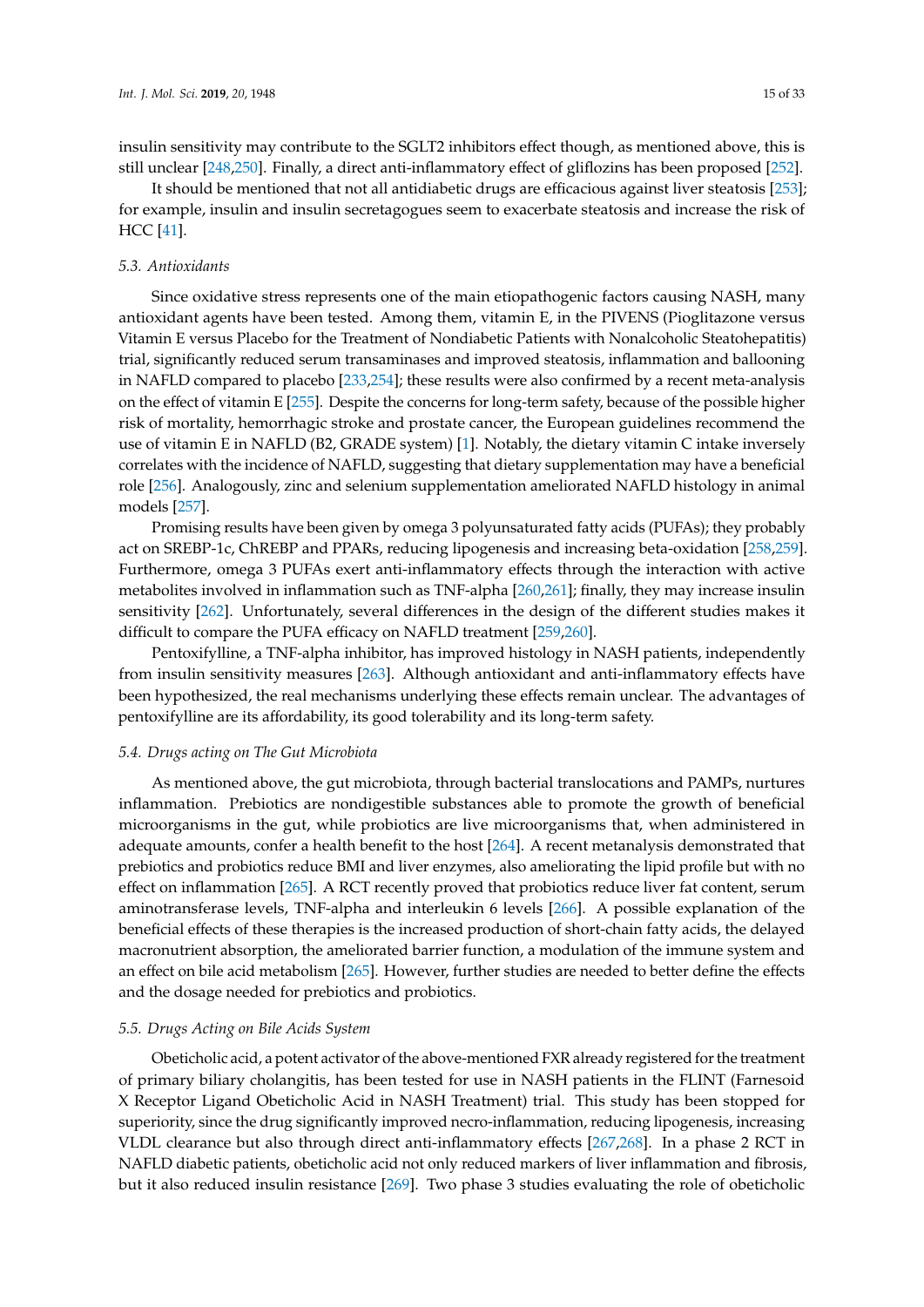insulin sensitivity may contribute to the SGLT2 inhibitors effect though, as mentioned above, this is still unclear [248,250]. Finally, a direct anti-inflammatory effect of gliflozins has been proposed [252].

It should be mentioned that not all antidiabetic drugs are efficacious against liver steatosis [253]; for example, insulin and insulin secretagogues seem to exacerbate steatosis and increase the risk of HCC [41].

### *5.3. Antioxidants*

Since oxidative stress represents one of the main etiopathogenic factors causing NASH, many antioxidant agents have been tested. Among them, vitamin E, in the PIVENS (Pioglitazone versus Vitamin E versus Placebo for the Treatment of Nondiabetic Patients with Nonalcoholic Steatohepatitis) trial, significantly reduced serum transaminases and improved steatosis, inflammation and ballooning in NAFLD compared to placebo [233,254]; these results were also confirmed by a recent meta-analysis on the effect of vitamin E [255]. Despite the concerns for long-term safety, because of the possible higher risk of mortality, hemorrhagic stroke and prostate cancer, the European guidelines recommend the use of vitamin E in NAFLD (B2, GRADE system) [1]. Notably, the dietary vitamin C intake inversely correlates with the incidence of NAFLD, suggesting that dietary supplementation may have a beneficial role [256]. Analogously, zinc and selenium supplementation ameliorated NAFLD histology in animal models [257].

Promising results have been given by omega 3 polyunsaturated fatty acids (PUFAs); they probably act on SREBP-1c, ChREBP and PPARs, reducing lipogenesis and increasing beta-oxidation [258,259]. Furthermore, omega 3 PUFAs exert anti-inflammatory effects through the interaction with active metabolites involved in inflammation such as TNF-alpha [260,261]; finally, they may increase insulin sensitivity [262]. Unfortunately, several differences in the design of the different studies makes it difficult to compare the PUFA efficacy on NAFLD treatment [259,260].

Pentoxifylline, a TNF-alpha inhibitor, has improved histology in NASH patients, independently from insulin sensitivity measures [263]. Although antioxidant and anti-inflammatory effects have been hypothesized, the real mechanisms underlying these effects remain unclear. The advantages of pentoxifylline are its affordability, its good tolerability and its long-term safety.

### *5.4. Drugs acting on The Gut Microbiota*

As mentioned above, the gut microbiota, through bacterial translocations and PAMPs, nurtures inflammation. Prebiotics are nondigestible substances able to promote the growth of beneficial microorganisms in the gut, while probiotics are live microorganisms that, when administered in adequate amounts, confer a health benefit to the host [264]. A recent metanalysis demonstrated that prebiotics and probiotics reduce BMI and liver enzymes, also ameliorating the lipid profile but with no effect on inflammation [265]. A RCT recently proved that probiotics reduce liver fat content, serum aminotransferase levels, TNF-alpha and interleukin 6 levels [266]. A possible explanation of the beneficial effects of these therapies is the increased production of short-chain fatty acids, the delayed macronutrient absorption, the ameliorated barrier function, a modulation of the immune system and an effect on bile acid metabolism [265]. However, further studies are needed to better define the effects and the dosage needed for prebiotics and probiotics.

### *5.5. Drugs Acting on Bile Acids System*

Obeticholic acid, a potent activator of the above-mentioned FXR already registered for the treatment of primary biliary cholangitis, has been tested for use in NASH patients in the FLINT (Farnesoid X Receptor Ligand Obeticholic Acid in NASH Treatment) trial. This study has been stopped for superiority, since the drug significantly improved necro-inflammation, reducing lipogenesis, increasing VLDL clearance but also through direct anti-inflammatory effects [267,268]. In a phase 2 RCT in NAFLD diabetic patients, obeticholic acid not only reduced markers of liver inflammation and fibrosis, but it also reduced insulin resistance [269]. Two phase 3 studies evaluating the role of obeticholic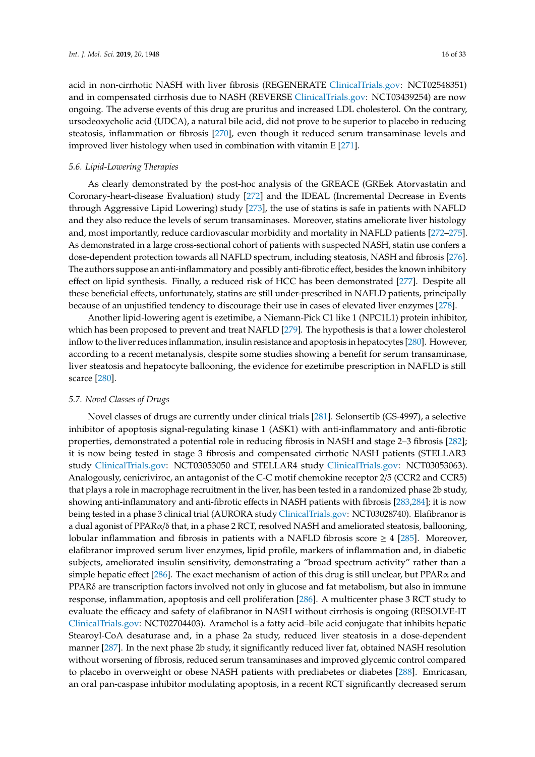acid in non-cirrhotic NASH with liver fibrosis (REGENERATE ClinicalTrials.gov: NCT02548351) and in compensated cirrhosis due to NASH (REVERSE ClinicalTrials.gov: NCT03439254) are now ongoing. The adverse events of this drug are pruritus and increased LDL cholesterol. On the contrary, ursodeoxycholic acid (UDCA), a natural bile acid, did not prove to be superior to placebo in reducing steatosis, inflammation or fibrosis [270], even though it reduced serum transaminase levels and improved liver histology when used in combination with vitamin E [271].

### 5.6. Lipid-Lowering Therapies

As clearly demonstrated by the post-hoc analysis of the GREACE (GREek Atorvastatin and Coronary-heart-disease Evaluation) study [272] and the IDEAL (Incremental Decrease in Events through Aggressive Lipid Lowering) study [273], the use of statins is safe in patients with NAFLD and they also reduce the levels of serum transaminases. Moreover, statins ameliorate liver histology and, most importantly, reduce cardiovascular morbidity and mortality in NAFLD patients [272–275]. As demonstrated in a large cross-sectional cohort of patients with suspected NASH, statin use confers a dose-dependent protection towards all NAFLD spectrum, including steatosis, NASH and fibrosis [276]. The authors suppose an anti-inflammatory and possibly anti-fibrotic effect, besides the known inhibitory effect on lipid synthesis. Finally, a reduced risk of HCC has been demonstrated [277]. Despite all these beneficial effects, unfortunately, statins are still under-prescribed in NAFLD patients, principally because of an unjustified tendency to discourage their use in cases of elevated liver enzymes [278].

Another lipid-lowering agent is ezetimibe, a Niemann-Pick C1 like 1 (NPC1L1) protein inhibitor, which has been proposed to prevent and treat NAFLD [279]. The hypothesis is that a lower cholesterol inflow to the liver reduces inflammation, insulin resistance and apoptosis in hepatocytes [280]. However, according to a recent metanalysis, despite some studies showing a benefit for serum transaminase, liver steatosis and hepatocyte ballooning, the evidence for ezetimibe prescription in NAFLD is still scarce [280].

### 5.7. Novel Classes of Drugs

Novel classes of drugs are currently under clinical trials [281]. Selonsertib (GS-4997), a selective inhibitor of apoptosis signal-regulating kinase 1 (ASK1) with anti-inflammatory and anti-fibrotic properties, demonstrated a potential role in reducing fibrosis in NASH and stage 2–3 fibrosis [282]; it is now being tested in stage 3 fibrosis and compensated cirrhotic NASH patients (STELLAR3 study ClinicalTrials.gov: NCT03053050 and STELLAR4 study ClinicalTrials.gov: NCT03053063). Analogously, cenicriviroc, an antagonist of the C-C motif chemokine receptor 2/5 (CCR2 and CCR5) that plays a role in macrophage recruitment in the liver, has been tested in a randomized phase 2b study, showing anti-inflammatory and anti-fibrotic effects in NASH patients with fibrosis [283,284]; it is now being tested in a phase 3 clinical trial (AURORA study ClinicalTrials.gov: NCT03028740). Elafibranor is a dual agonist of PPARα/δ that, in a phase 2 RCT, resolved NASH and ameliorated steatosis, ballooning, lobular inflammation and fibrosis in patients with a NAFLD fibrosis score ≥ 4 [285]. Moreover, elafibranor improved serum liver enzymes, lipid profile, markers of inflammation and, in diabetic subjects, ameliorated insulin sensitivity, demonstrating a "broad spectrum activity" rather than a simple hepatic effect [286]. The exact mechanism of action of this drug is still unclear, but PPARα and PPARδ are transcription factors involved not only in glucose and fat metabolism, but also in immune response, inflammation, apoptosis and cell proliferation [286]. A multicenter phase 3 RCT study to evaluate the efficacy and safety of elafibranor in NASH without cirrhosis is ongoing (RESOLVE-IT ClinicalTrials.gov: NCT02704403). Aramchol is a fatty acid–bile acid conjugate that inhibits hepatic Stearoyl-CoA desaturase and, in a phase 2a study, reduced liver steatosis in a dose-dependent manner [287]. In the next phase 2b study, it significantly reduced liver fat, obtained NASH resolution without worsening of fibrosis, reduced serum transaminases and improved glycemic control compared to placebo in overweight or obese NASH patients with prediabetes or diabetes [288]. Emricasan, an oral pan-caspase inhibitor modulating apoptosis, in a recent RCT significantly decreased serum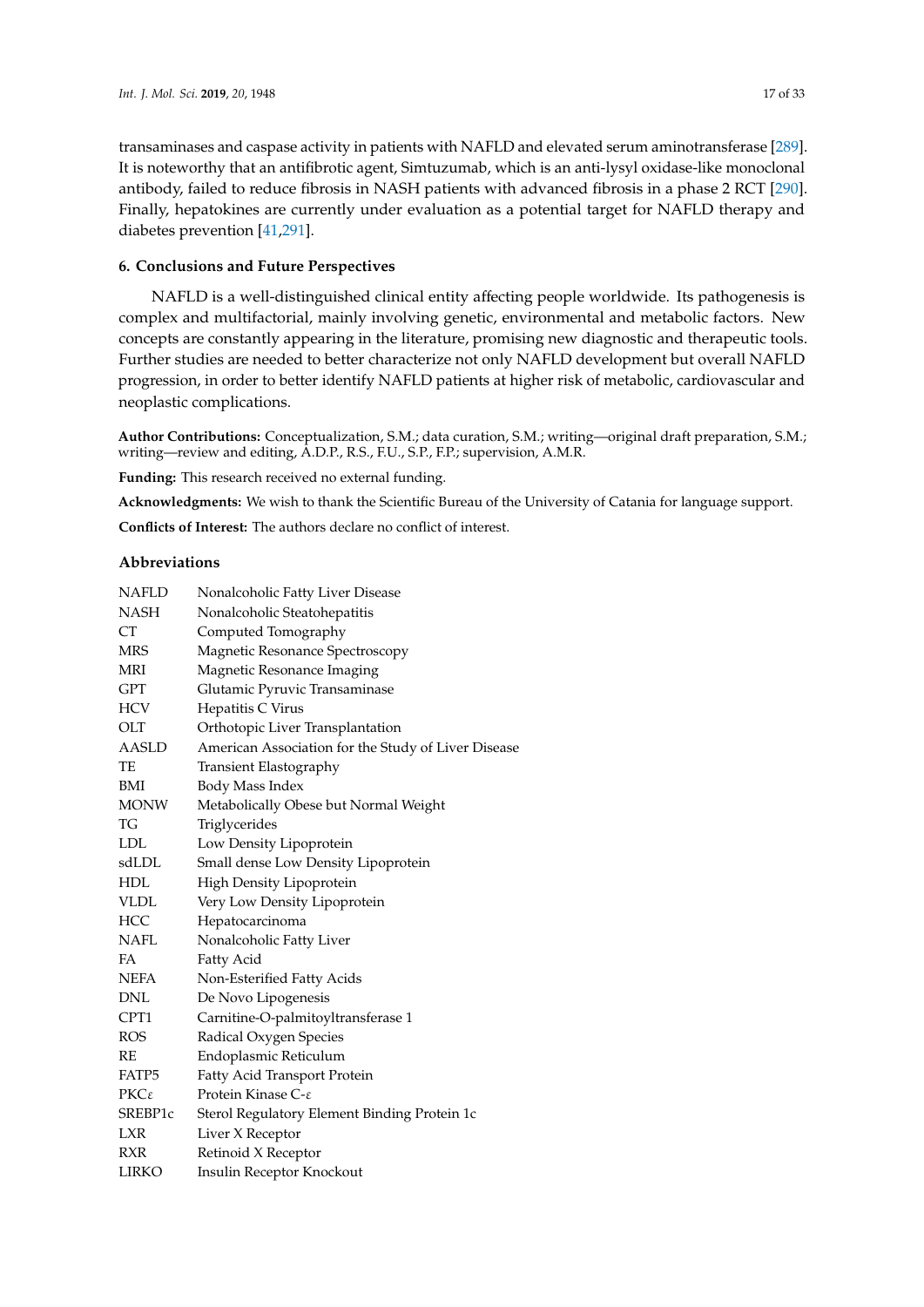transaminases and caspase activity in patients with NAFLD and elevated serum aminotransferase [289]. It is noteworthy that an antifibrotic agent, Simtuzumab, which is an anti-lysyl oxidase-like monoclonal antibody, failed to reduce fibrosis in NASH patients with advanced fibrosis in a phase 2 RCT [290]. Finally, hepatokines are currently under evaluation as a potential target for NAFLD therapy and diabetes prevention [41,291].

## 6. Conclusions and Future Perspectives

NAFLD is a well-distinguished clinical entity affecting people worldwide. Its pathogenesis is complex and multifactorial, mainly involving genetic, environmental and metabolic factors. New concepts are constantly appearing in the literature, promising new diagnostic and therapeutic tools. Further studies are needed to better characterize not only NAFLD development but overall NAFLD progression, in order to better identify NAFLD patients at higher risk of metabolic, cardiovascular and neoplastic complications.

**Author Contributions:** Conceptualization, S.M.; data curation, S.M.; writing—original draft preparation, S.M.; writing—review and editing, A.D.P., R.S., F.U., S.P., F.P.; supervision, A.M.R.

**Funding:** This research received no external funding.

**Acknowledgments:** We wish to thank the Scientific Bureau of the University of Catania for language support.

**Conflicts of Interest:** The authors declare no conflict of interest.

## Abbreviations

| | |
|---|---|
| NAFLD | Nonalcoholic Fatty Liver Disease |
| NASH | Nonalcoholic Steatohepatitis |
| CT | Computed Tomography |
| MRS | Magnetic Resonance Spectroscopy |
| MRI | Magnetic Resonance Imaging |
| GPT | Glutamic Pyruvic Transaminase |
| HCV | Hepatitis C Virus |
| OLT | Orthotopic Liver Transplantation |
| AASLD | American Association for the Study of Liver Disease |
| TE | Transient Elastography |
| BMI | Body Mass Index |
| MONW | Metabolically Obese but Normal Weight |
| TG | Triglycerides |
| LDL | Low Density Lipoprotein |
| sdLDL | Small dense Low Density Lipoprotein |
| HDL | High Density Lipoprotein |
| VLDL | Very Low Density Lipoprotein |
| HCC | Hepatocarcinoma |
| NAFL | Nonalcoholic Fatty Liver |
| FA | Fatty Acid |
| NEFA | Non-Esterified Fatty Acids |
| DNL | De Novo Lipogenesis |
| CPT1 | Carnitine-O-palmitoyltransferase 1 |
| ROS | Radical Oxygen Species |
| RE | Endoplasmic Reticulum |
| FATP5 | Fatty Acid Transport Protein |
| PKCε | Protein Kinase C-ε |
| SREBP1c | Sterol Regulatory Element Binding Protein 1c |
| LXR | Liver X Receptor |
| RXR | Retinoid X Receptor |
| LIRKO | Insulin Receptor Knockout |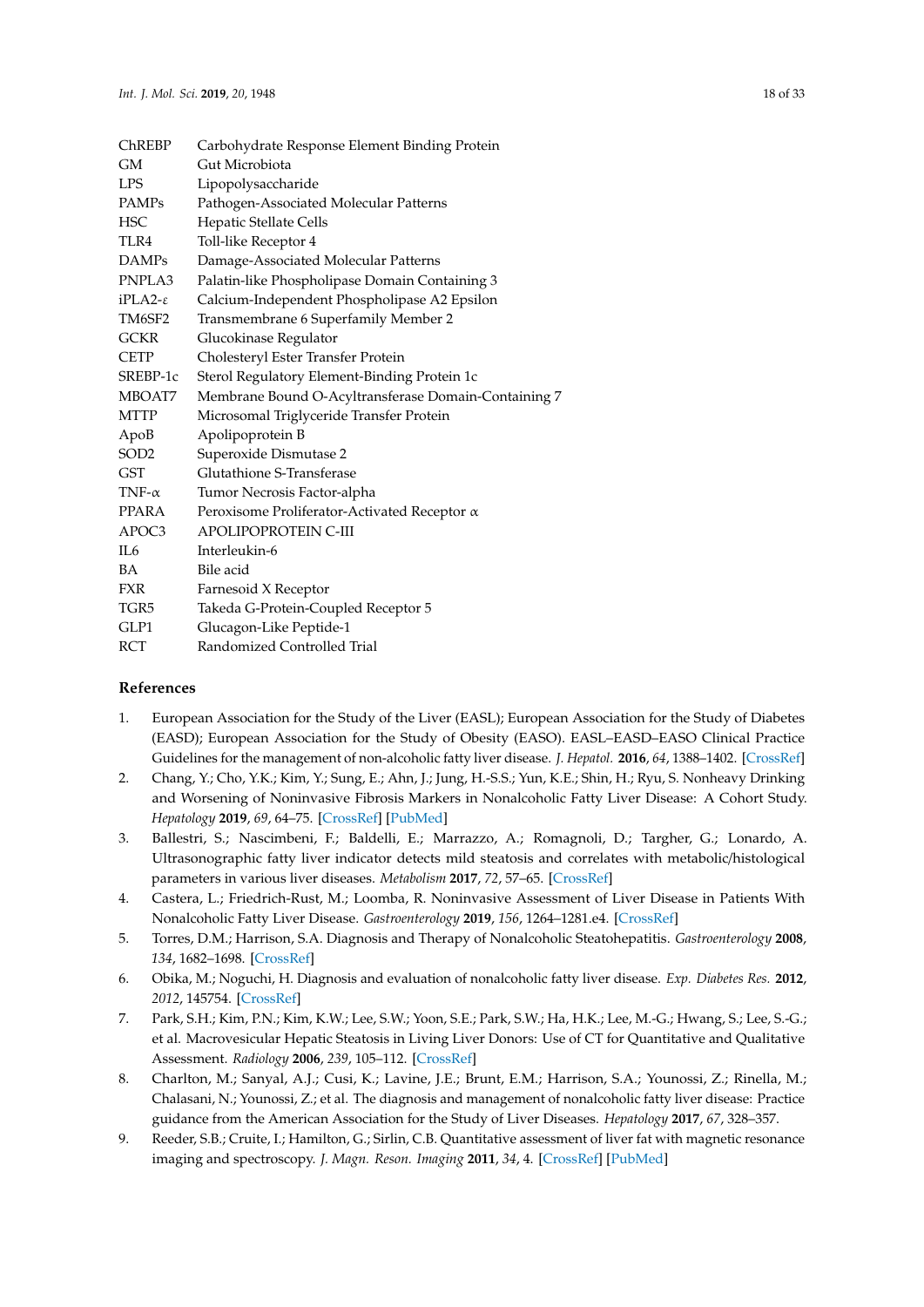| | |
|---|---|
| ChREBP | Carbohydrate Response Element Binding Protein |
| GM | Gut Microbiota |
| LPS | Lipopolysaccharide |
| PAMPs | Pathogen-Associated Molecular Patterns |
| HSC | Hepatic Stellate Cells |
| TLR4 | Toll-like Receptor 4 |
| DAMPs | Damage-Associated Molecular Patterns |
| PNPLA3 | Palatin-like Phospholipase Domain Containing 3 |
| iPLA2-ε | Calcium-Independent Phospholipase A2 Epsilon |
| TM6SF2 | Transmembrane 6 Superfamily Member 2 |
| GCKR | Glucokinase Regulator |
| CETP | Cholesteryl Ester Transfer Protein |
| SREBP-1c | Sterol Regulatory Element-Binding Protein 1c |
| MBOAT7 | Membrane Bound O-Acyltransferase Domain-Containing 7 |
| MTTP | Microsomal Triglyceride Transfer Protein |
| ApoB | Apolipoprotein B |
| SOD2 | Superoxide Dismutase 2 |
| GST | Glutathione S-Transferase |
| TNF-α | Tumor Necrosis Factor-alpha |
| PPARA | Peroxisome Proliferator-Activated Receptor α |
| APOC3 | APOLIPOPROTEIN C-III |
| IL6 | Interleukin-6 |
| BA | Bile acid |
| FXR | Farnesoid X Receptor |
| TGR5 | Takeda G-Protein-Coupled Receptor 5 |
| GLP1 | Glucagon-Like Peptide-1 |
| RCT | Randomized Controlled Trial |

## References

1. European Association for the Study of the Liver (EASL); European Association for the Study of Diabetes (EASD); European Association for the Study of Obesity (EASO). EASL–EASD–EASO Clinical Practice Guidelines for the management of non-alcoholic fatty liver disease. *J. Hepatol.* **2016**, *64*, 1388–1402. [CrossRef]
2. Chang, Y.; Cho, Y.K.; Kim, Y.; Sung, E.; Ahn, J.; Jung, H.-S.S.; Yun, K.E.; Shin, H.; Ryu, S. Nonheavy Drinking and Worsening of Noninvasive Fibrosis Markers in Nonalcoholic Fatty Liver Disease: A Cohort Study. *Hepatology* **2019**, *69*, 64–75. [CrossRef] [PubMed]
3. Ballestri, S.; Nascimbeni, F.; Baldelli, E.; Marrazzo, A.; Romagnoli, D.; Targher, G.; Lonardo, A. Ultrasonographic fatty liver indicator detects mild steatosis and correlates with metabolic/histological parameters in various liver diseases. *Metabolism* **2017**, *72*, 57–65. [CrossRef]
4. Castera, L.; Friedrich-Rust, M.; Loomba, R. Noninvasive Assessment of Liver Disease in Patients With Nonalcoholic Fatty Liver Disease. *Gastroenterology* **2019**, *156*, 1264–1281.e4. [CrossRef]
5. Torres, D.M.; Harrison, S.A. Diagnosis and Therapy of Nonalcoholic Steatohepatitis. *Gastroenterology* **2008**, *134*, 1682–1698. [CrossRef]
6. Obika, M.; Noguchi, H. Diagnosis and evaluation of nonalcoholic fatty liver disease. *Exp. Diabetes Res.* **2012**, *2012*, 145754. [CrossRef]
7. Park, S.H.; Kim, P.N.; Kim, K.W.; Lee, S.W.; Yoon, S.E.; Park, S.W.; Ha, H.K.; Lee, M.-G.; Hwang, S.; Lee, S.-G.; et al. Macrovesicular Hepatic Steatosis in Living Liver Donors: Use of CT for Quantitative and Qualitative Assessment. *Radiology* **2006**, *239*, 105–112. [CrossRef]
8. Charlton, M.; Sanyal, A.J.; Cusi, K.; Lavine, J.E.; Brunt, E.M.; Harrison, S.A.; Younossi, Z.; Rinella, M.; Chalasani, N.; Younossi, Z.; et al. The diagnosis and management of nonalcoholic fatty liver disease: Practice guidance from the American Association for the Study of Liver Diseases. *Hepatology* **2017**, *67*, 328–357.
9. Reeder, S.B.; Cruite, I.; Hamilton, G.; Sirlin, C.B. Quantitative assessment of liver fat with magnetic resonance imaging and spectroscopy. *J. Magn. Reson. Imaging* **2011**, *34*, 4. [CrossRef] [PubMed]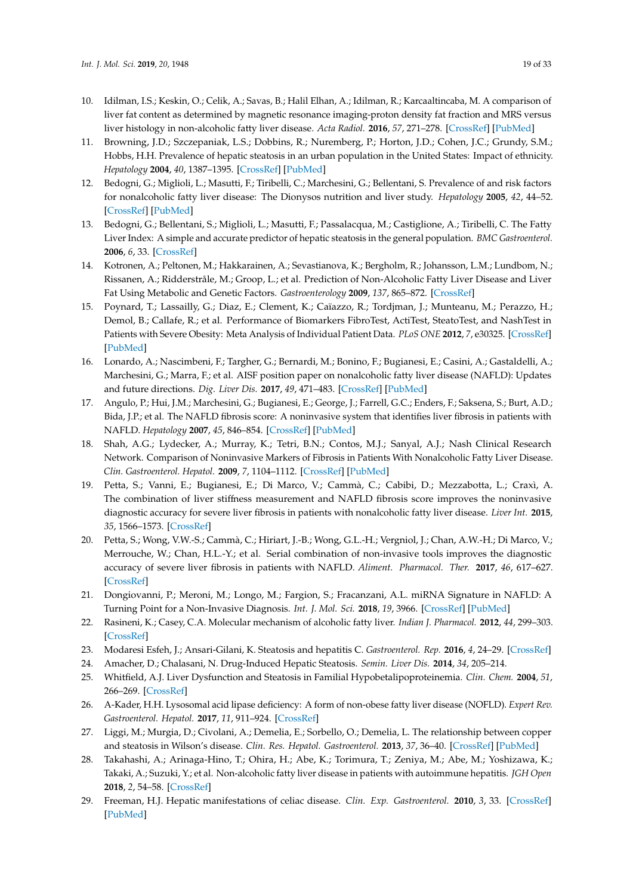10. Idilman, I.S.; Keskin, O.; Celik, A.; Savas, B.; Halil Elhan, A.; Idilman, R.; Karcaaltincaba, M. A comparison of liver fat content as determined by magnetic resonance imaging-proton density fat fraction and MRS versus liver histology in non-alcoholic fatty liver disease. *Acta Radiol.* **2016**, *57*, 271–278. [CrossRef] [PubMed]
11. Browning, J.D.; Szczepaniak, L.S.; Dobbins, R.; Nuremberg, P.; Horton, J.D.; Cohen, J.C.; Grundy, S.M.; Hobbs, H.H. Prevalence of hepatic steatosis in an urban population in the United States: Impact of ethnicity. *Hepatology* **2004**, *40*, 1387–1395. [CrossRef] [PubMed]
12. Bedogni, G.; Miglioli, L.; Masutti, F.; Tiribelli, C.; Marchesini, G.; Bellentani, S. Prevalence of and risk factors for nonalcoholic fatty liver disease: The Dionysos nutrition and liver study. *Hepatology* **2005**, *42*, 44–52. [CrossRef] [PubMed]
13. Bedogni, G.; Bellentani, S.; Miglioli, L.; Masutti, F.; Passalacqua, M.; Castiglione, A.; Tiribelli, C. The Fatty Liver Index: A simple and accurate predictor of hepatic steatosis in the general population. *BMC Gastroenterol.* **2006**, *6*, 33. [CrossRef]
14. Kotronen, A.; Peltonen, M.; Hakkarainen, A.; Sevastianova, K.; Bergholm, R.; Johansson, L.M.; Lundbom, N.; Rissanen, A.; Ridderstråle, M.; Groop, L.; et al. Prediction of Non-Alcoholic Fatty Liver Disease and Liver Fat Using Metabolic and Genetic Factors. *Gastroenterology* **2009**, *137*, 865–872. [CrossRef]
15. Poynard, T.; Lassailly, G.; Diaz, E.; Clement, K.; Caïazzo, R.; Tordjman, J.; Munteanu, M.; Perazzo, H.; Demol, B.; Callafe, R.; et al. Performance of Biomarkers FibroTest, ActiTest, SteatoTest, and NashTest in Patients with Severe Obesity: Meta Analysis of Individual Patient Data. *PLoS ONE* **2012**, *7*, e30325. [CrossRef] [PubMed]
16. Lonardo, A.; Nascimbeni, F.; Targher, G.; Bernardi, M.; Bonino, F.; Bugianesi, E.; Casini, A.; Gastaldelli, A.; Marchesini, G.; Marra, F.; et al. AISF position paper on nonalcoholic fatty liver disease (NAFLD): Updates and future directions. *Dig. Liver Dis.* **2017**, *49*, 471–483. [CrossRef] [PubMed]
17. Angulo, P.; Hui, J.M.; Marchesini, G.; Bugianesi, E.; George, J.; Farrell, G.C.; Enders, F.; Saksena, S.; Burt, A.D.; Bida, J.P.; et al. The NAFLD fibrosis score: A noninvasive system that identifies liver fibrosis in patients with NAFLD. *Hepatology* **2007**, *45*, 846–854. [CrossRef] [PubMed]
18. Shah, A.G.; Lydecker, A.; Murray, K.; Tetri, B.N.; Contos, M.J.; Sanyal, A.J.; Nash Clinical Research Network. Comparison of Noninvasive Markers of Fibrosis in Patients With Nonalcoholic Fatty Liver Disease. *Clin. Gastroenterol. Hepatol.* **2009**, *7*, 1104–1112. [CrossRef] [PubMed]
19. Petta, S.; Vanni, E.; Bugianesi, E.; Di Marco, V.; Cammà, C.; Cabibi, D.; Mezzabotta, L.; Craxì, A. The combination of liver stiffness measurement and NAFLD fibrosis score improves the noninvasive diagnostic accuracy for severe liver fibrosis in patients with nonalcoholic fatty liver disease. *Liver Int.* **2015**, *35*, 1566–1573. [CrossRef]
20. Petta, S.; Wong, V.W.-S.; Cammà, C.; Hiriart, J.-B.; Wong, G.L.-H.; Vergniol, J.; Chan, A.W.-H.; Di Marco, V.; Merrouche, W.; Chan, H.L.-Y.; et al. Serial combination of non-invasive tools improves the diagnostic accuracy of severe liver fibrosis in patients with NAFLD. *Aliment. Pharmacol. Ther.* **2017**, *46*, 617–627. [CrossRef]
21. Dongiovanni, P.; Meroni, M.; Longo, M.; Fargion, S.; Fracanzani, A.L. miRNA Signature in NAFLD: A Turning Point for a Non-Invasive Diagnosis. *Int. J. Mol. Sci.* **2018**, *19*, 3966. [CrossRef] [PubMed]
22. Rasineni, K.; Casey, C.A. Molecular mechanism of alcoholic fatty liver. *Indian J. Pharmacol.* **2012**, *44*, 299–303. [CrossRef]
23. Modaresi Esfeh, J.; Ansari-Gilani, K. Steatosis and hepatitis C. *Gastroenterol. Rep.* **2016**, *4*, 24–29. [CrossRef]
24. Amacher, D.; Chalasani, N. Drug-Induced Hepatic Steatosis. *Semin. Liver Dis.* **2014**, *34*, 205–214.
25. Whitfield, A.J. Liver Dysfunction and Steatosis in Familial Hypobetalipoproteinemia. *Clin. Chem.* **2004**, *51*, 266–269. [CrossRef]
26. A-Kader, H.H. Lysosomal acid lipase deficiency: A form of non-obese fatty liver disease (NOFLD). *Expert Rev. Gastroenterol. Hepatol.* **2017**, *11*, 911–924. [CrossRef]
27. Liggi, M.; Murgia, D.; Civolani, A.; Demelia, E.; Sorbello, O.; Demelia, L. The relationship between copper and steatosis in Wilson's disease. *Clin. Res. Hepatol. Gastroenterol.* **2013**, *37*, 36–40. [CrossRef] [PubMed]
28. Takahashi, A.; Arinaga-Hino, T.; Ohira, H.; Abe, K.; Torimura, T.; Zeniya, M.; Abe, M.; Yoshizawa, K.; Takaki, A.; Suzuki, Y.; et al. Non-alcoholic fatty liver disease in patients with autoimmune hepatitis. *JGH Open* **2018**, *2*, 54–58. [CrossRef]
29. Freeman, H.J. Hepatic manifestations of celiac disease. *Clin. Exp. Gastroenterol.* **2010**, *3*, 33. [CrossRef] [PubMed]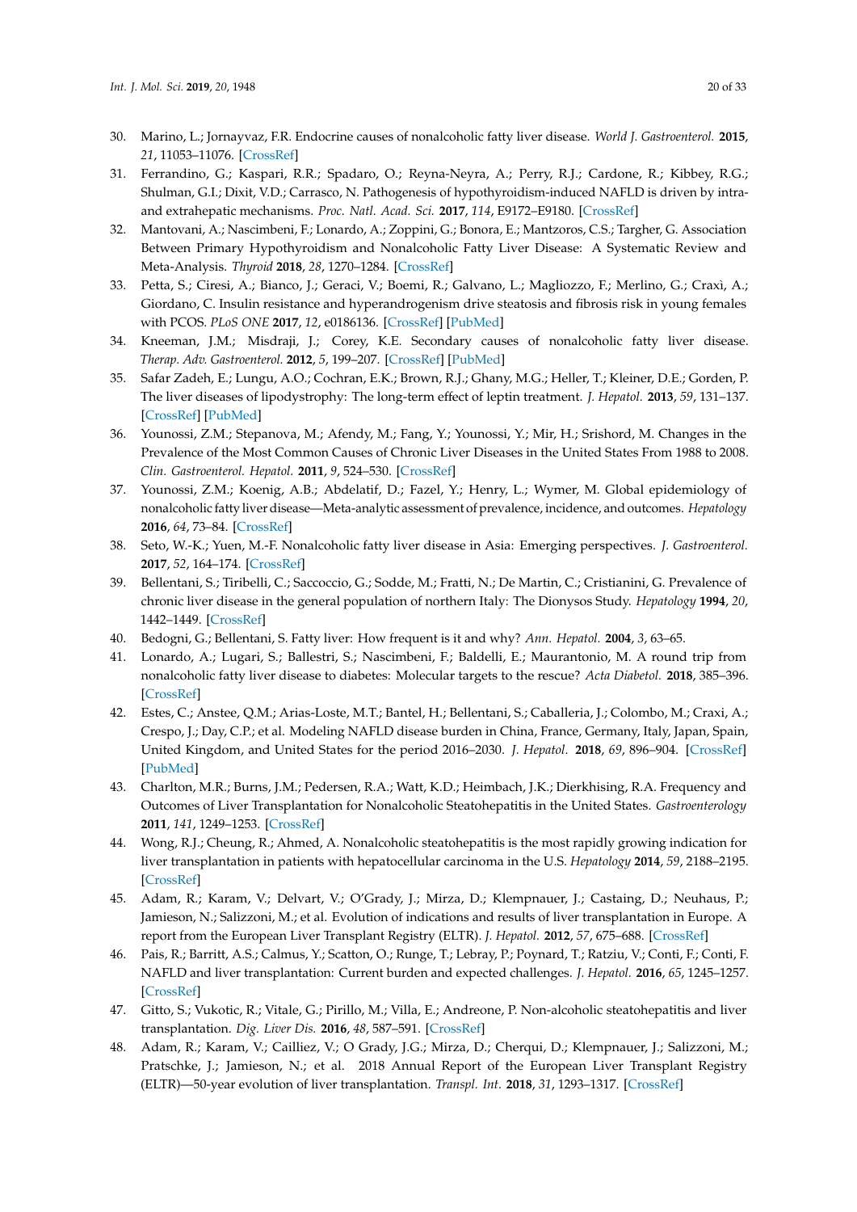30. Marino, L.; Jornayvaz, F.R. Endocrine causes of nonalcoholic fatty liver disease. *World J. Gastroenterol.* **2015**, *21*, 11053–11076. [CrossRef]
31. Ferrandino, G.; Kaspari, R.R.; Spadaro, O.; Reyna-Neyra, A.; Perry, R.J.; Cardone, R.; Kibbey, R.G.; Shulman, G.I.; Dixit, V.D.; Carrasco, N. Pathogenesis of hypothyroidism-induced NAFLD is driven by intra- and extrahepatic mechanisms. *Proc. Natl. Acad. Sci.* **2017**, *114*, E9172–E9180. [CrossRef]
32. Mantovani, A.; Nascimbeni, F.; Lonardo, A.; Zoppini, G.; Bonora, E.; Mantzoros, C.S.; Targher, G. Association Between Primary Hypothyroidism and Nonalcoholic Fatty Liver Disease: A Systematic Review and Meta-Analysis. *Thyroid* **2018**, *28*, 1270–1284. [CrossRef]
33. Petta, S.; Ciresi, A.; Bianco, J.; Geraci, V.; Boemi, R.; Galvano, L.; Magliozzo, F.; Merlino, G.; Craxì, A.; Giordano, C. Insulin resistance and hyperandrogenism drive steatosis and fibrosis risk in young females with PCOS. *PLoS ONE* **2017**, *12*, e0186136. [CrossRef] [PubMed]
34. Kneeman, J.M.; Misdraji, J.; Corey, K.E. Secondary causes of nonalcoholic fatty liver disease. *Therap. Adv. Gastroenterol.* **2012**, *5*, 199–207. [CrossRef] [PubMed]
35. Safar Zadeh, E.; Lungu, A.O.; Cochran, E.K.; Brown, R.J.; Ghany, M.G.; Heller, T.; Kleiner, D.E.; Gorden, P. The liver diseases of lipodystrophy: The long-term effect of leptin treatment. *J. Hepatol.* **2013**, *59*, 131–137. [CrossRef] [PubMed]
36. Younossi, Z.M.; Stepanova, M.; Afendy, M.; Fang, Y.; Younossi, Y.; Mir, H.; Srishord, M. Changes in the Prevalence of the Most Common Causes of Chronic Liver Diseases in the United States From 1988 to 2008. *Clin. Gastroenterol. Hepatol.* **2011**, *9*, 524–530. [CrossRef]
37. Younossi, Z.M.; Koenig, A.B.; Abdelatif, D.; Fazel, Y.; Henry, L.; Wymer, M. Global epidemiology of nonalcoholic fatty liver disease—Meta-analytic assessment of prevalence, incidence, and outcomes. *Hepatology* **2016**, *64*, 73–84. [CrossRef]
38. Seto, W.-K.; Yuen, M.-F. Nonalcoholic fatty liver disease in Asia: Emerging perspectives. *J. Gastroenterol.* **2017**, *52*, 164–174. [CrossRef]
39. Bellentani, S.; Tiribelli, C.; Saccoccio, G.; Sodde, M.; Fratti, N.; De Martin, C.; Cristianini, G. Prevalence of chronic liver disease in the general population of northern Italy: The Dionysos Study. *Hepatology* **1994**, *20*, 1442–1449. [CrossRef]
40. Bedogni, G.; Bellentani, S. Fatty liver: How frequent is it and why? *Ann. Hepatol.* **2004**, *3*, 63–65.
41. Lonardo, A.; Lugari, S.; Ballestri, S.; Nascimbeni, F.; Baldelli, E.; Maurantonio, M. A round trip from nonalcoholic fatty liver disease to diabetes: Molecular targets to the rescue? *Acta Diabetol.* **2018**, 385–396. [CrossRef]
42. Estes, C.; Anstee, Q.M.; Arias-Loste, M.T.; Bantel, H.; Bellentani, S.; Caballeria, J.; Colombo, M.; Craxi, A.; Crespo, J.; Day, C.P.; et al. Modeling NAFLD disease burden in China, France, Germany, Italy, Japan, Spain, United Kingdom, and United States for the period 2016–2030. *J. Hepatol.* **2018**, *69*, 896–904. [CrossRef] [PubMed]
43. Charlton, M.R.; Burns, J.M.; Pedersen, R.A.; Watt, K.D.; Heimbach, J.K.; Dierkhising, R.A. Frequency and Outcomes of Liver Transplantation for Nonalcoholic Steatohepatitis in the United States. *Gastroenterology* **2011**, *141*, 1249–1253. [CrossRef]
44. Wong, R.J.; Cheung, R.; Ahmed, A. Nonalcoholic steatohepatitis is the most rapidly growing indication for liver transplantation in patients with hepatocellular carcinoma in the U.S. *Hepatology* **2014**, *59*, 2188–2195. [CrossRef]
45. Adam, R.; Karam, V.; Delvart, V.; O'Grady, J.; Mirza, D.; Klempnauer, J.; Castaing, D.; Neuhaus, P.; Jamieson, N.; Salizzoni, M.; et al. Evolution of indications and results of liver transplantation in Europe. A report from the European Liver Transplant Registry (ELTR). *J. Hepatol.* **2012**, *57*, 675–688. [CrossRef]
46. Pais, R.; Barritt, A.S.; Calmus, Y.; Scatton, O.; Runge, T.; Lebray, P.; Poynard, T.; Ratziu, V.; Conti, F.; Conti, F. NAFLD and liver transplantation: Current burden and expected challenges. *J. Hepatol.* **2016**, *65*, 1245–1257. [CrossRef]
47. Gitto, S.; Vukotic, R.; Vitale, G.; Pirillo, M.; Villa, E.; Andreone, P. Non-alcoholic steatohepatitis and liver transplantation. *Dig. Liver Dis.* **2016**, *48*, 587–591. [CrossRef]
48. Adam, R.; Karam, V.; Cailliez, V.; O Grady, J.G.; Mirza, D.; Cherqui, D.; Klempnauer, J.; Salizzoni, M.; Pratschke, J.; Jamieson, N.; et al. 2018 Annual Report of the European Liver Transplant Registry (ELTR)—50-year evolution of liver transplantation. *Transpl. Int.* **2018**, *31*, 1293–1317. [CrossRef]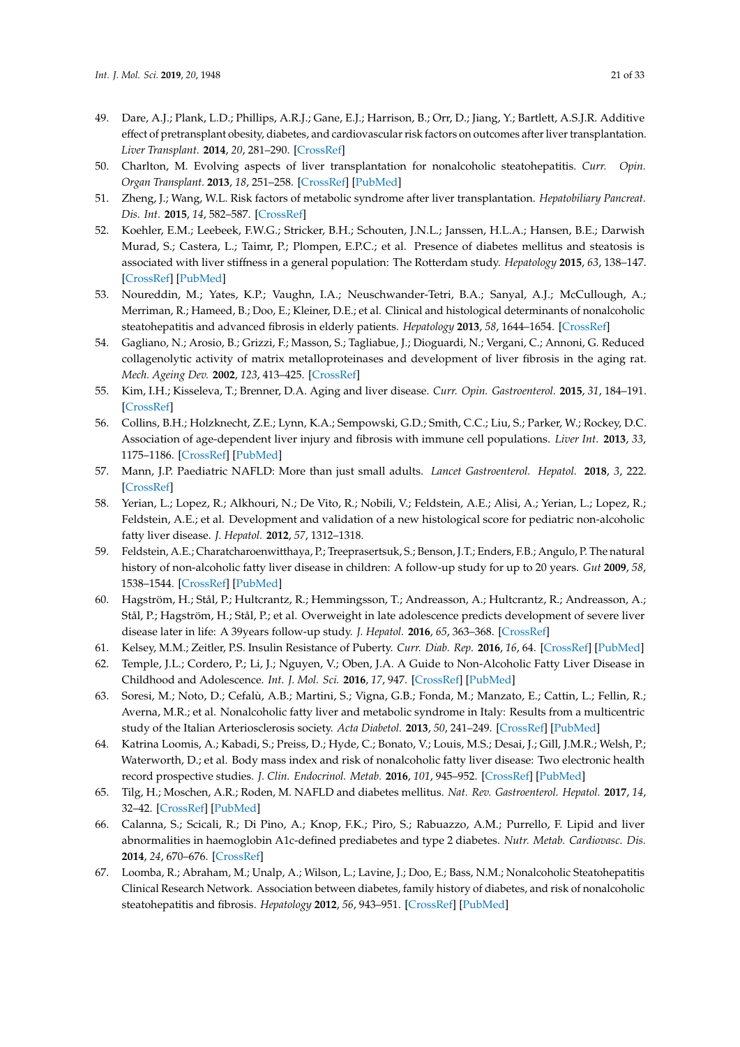49. Dare, A.J.; Plank, L.D.; Phillips, A.R.J.; Gane, E.J.; Harrison, B.; Orr, D.; Jiang, Y.; Bartlett, A.S.J.R. Additive effect of pretransplant obesity, diabetes, and cardiovascular risk factors on outcomes after liver transplantation. *Liver Transplant.* **2014**, *20*, 281–290. [CrossRef]
50. Charlton, M. Evolving aspects of liver transplantation for nonalcoholic steatohepatitis. *Curr. Opin. Organ Transplant.* **2013**, *18*, 251–258. [CrossRef] [PubMed]
51. Zheng, J.; Wang, W.L. Risk factors of metabolic syndrome after liver transplantation. *Hepatobiliary Pancreat. Dis. Int.* **2015**, *14*, 582–587. [CrossRef]
52. Koehler, E.M.; Leebeek, F.W.G.; Stricker, B.H.; Schouten, J.N.L.; Janssen, H.L.A.; Hansen, B.E.; Darwish Murad, S.; Castera, L.; Taimr, P.; Plompen, E.P.C.; et al. Presence of diabetes mellitus and steatosis is associated with liver stiffness in a general population: The Rotterdam study. *Hepatology* **2015**, *63*, 138–147. [CrossRef] [PubMed]
53. Noureddin, M.; Yates, K.P.; Vaughn, I.A.; Neuschwander-Tetri, B.A.; Sanyal, A.J.; McCullough, A.; Merriman, R.; Hameed, B.; Doo, E.; Kleiner, D.E.; et al. Clinical and histological determinants of nonalcoholic steatohepatitis and advanced fibrosis in elderly patients. *Hepatology* **2013**, *58*, 1644–1654. [CrossRef]
54. Gagliano, N.; Arosio, B.; Grizzi, F.; Masson, S.; Tagliabue, J.; Dioguardi, N.; Vergani, C.; Annoni, G. Reduced collagenolytic activity of matrix metalloproteinases and development of liver fibrosis in the aging rat. *Mech. Ageing Dev.* **2002**, *123*, 413–425. [CrossRef]
55. Kim, I.H.; Kisseleva, T.; Brenner, D.A. Aging and liver disease. *Curr. Opin. Gastroenterol.* **2015**, *31*, 184–191. [CrossRef]
56. Collins, B.H.; Holzknecht, Z.E.; Lynn, K.A.; Sempowski, G.D.; Smith, C.C.; Liu, S.; Parker, W.; Rockey, D.C. Association of age-dependent liver injury and fibrosis with immune cell populations. *Liver Int.* **2013**, *33*, 1175–1186. [CrossRef] [PubMed]
57. Mann, J.P. Paediatric NAFLD: More than just small adults. *Lancet Gastroenterol. Hepatol.* **2018**, *3*, 222. [CrossRef]
58. Yerian, L.; Lopez, R.; Alkhouri, N.; De Vito, R.; Nobili, V.; Feldstein, A.E.; Alisi, A.; Yerian, L.; Lopez, R.; Feldstein, A.E.; et al. Development and validation of a new histological score for pediatric non-alcoholic fatty liver disease. *J. Hepatol.* **2012**, *57*, 1312–1318.
59. Feldstein, A.E.; Charatcharoenwitthaya, P.; Treeprasertsuk, S.; Benson, J.T.; Enders, F.B.; Angulo, P. The natural history of non-alcoholic fatty liver disease in children: A follow-up study for up to 20 years. *Gut* **2009**, *58*, 1538–1544. [CrossRef] [PubMed]
60. Hagström, H.; Stål, P.; Hultcrantz, R.; Hemmingsson, T.; Andreasson, A.; Hultcrantz, R.; Andreasson, A.; Stål, P.; Hagström, H.; Stål, P.; et al. Overweight in late adolescence predicts development of severe liver disease later in life: A 39years follow-up study. *J. Hepatol.* **2016**, *65*, 363–368. [CrossRef]
61. Kelsey, M.M.; Zeitler, P.S. Insulin Resistance of Puberty. *Curr. Diab. Rep.* **2016**, *16*, 64. [CrossRef] [PubMed]
62. Temple, J.L.; Cordero, P.; Li, J.; Nguyen, V.; Oben, J.A. A Guide to Non-Alcoholic Fatty Liver Disease in Childhood and Adolescence. *Int. J. Mol. Sci.* **2016**, *17*, 947. [CrossRef] [PubMed]
63. Soresi, M.; Noto, D.; Cefalù, A.B.; Martini, S.; Vigna, G.B.; Fonda, M.; Manzato, E.; Cattin, L.; Fellin, R.; Averna, M.R.; et al. Nonalcoholic fatty liver and metabolic syndrome in Italy: Results from a multicentric study of the Italian Arteriosclerosis society. *Acta Diabetol.* **2013**, *50*, 241–249. [CrossRef] [PubMed]
64. Katrina Loomis, A.; Kabadi, S.; Preiss, D.; Hyde, C.; Bonato, V.; Louis, M.S.; Desai, J.; Gill, J.M.R.; Welsh, P.; Waterworth, D.; et al. Body mass index and risk of nonalcoholic fatty liver disease: Two electronic health record prospective studies. *J. Clin. Endocrinol. Metab.* **2016**, *101*, 945–952. [CrossRef] [PubMed]
65. Tilg, H.; Moschen, A.R.; Roden, M. NAFLD and diabetes mellitus. *Nat. Rev. Gastroenterol. Hepatol.* **2017**, *14*, 32–42. [CrossRef] [PubMed]
66. Calanna, S.; Scicali, R.; Di Pino, A.; Knop, F.K.; Piro, S.; Rabuazzo, A.M.; Purrello, F. Lipid and liver abnormalities in haemoglobin A1c-defined prediabetes and type 2 diabetes. *Nutr. Metab. Cardiovasc. Dis.* **2014**, *24*, 670–676. [CrossRef]
67. Loomba, R.; Abraham, M.; Unalp, A.; Wilson, L.; Lavine, J.; Doo, E.; Bass, N.M.; Nonalcoholic Steatohepatitis Clinical Research Network. Association between diabetes, family history of diabetes, and risk of nonalcoholic steatohepatitis and fibrosis. *Hepatology* **2012**, *56*, 943–951. [CrossRef] [PubMed]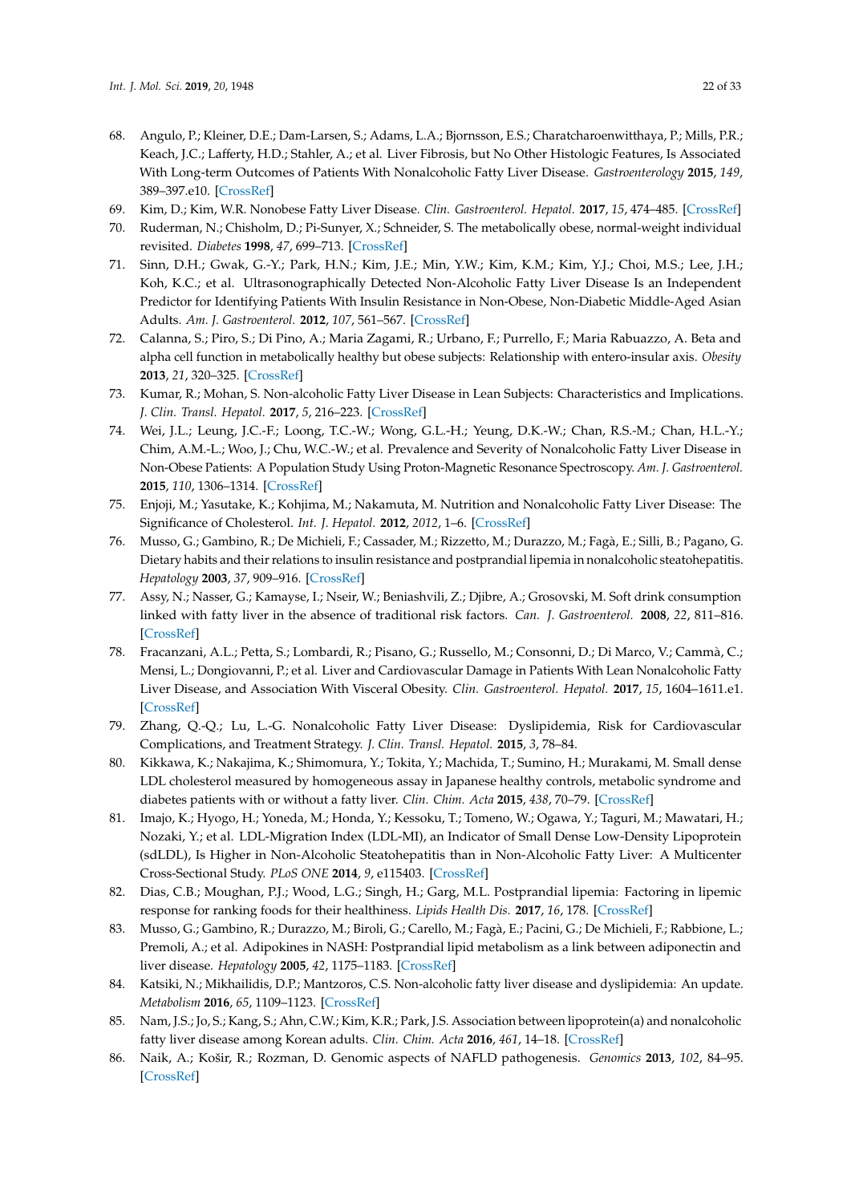68. Angulo, P.; Kleiner, D.E.; Dam-Larsen, S.; Adams, L.A.; Bjornsson, E.S.; Charatcharoenwitthaya, P.; Mills, P.R.; Keach, J.C.; Lafferty, H.D.; Stahler, A.; et al. Liver Fibrosis, but No Other Histologic Features, Is Associated With Long-term Outcomes of Patients With Nonalcoholic Fatty Liver Disease. *Gastroenterology* **2015**, *149*, 389–397.e10. [CrossRef]
69. Kim, D.; Kim, W.R. Nonobese Fatty Liver Disease. *Clin. Gastroenterol. Hepatol.* **2017**, *15*, 474–485. [CrossRef]
70. Ruderman, N.; Chisholm, D.; Pi-Sunyer, X.; Schneider, S. The metabolically obese, normal-weight individual revisited. *Diabetes* **1998**, *47*, 699–713. [CrossRef]
71. Sinn, D.H.; Gwak, G.-Y.; Park, H.N.; Kim, J.E.; Min, Y.W.; Kim, K.M.; Kim, Y.J.; Choi, M.S.; Lee, J.H.; Koh, K.C.; et al. Ultrasonographically Detected Non-Alcoholic Fatty Liver Disease Is an Independent Predictor for Identifying Patients With Insulin Resistance in Non-Obese, Non-Diabetic Middle-Aged Asian Adults. *Am. J. Gastroenterol.* **2012**, *107*, 561–567. [CrossRef]
72. Calanna, S.; Piro, S.; Di Pino, A.; Maria Zagami, R.; Urbano, F.; Purrello, F.; Maria Rabuazzo, A. Beta and alpha cell function in metabolically healthy but obese subjects: Relationship with entero-insular axis. *Obesity* **2013**, *21*, 320–325. [CrossRef]
73. Kumar, R.; Mohan, S. Non-alcoholic Fatty Liver Disease in Lean Subjects: Characteristics and Implications. *J. Clin. Transl. Hepatol.* **2017**, *5*, 216–223. [CrossRef]
74. Wei, J.L.; Leung, J.C.-F.; Loong, T.C.-W.; Wong, G.L.-H.; Yeung, D.K.-W.; Chan, R.S.-M.; Chan, H.L.-Y.; Chim, A.M.-L.; Woo, J.; Chu, W.C.-W.; et al. Prevalence and Severity of Nonalcoholic Fatty Liver Disease in Non-Obese Patients: A Population Study Using Proton-Magnetic Resonance Spectroscopy. *Am. J. Gastroenterol.* **2015**, *110*, 1306–1314. [CrossRef]
75. Enjoji, M.; Yasutake, K.; Kohjima, M.; Nakamuta, M. Nutrition and Nonalcoholic Fatty Liver Disease: The Significance of Cholesterol. *Int. J. Hepatol.* **2012**, *2012*, 1–6. [CrossRef]
76. Musso, G.; Gambino, R.; De Michieli, F.; Cassader, M.; Rizzetto, M.; Durazzo, M.; Fagà, E.; Silli, B.; Pagano, G. Dietary habits and their relations to insulin resistance and postprandial lipemia in nonalcoholic steatohepatitis. *Hepatology* **2003**, *37*, 909–916. [CrossRef]
77. Assy, N.; Nasser, G.; Kamayse, I.; Nseir, W.; Beniashvili, Z.; Djibre, A.; Grosovski, M. Soft drink consumption linked with fatty liver in the absence of traditional risk factors. *Can. J. Gastroenterol.* **2008**, *22*, 811–816. [CrossRef]
78. Fracanzani, A.L.; Petta, S.; Lombardi, R.; Pisano, G.; Russello, M.; Consonni, D.; Di Marco, V.; Cammà, C.; Mensi, L.; Dongiovanni, P.; et al. Liver and Cardiovascular Damage in Patients With Lean Nonalcoholic Fatty Liver Disease, and Association With Visceral Obesity. *Clin. Gastroenterol. Hepatol.* **2017**, *15*, 1604–1611.e1. [CrossRef]
79. Zhang, Q.-Q.; Lu, L.-G. Nonalcoholic Fatty Liver Disease: Dyslipidemia, Risk for Cardiovascular Complications, and Treatment Strategy. *J. Clin. Transl. Hepatol.* **2015**, *3*, 78–84.
80. Kikkawa, K.; Nakajima, K.; Shimomura, Y.; Tokita, Y.; Machida, T.; Sumino, H.; Murakami, M. Small dense LDL cholesterol measured by homogeneous assay in Japanese healthy controls, metabolic syndrome and diabetes patients with or without a fatty liver. *Clin. Chim. Acta* **2015**, *438*, 70–79. [CrossRef]
81. Imajo, K.; Hyogo, H.; Yoneda, M.; Honda, Y.; Kessoku, T.; Tomeno, W.; Ogawa, Y.; Taguri, M.; Mawatari, H.; Nozaki, Y.; et al. LDL-Migration Index (LDL-MI), an Indicator of Small Dense Low-Density Lipoprotein (sdLDL), Is Higher in Non-Alcoholic Steatohepatitis than in Non-Alcoholic Fatty Liver: A Multicenter Cross-Sectional Study. *PLoS ONE* **2014**, *9*, e115403. [CrossRef]
82. Dias, C.B.; Moughan, P.J.; Wood, L.G.; Singh, H.; Garg, M.L. Postprandial lipemia: Factoring in lipemic response for ranking foods for their healthiness. *Lipids Health Dis.* **2017**, *16*, 178. [CrossRef]
83. Musso, G.; Gambino, R.; Durazzo, M.; Biroli, G.; Carello, M.; Fagà, E.; Pacini, G.; De Michieli, F.; Rabbione, L.; Premoli, A.; et al. Adipokines in NASH: Postprandial lipid metabolism as a link between adiponectin and liver disease. *Hepatology* **2005**, *42*, 1175–1183. [CrossRef]
84. Katsiki, N.; Mikhailidis, D.P.; Mantzoros, C.S. Non-alcoholic fatty liver disease and dyslipidemia: An update. *Metabolism* **2016**, *65*, 1109–1123. [CrossRef]
85. Nam, J.S.; Jo, S.; Kang, S.; Ahn, C.W.; Kim, K.R.; Park, J.S. Association between lipoprotein(a) and nonalcoholic fatty liver disease among Korean adults. *Clin. Chim. Acta* **2016**, *461*, 14–18. [CrossRef]
86. Naik, A.; Košir, R.; Rozman, D. Genomic aspects of NAFLD pathogenesis. *Genomics* **2013**, *102*, 84–95. [CrossRef]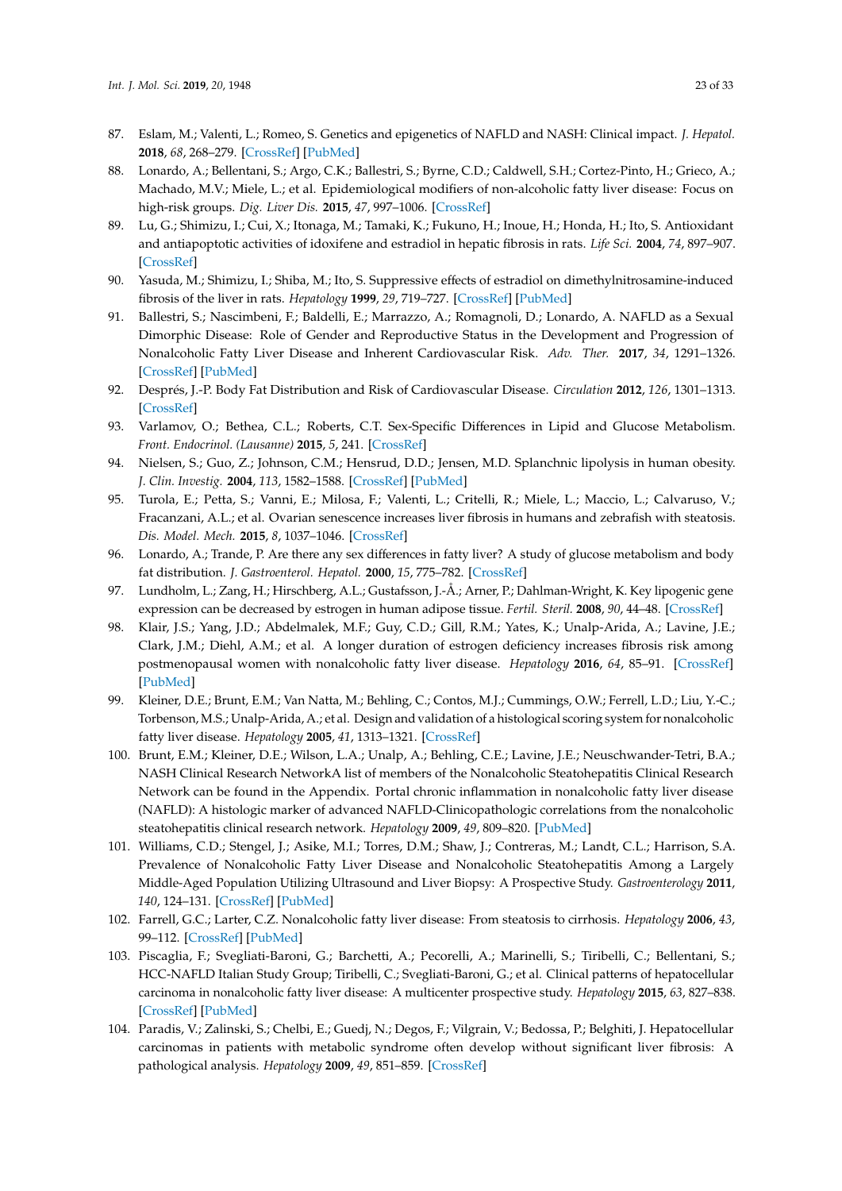87. Eslam, M.; Valenti, L.; Romeo, S. Genetics and epigenetics of NAFLD and NASH: Clinical impact. *J. Hepatol.* **2018**, *68*, 268–279. [CrossRef] [PubMed]
88. Lonardo, A.; Bellentani, S.; Argo, C.K.; Ballestri, S.; Byrne, C.D.; Caldwell, S.H.; Cortez-Pinto, H.; Grieco, A.; Machado, M.V.; Miele, L.; et al. Epidemiological modifiers of non-alcoholic fatty liver disease: Focus on high-risk groups. *Dig. Liver Dis.* **2015**, *47*, 997–1006. [CrossRef]
89. Lu, G.; Shimizu, I.; Cui, X.; Itonaga, M.; Tamaki, K.; Fukuno, H.; Inoue, H.; Honda, H.; Ito, S. Antioxidant and antiapoptotic activities of idoxifene and estradiol in hepatic fibrosis in rats. *Life Sci.* **2004**, *74*, 897–907. [CrossRef]
90. Yasuda, M.; Shimizu, I.; Shiba, M.; Ito, S. Suppressive effects of estradiol on dimethylnitrosamine-induced fibrosis of the liver in rats. *Hepatology* **1999**, *29*, 719–727. [CrossRef] [PubMed]
91. Ballestri, S.; Nascimbeni, F.; Baldelli, E.; Marrazzo, A.; Romagnoli, D.; Lonardo, A. NAFLD as a Sexual Dimorphic Disease: Role of Gender and Reproductive Status in the Development and Progression of Nonalcoholic Fatty Liver Disease and Inherent Cardiovascular Risk. *Adv. Ther.* **2017**, *34*, 1291–1326. [CrossRef] [PubMed]
92. Després, J.-P. Body Fat Distribution and Risk of Cardiovascular Disease. *Circulation* **2012**, *126*, 1301–1313. [CrossRef]
93. Varlamov, O.; Bethea, C.L.; Roberts, C.T. Sex-Specific Differences in Lipid and Glucose Metabolism. *Front. Endocrinol. (Lausanne)* **2015**, *5*, 241. [CrossRef]
94. Nielsen, S.; Guo, Z.; Johnson, C.M.; Hensrud, D.D.; Jensen, M.D. Splanchnic lipolysis in human obesity. *J. Clin. Investig.* **2004**, *113*, 1582–1588. [CrossRef] [PubMed]
95. Turola, E.; Petta, S.; Vanni, E.; Milosa, F.; Valenti, L.; Critelli, R.; Miele, L.; Maccio, L.; Calvaruso, V.; Fracanzani, A.L.; et al. Ovarian senescence increases liver fibrosis in humans and zebrafish with steatosis. *Dis. Model. Mech.* **2015**, *8*, 1037–1046. [CrossRef]
96. Lonardo, A.; Trande, P. Are there any sex differences in fatty liver? A study of glucose metabolism and body fat distribution. *J. Gastroenterol. Hepatol.* **2000**, *15*, 775–782. [CrossRef]
97. Lundholm, L.; Zang, H.; Hirschberg, A.L.; Gustafsson, J.-Å.; Arner, P.; Dahlman-Wright, K. Key lipogenic gene expression can be decreased by estrogen in human adipose tissue. *Fertil. Steril.* **2008**, *90*, 44–48. [CrossRef]
98. Klair, J.S.; Yang, J.D.; Abdelmalek, M.F.; Guy, C.D.; Gill, R.M.; Yates, K.; Unalp-Arida, A.; Lavine, J.E.; Clark, J.M.; Diehl, A.M.; et al. A longer duration of estrogen deficiency increases fibrosis risk among postmenopausal women with nonalcoholic fatty liver disease. *Hepatology* **2016**, *64*, 85–91. [CrossRef] [PubMed]
99. Kleiner, D.E.; Brunt, E.M.; Van Natta, M.; Behling, C.; Contos, M.J.; Cummings, O.W.; Ferrell, L.D.; Liu, Y.-C.; Torbenson, M.S.; Unalp-Arida, A.; et al. Design and validation of a histological scoring system for nonalcoholic fatty liver disease. *Hepatology* **2005**, *41*, 1313–1321. [CrossRef]
100. Brunt, E.M.; Kleiner, D.E.; Wilson, L.A.; Unalp, A.; Behling, C.E.; Lavine, J.E.; Neuschwander-Tetri, B.A.; NASH Clinical Research NetworkA list of members of the Nonalcoholic Steatohepatitis Clinical Research Network can be found in the Appendix. Portal chronic inflammation in nonalcoholic fatty liver disease (NAFLD): A histologic marker of advanced NAFLD-Clinicopathologic correlations from the nonalcoholic steatohepatitis clinical research network. *Hepatology* **2009**, *49*, 809–820. [PubMed]
101. Williams, C.D.; Stengel, J.; Asike, M.I.; Torres, D.M.; Shaw, J.; Contreras, M.; Landt, C.L.; Harrison, S.A. Prevalence of Nonalcoholic Fatty Liver Disease and Nonalcoholic Steatohepatitis Among a Largely Middle-Aged Population Utilizing Ultrasound and Liver Biopsy: A Prospective Study. *Gastroenterology* **2011**, *140*, 124–131. [CrossRef] [PubMed]
102. Farrell, G.C.; Larter, C.Z. Nonalcoholic fatty liver disease: From steatosis to cirrhosis. *Hepatology* **2006**, *43*, 99–112. [CrossRef] [PubMed]
103. Piscaglia, F.; Svegliati-Baroni, G.; Barchetti, A.; Pecorelli, A.; Marinelli, S.; Tiribelli, C.; Bellentani, S.; HCC-NAFLD Italian Study Group; Tiribelli, C.; Svegliati-Baroni, G.; et al. Clinical patterns of hepatocellular carcinoma in nonalcoholic fatty liver disease: A multicenter prospective study. *Hepatology* **2015**, *63*, 827–838. [CrossRef] [PubMed]
104. Paradis, V.; Zalinski, S.; Chelbi, E.; Guedj, N.; Degos, F.; Vilgrain, V.; Bedossa, P.; Belghiti, J. Hepatocellular carcinomas in patients with metabolic syndrome often develop without significant liver fibrosis: A pathological analysis. *Hepatology* **2009**, *49*, 851–859. [CrossRef]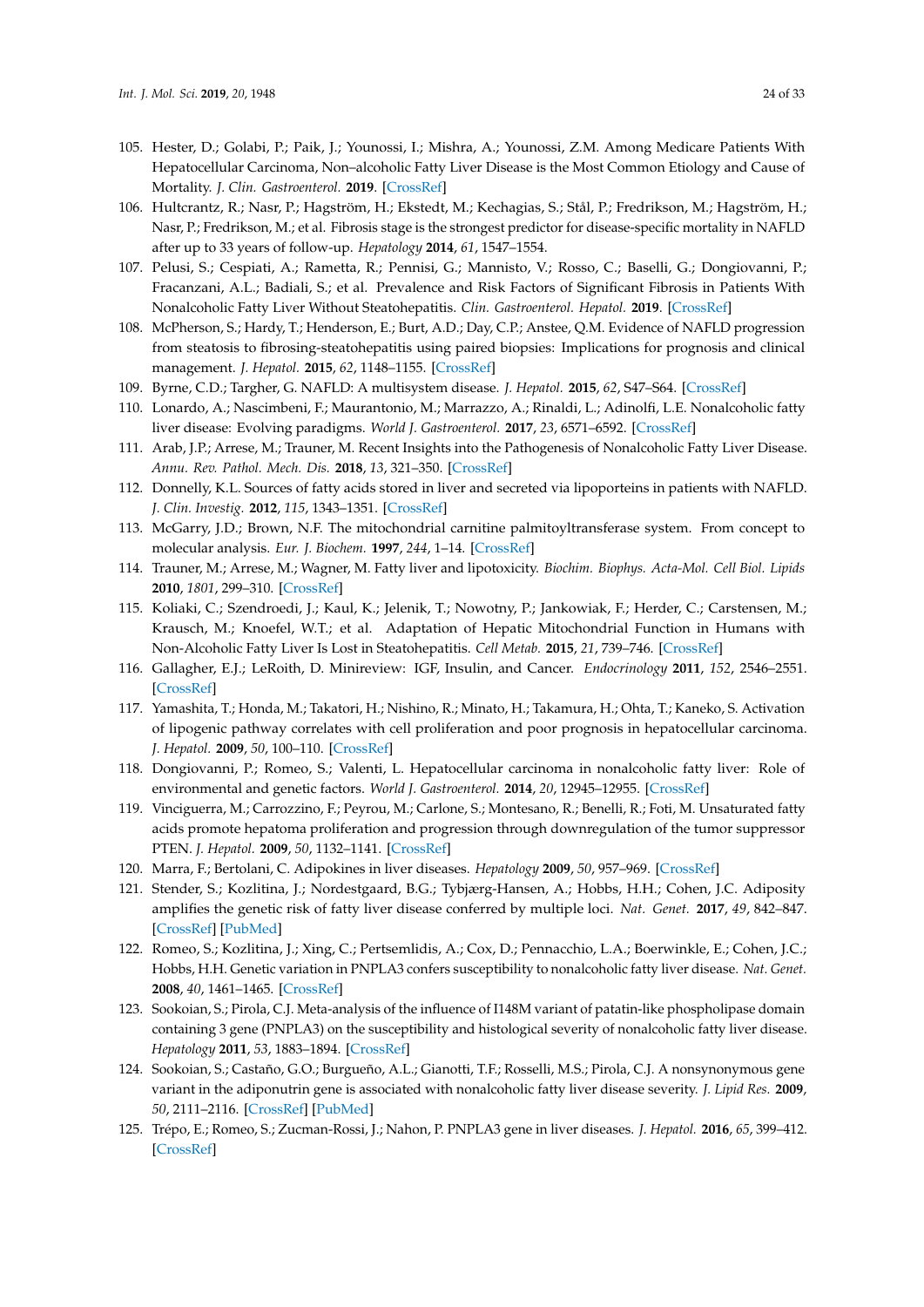105. Hester, D.; Golabi, P.; Paik, J.; Younossi, I.; Mishra, A.; Younossi, Z.M. Among Medicare Patients With Hepatocellular Carcinoma, Non–alcoholic Fatty Liver Disease is the Most Common Etiology and Cause of Mortality. *J. Clin. Gastroenterol.* **2019**. [CrossRef]
106. Hultcrantz, R.; Nasr, P.; Hagström, H.; Ekstedt, M.; Kechagias, S.; Stål, P.; Fredrikson, M.; Hagström, H.; Nasr, P.; Fredrikson, M.; et al. Fibrosis stage is the strongest predictor for disease-specific mortality in NAFLD after up to 33 years of follow-up. *Hepatology* **2014**, *61*, 1547–1554.
107. Pelusi, S.; Cespiati, A.; Rametta, R.; Pennisi, G.; Mannisto, V.; Rosso, C.; Baselli, G.; Dongiovanni, P.; Fracanzani, A.L.; Badiali, S.; et al. Prevalence and Risk Factors of Significant Fibrosis in Patients With Nonalcoholic Fatty Liver Without Steatohepatitis. *Clin. Gastroenterol. Hepatol.* **2019**. [CrossRef]
108. McPherson, S.; Hardy, T.; Henderson, E.; Burt, A.D.; Day, C.P.; Anstee, Q.M. Evidence of NAFLD progression from steatosis to fibrosing-steatohepatitis using paired biopsies: Implications for prognosis and clinical management. *J. Hepatol.* **2015**, *62*, 1148–1155. [CrossRef]
109. Byrne, C.D.; Targher, G. NAFLD: A multisystem disease. *J. Hepatol.* **2015**, *62*, S47–S64. [CrossRef]
110. Lonardo, A.; Nascimbeni, F.; Maurantonio, M.; Marrazzo, A.; Rinaldi, L.; Adinolfi, L.E. Nonalcoholic fatty liver disease: Evolving paradigms. *World J. Gastroenterol.* **2017**, *23*, 6571–6592. [CrossRef]
111. Arab, J.P.; Arrese, M.; Trauner, M. Recent Insights into the Pathogenesis of Nonalcoholic Fatty Liver Disease. *Annu. Rev. Pathol. Mech. Dis.* **2018**, *13*, 321–350. [CrossRef]
112. Donnelly, K.L. Sources of fatty acids stored in liver and secreted via lipoporteins in patients with NAFLD. *J. Clin. Investig.* **2012**, *115*, 1343–1351. [CrossRef]
113. McGarry, J.D.; Brown, N.F. The mitochondrial carnitine palmitoyltransferase system. From concept to molecular analysis. *Eur. J. Biochem.* **1997**, *244*, 1–14. [CrossRef]
114. Trauner, M.; Arrese, M.; Wagner, M. Fatty liver and lipotoxicity. *Biochim. Biophys. Acta-Mol. Cell Biol. Lipids* **2010**, *1801*, 299–310. [CrossRef]
115. Koliaki, C.; Szendroedi, J.; Kaul, K.; Jelenik, T.; Nowotny, P.; Jankowiak, F.; Herder, C.; Carstensen, M.; Krausch, M.; Knoefel, W.T.; et al. Adaptation of Hepatic Mitochondrial Function in Humans with Non-Alcoholic Fatty Liver Is Lost in Steatohepatitis. *Cell Metab.* **2015**, *21*, 739–746. [CrossRef]
116. Gallagher, E.J.; LeRoith, D. Minireview: IGF, Insulin, and Cancer. *Endocrinology* **2011**, *152*, 2546–2551. [CrossRef]
117. Yamashita, T.; Honda, M.; Takatori, H.; Nishino, R.; Minato, H.; Takamura, H.; Ohta, T.; Kaneko, S. Activation of lipogenic pathway correlates with cell proliferation and poor prognosis in hepatocellular carcinoma. *J. Hepatol.* **2009**, *50*, 100–110. [CrossRef]
118. Dongiovanni, P.; Romeo, S.; Valenti, L. Hepatocellular carcinoma in nonalcoholic fatty liver: Role of environmental and genetic factors. *World J. Gastroenterol.* **2014**, *20*, 12945–12955. [CrossRef]
119. Vinciguerra, M.; Carrozzino, F.; Peyrou, M.; Carlone, S.; Montesano, R.; Benelli, R.; Foti, M. Unsaturated fatty acids promote hepatoma proliferation and progression through downregulation of the tumor suppressor PTEN. *J. Hepatol.* **2009**, *50*, 1132–1141. [CrossRef]
120. Marra, F.; Bertolani, C. Adipokines in liver diseases. *Hepatology* **2009**, *50*, 957–969. [CrossRef]
121. Stender, S.; Kozlitina, J.; Nordestgaard, B.G.; Tybjærg-Hansen, A.; Hobbs, H.H.; Cohen, J.C. Adiposity amplifies the genetic risk of fatty liver disease conferred by multiple loci. *Nat. Genet.* **2017**, *49*, 842–847. [CrossRef] [PubMed]
122. Romeo, S.; Kozlitina, J.; Xing, C.; Pertsemlidis, A.; Cox, D.; Pennacchio, L.A.; Boerwinkle, E.; Cohen, J.C.; Hobbs, H.H. Genetic variation in PNPLA3 confers susceptibility to nonalcoholic fatty liver disease. *Nat. Genet.* **2008**, *40*, 1461–1465. [CrossRef]
123. Sookoian, S.; Pirola, C.J. Meta-analysis of the influence of I148M variant of patatin-like phospholipase domain containing 3 gene (PNPLA3) on the susceptibility and histological severity of nonalcoholic fatty liver disease. *Hepatology* **2011**, *53*, 1883–1894. [CrossRef]
124. Sookoian, S.; Castaño, G.O.; Burgueño, A.L.; Gianotti, T.F.; Rosselli, M.S.; Pirola, C.J. A nonsynonymous gene variant in the adiponutrin gene is associated with nonalcoholic fatty liver disease severity. *J. Lipid Res.* **2009**, *50*, 2111–2116. [CrossRef] [PubMed]
125. Trépo, E.; Romeo, S.; Zucman-Rossi, J.; Nahon, P. PNPLA3 gene in liver diseases. *J. Hepatol.* **2016**, *65*, 399–412. [CrossRef]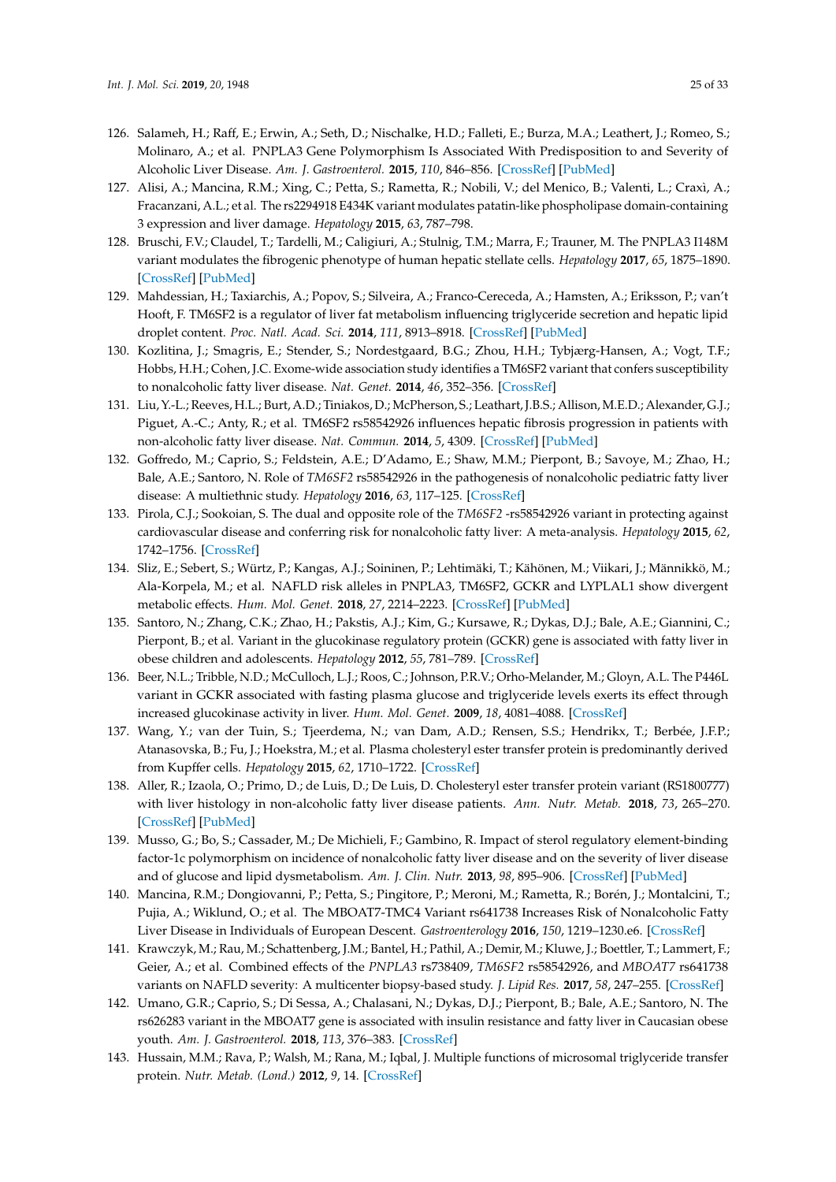126. Salameh, H.; Raff, E.; Erwin, A.; Seth, D.; Nischalke, H.D.; Falleti, E.; Burza, M.A.; Leathert, J.; Romeo, S.; Molinaro, A.; et al. PNPLA3 Gene Polymorphism Is Associated With Predisposition to and Severity of Alcoholic Liver Disease. *Am. J. Gastroenterol.* **2015**, *110*, 846–856. [CrossRef] [PubMed]
127. Alisi, A.; Mancina, R.M.; Xing, C.; Petta, S.; Rametta, R.; Nobili, V.; del Menico, B.; Valenti, L.; Craxì, A.; Fracanzani, A.L.; et al. The rs2294918 E434K variant modulates patatin-like phospholipase domain-containing 3 expression and liver damage. *Hepatology* **2015**, *63*, 787–798.
128. Bruschi, F.V.; Claudel, T.; Tardelli, M.; Caligiuri, A.; Stulnig, T.M.; Marra, F.; Trauner, M. The PNPLA3 I148M variant modulates the fibrogenic phenotype of human hepatic stellate cells. *Hepatology* **2017**, *65*, 1875–1890. [CrossRef] [PubMed]
129. Mahdessian, H.; Taxiarchis, A.; Popov, S.; Silveira, A.; Franco-Cereceda, A.; Hamsten, A.; Eriksson, P.; van't Hooft, F. TM6SF2 is a regulator of liver fat metabolism influencing triglyceride secretion and hepatic lipid droplet content. *Proc. Natl. Acad. Sci.* **2014**, *111*, 8913–8918. [CrossRef] [PubMed]
130. Kozlitina, J.; Smagris, E.; Stender, S.; Nordestgaard, B.G.; Zhou, H.H.; Tybjærg-Hansen, A.; Vogt, T.F.; Hobbs, H.H.; Cohen, J.C. Exome-wide association study identifies a TM6SF2 variant that confers susceptibility to nonalcoholic fatty liver disease. *Nat. Genet.* **2014**, *46*, 352–356. [CrossRef]
131. Liu, Y.-L.; Reeves, H.L.; Burt, A.D.; Tiniakos, D.; McPherson, S.; Leathart, J.B.S.; Allison, M.E.D.; Alexander, G.J.; Piguet, A.-C.; Anty, R.; et al. TM6SF2 rs58542926 influences hepatic fibrosis progression in patients with non-alcoholic fatty liver disease. *Nat. Commun.* **2014**, *5*, 4309. [CrossRef] [PubMed]
132. Goffredo, M.; Caprio, S.; Feldstein, A.E.; D'Adamo, E.; Shaw, M.M.; Pierpont, B.; Savoye, M.; Zhao, H.; Bale, A.E.; Santoro, N. Role of *TM6SF2* rs58542926 in the pathogenesis of nonalcoholic pediatric fatty liver disease: A multiethnic study. *Hepatology* **2016**, *63*, 117–125. [CrossRef]
133. Pirola, C.J.; Sookoian, S. The dual and opposite role of the *TM6SF2* -rs58542926 variant in protecting against cardiovascular disease and conferring risk for nonalcoholic fatty liver: A meta-analysis. *Hepatology* **2015**, *62*, 1742–1756. [CrossRef]
134. Sliz, E.; Sebert, S.; Würtz, P.; Kangas, A.J.; Soininen, P.; Lehtimäki, T.; Kähönen, M.; Viikari, J.; Männikkö, M.; Ala-Korpela, M.; et al. NAFLD risk alleles in PNPLA3, TM6SF2, GCKR and LYPLAL1 show divergent metabolic effects. *Hum. Mol. Genet.* **2018**, *27*, 2214–2223. [CrossRef] [PubMed]
135. Santoro, N.; Zhang, C.K.; Zhao, H.; Pakstis, A.J.; Kim, G.; Kursawe, R.; Dykas, D.J.; Bale, A.E.; Giannini, C.; Pierpont, B.; et al. Variant in the glucokinase regulatory protein (GCKR) gene is associated with fatty liver in obese children and adolescents. *Hepatology* **2012**, *55*, 781–789. [CrossRef]
136. Beer, N.L.; Tribble, N.D.; McCulloch, L.J.; Roos, C.; Johnson, P.R.V.; Orho-Melander, M.; Gloyn, A.L. The P446L variant in GCKR associated with fasting plasma glucose and triglyceride levels exerts its effect through increased glucokinase activity in liver. *Hum. Mol. Genet.* **2009**, *18*, 4081–4088. [CrossRef]
137. Wang, Y.; van der Tuin, S.; Tjeerdema, N.; van Dam, A.D.; Rensen, S.S.; Hendrikx, T.; Berbée, J.F.P.; Atanasovska, B.; Fu, J.; Hoekstra, M.; et al. Plasma cholesteryl ester transfer protein is predominantly derived from Kupffer cells. *Hepatology* **2015**, *62*, 1710–1722. [CrossRef]
138. Aller, R.; Izaola, O.; Primo, D.; de Luis, D.; De Luis, D. Cholesteryl ester transfer protein variant (RS1800777) with liver histology in non-alcoholic fatty liver disease patients. *Ann. Nutr. Metab.* **2018**, *73*, 265–270. [CrossRef] [PubMed]
139. Musso, G.; Bo, S.; Cassader, M.; De Michieli, F.; Gambino, R. Impact of sterol regulatory element-binding factor-1c polymorphism on incidence of nonalcoholic fatty liver disease and on the severity of liver disease and of glucose and lipid dysmetabolism. *Am. J. Clin. Nutr.* **2013**, *98*, 895–906. [CrossRef] [PubMed]
140. Mancina, R.M.; Dongiovanni, P.; Petta, S.; Pingitore, P.; Meroni, M.; Rametta, R.; Borén, J.; Montalcini, T.; Pujia, A.; Wiklund, O.; et al. The MBOAT7-TMC4 Variant rs641738 Increases Risk of Nonalcoholic Fatty Liver Disease in Individuals of European Descent. *Gastroenterology* **2016**, *150*, 1219–1230.e6. [CrossRef]
141. Krawczyk, M.; Rau, M.; Schattenberg, J.M.; Bantel, H.; Pathil, A.; Demir, M.; Kluwe, J.; Boettler, T.; Lammert, F.; Geier, A.; et al. Combined effects of the *PNPLA3* rs738409, *TM6SF2* rs58542926, and *MBOAT7* rs641738 variants on NAFLD severity: A multicenter biopsy-based study. *J. Lipid Res.* **2017**, *58*, 247–255. [CrossRef]
142. Umano, G.R.; Caprio, S.; Di Sessa, A.; Chalasani, N.; Dykas, D.J.; Pierpont, B.; Bale, A.E.; Santoro, N. The rs626283 variant in the MBOAT7 gene is associated with insulin resistance and fatty liver in Caucasian obese youth. *Am. J. Gastroenterol.* **2018**, *113*, 376–383. [CrossRef]
143. Hussain, M.M.; Rava, P.; Walsh, M.; Rana, M.; Iqbal, J. Multiple functions of microsomal triglyceride transfer protein. *Nutr. Metab. (Lond.)* **2012**, *9*, 14. [CrossRef]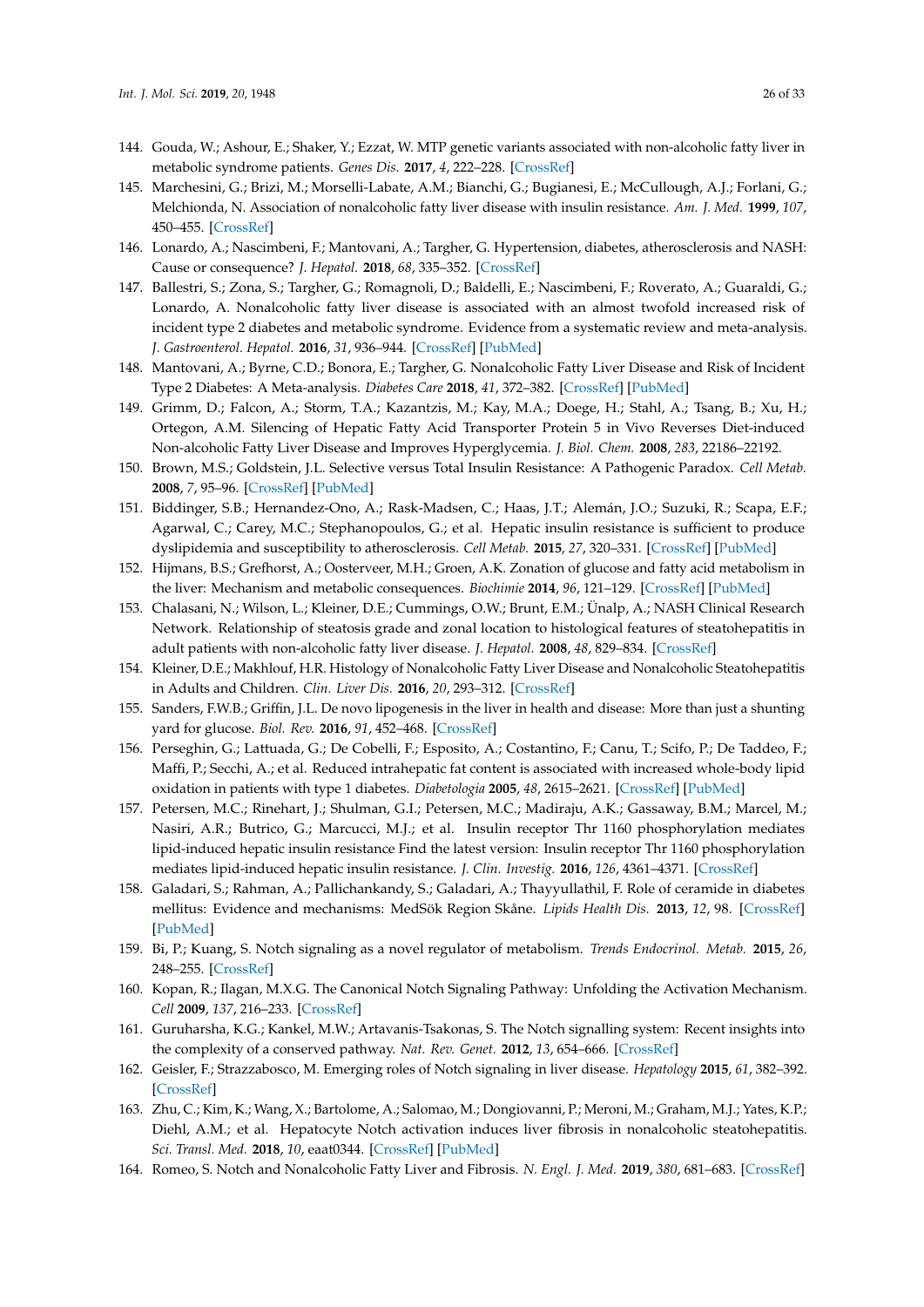144. Gouda, W.; Ashour, E.; Shaker, Y.; Ezzat, W. MTP genetic variants associated with non-alcoholic fatty liver in metabolic syndrome patients. *Genes Dis.* **2017**, *4*, 222–228. [CrossRef]
145. Marchesini, G.; Brizi, M.; Morselli-Labate, A.M.; Bianchi, G.; Bugianesi, E.; McCullough, A.J.; Forlani, G.; Melchionda, N. Association of nonalcoholic fatty liver disease with insulin resistance. *Am. J. Med.* **1999**, *107*, 450–455. [CrossRef]
146. Lonardo, A.; Nascimbeni, F.; Mantovani, A.; Targher, G. Hypertension, diabetes, atherosclerosis and NASH: Cause or consequence? *J. Hepatol.* **2018**, *68*, 335–352. [CrossRef]
147. Ballestri, S.; Zona, S.; Targher, G.; Romagnoli, D.; Baldelli, E.; Nascimbeni, F.; Roverato, A.; Guaraldi, G.; Lonardo, A. Nonalcoholic fatty liver disease is associated with an almost twofold increased risk of incident type 2 diabetes and metabolic syndrome. Evidence from a systematic review and meta-analysis. *J. Gastroenterol. Hepatol.* **2016**, *31*, 936–944. [CrossRef] [PubMed]
148. Mantovani, A.; Byrne, C.D.; Bonora, E.; Targher, G. Nonalcoholic Fatty Liver Disease and Risk of Incident Type 2 Diabetes: A Meta-analysis. *Diabetes Care* **2018**, *41*, 372–382. [CrossRef] [PubMed]
149. Grimm, D.; Falcon, A.; Storm, T.A.; Kazantzis, M.; Kay, M.A.; Doege, H.; Stahl, A.; Tsang, B.; Xu, H.; Ortegon, A.M. Silencing of Hepatic Fatty Acid Transporter Protein 5 in Vivo Reverses Diet-induced Non-alcoholic Fatty Liver Disease and Improves Hyperglycemia. *J. Biol. Chem.* **2008**, *283*, 22186–22192.
150. Brown, M.S.; Goldstein, J.L. Selective versus Total Insulin Resistance: A Pathogenic Paradox. *Cell Metab.* **2008**, *7*, 95–96. [CrossRef] [PubMed]
151. Biddinger, S.B.; Hernandez-Ono, A.; Rask-Madsen, C.; Haas, J.T.; Alemán, J.O.; Suzuki, R.; Scapa, E.F.; Agarwal, C.; Carey, M.C.; Stephanopoulos, G.; et al. Hepatic insulin resistance is sufficient to produce dyslipidemia and susceptibility to atherosclerosis. *Cell Metab.* **2015**, *27*, 320–331. [CrossRef] [PubMed]
152. Hijmans, B.S.; Grefhorst, A.; Oosterveer, M.H.; Groen, A.K. Zonation of glucose and fatty acid metabolism in the liver: Mechanism and metabolic consequences. *Biochimie* **2014**, *96*, 121–129. [CrossRef] [PubMed]
153. Chalasani, N.; Wilson, L.; Kleiner, D.E.; Cummings, O.W.; Brunt, E.M.; Ünalp, A.; NASH Clinical Research Network. Relationship of steatosis grade and zonal location to histological features of steatohepatitis in adult patients with non-alcoholic fatty liver disease. *J. Hepatol.* **2008**, *48*, 829–834. [CrossRef]
154. Kleiner, D.E.; Makhlouf, H.R. Histology of Nonalcoholic Fatty Liver Disease and Nonalcoholic Steatohepatitis in Adults and Children. *Clin. Liver Dis.* **2016**, *20*, 293–312. [CrossRef]
155. Sanders, F.W.B.; Griffin, J.L. De novo lipogenesis in the liver in health and disease: More than just a shunting yard for glucose. *Biol. Rev.* **2016**, *91*, 452–468. [CrossRef]
156. Perseghin, G.; Lattuada, G.; De Cobelli, F.; Esposito, A.; Costantino, F.; Canu, T.; Scifo, P.; De Taddeo, F.; Maffi, P.; Secchi, A.; et al. Reduced intrahepatic fat content is associated with increased whole-body lipid oxidation in patients with type 1 diabetes. *Diabetologia* **2005**, *48*, 2615–2621. [CrossRef] [PubMed]
157. Petersen, M.C.; Rinehart, J.; Shulman, G.I.; Petersen, M.C.; Madiraju, A.K.; Gassaway, B.M.; Marcel, M.; Nasiri, A.R.; Butrico, G.; Marcucci, M.J.; et al. Insulin receptor Thr 1160 phosphorylation mediates lipid-induced hepatic insulin resistance Find the latest version: Insulin receptor Thr 1160 phosphorylation mediates lipid-induced hepatic insulin resistance. *J. Clin. Investig.* **2016**, *126*, 4361–4371. [CrossRef]
158. Galadari, S.; Rahman, A.; Pallichankandy, S.; Galadari, A.; Thayyullathil, F. Role of ceramide in diabetes mellitus: Evidence and mechanisms: MedSök Region Skåne. *Lipids Health Dis.* **2013**, *12*, 98. [CrossRef] [PubMed]
159. Bi, P.; Kuang, S. Notch signaling as a novel regulator of metabolism. *Trends Endocrinol. Metab.* **2015**, *26*, 248–255. [CrossRef]
160. Kopan, R.; Ilagan, M.X.G. The Canonical Notch Signaling Pathway: Unfolding the Activation Mechanism. *Cell* **2009**, *137*, 216–233. [CrossRef]
161. Guruharsha, K.G.; Kankel, M.W.; Artavanis-Tsakonas, S. The Notch signalling system: Recent insights into the complexity of a conserved pathway. *Nat. Rev. Genet.* **2012**, *13*, 654–666. [CrossRef]
162. Geisler, F.; Strazzabosco, M. Emerging roles of Notch signaling in liver disease. *Hepatology* **2015**, *61*, 382–392. [CrossRef]
163. Zhu, C.; Kim, K.; Wang, X.; Bartolome, A.; Salomao, M.; Dongiovanni, P.; Meroni, M.; Graham, M.J.; Yates, K.P.; Diehl, A.M.; et al. Hepatocyte Notch activation induces liver fibrosis in nonalcoholic steatohepatitis. *Sci. Transl. Med.* **2018**, *10*, eaat0344. [CrossRef] [PubMed]
164. Romeo, S. Notch and Nonalcoholic Fatty Liver and Fibrosis. *N. Engl. J. Med.* **2019**, *380*, 681–683. [CrossRef]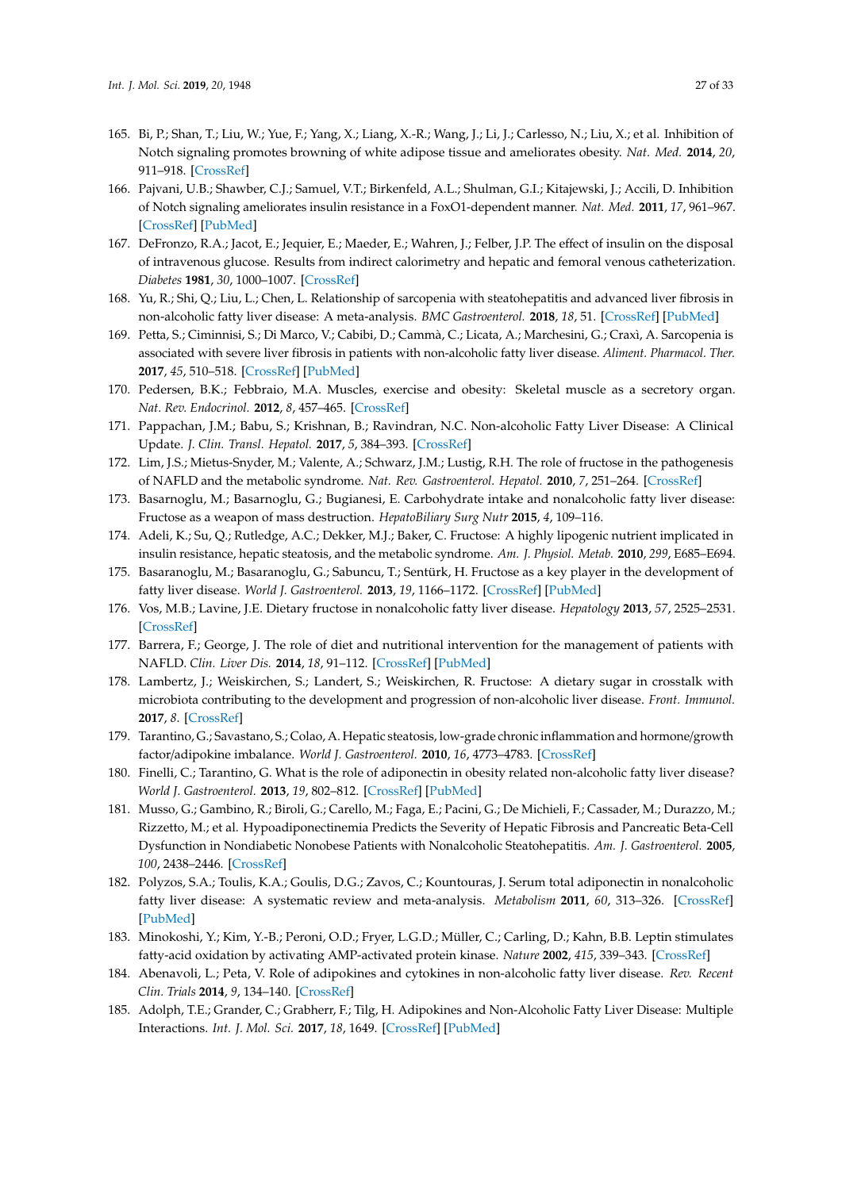165. Bi, P.; Shan, T.; Liu, W.; Yue, F.; Yang, X.; Liang, X.-R.; Wang, J.; Li, J.; Carlesso, N.; Liu, X.; et al. Inhibition of Notch signaling promotes browning of white adipose tissue and ameliorates obesity. *Nat. Med.* **2014**, *20*, 911–918. [CrossRef]
166. Pajvani, U.B.; Shawber, C.J.; Samuel, V.T.; Birkenfeld, A.L.; Shulman, G.I.; Kitajewski, J.; Accili, D. Inhibition of Notch signaling ameliorates insulin resistance in a FoxO1-dependent manner. *Nat. Med.* **2011**, *17*, 961–967. [CrossRef] [PubMed]
167. DeFronzo, R.A.; Jacot, E.; Jequier, E.; Maeder, E.; Wahren, J.; Felber, J.P. The effect of insulin on the disposal of intravenous glucose. Results from indirect calorimetry and hepatic and femoral venous catheterization. *Diabetes* **1981**, *30*, 1000–1007. [CrossRef]
168. Yu, R.; Shi, Q.; Liu, L.; Chen, L. Relationship of sarcopenia with steatohepatitis and advanced liver fibrosis in non-alcoholic fatty liver disease: A meta-analysis. *BMC Gastroenterol.* **2018**, *18*, 51. [CrossRef] [PubMed]
169. Petta, S.; Ciminnisi, S.; Di Marco, V.; Cabibi, D.; Cammà, C.; Licata, A.; Marchesini, G.; Craxì, A. Sarcopenia is associated with severe liver fibrosis in patients with non-alcoholic fatty liver disease. *Aliment. Pharmacol. Ther.* **2017**, *45*, 510–518. [CrossRef] [PubMed]
170. Pedersen, B.K.; Febbraio, M.A. Muscles, exercise and obesity: Skeletal muscle as a secretory organ. *Nat. Rev. Endocrinol.* **2012**, *8*, 457–465. [CrossRef]
171. Pappachan, J.M.; Babu, S.; Krishnan, B.; Ravindran, N.C. Non-alcoholic Fatty Liver Disease: A Clinical Update. *J. Clin. Transl. Hepatol.* **2017**, *5*, 384–393. [CrossRef]
172. Lim, J.S.; Mietus-Snyder, M.; Valente, A.; Schwarz, J.M.; Lustig, R.H. The role of fructose in the pathogenesis of NAFLD and the metabolic syndrome. *Nat. Rev. Gastroenterol. Hepatol.* **2010**, *7*, 251–264. [CrossRef]
173. Basarnoglu, M.; Basarnoglu, G.; Bugianesi, E. Carbohydrate intake and nonalcoholic fatty liver disease: Fructose as a weapon of mass destruction. *HepatoBiliary Surg Nutr* **2015**, *4*, 109–116.
174. Adeli, K.; Su, Q.; Rutledge, A.C.; Dekker, M.J.; Baker, C. Fructose: A highly lipogenic nutrient implicated in insulin resistance, hepatic steatosis, and the metabolic syndrome. *Am. J. Physiol. Metab.* **2010**, *299*, E685–E694.
175. Basaranoglu, M.; Basaranoglu, G.; Sabuncu, T.; Sentürk, H. Fructose as a key player in the development of fatty liver disease. *World J. Gastroenterol.* **2013**, *19*, 1166–1172. [CrossRef] [PubMed]
176. Vos, M.B.; Lavine, J.E. Dietary fructose in nonalcoholic fatty liver disease. *Hepatology* **2013**, *57*, 2525–2531. [CrossRef]
177. Barrera, F.; George, J. The role of diet and nutritional intervention for the management of patients with NAFLD. *Clin. Liver Dis.* **2014**, *18*, 91–112. [CrossRef] [PubMed]
178. Lambertz, J.; Weiskirchen, S.; Landert, S.; Weiskirchen, R. Fructose: A dietary sugar in crosstalk with microbiota contributing to the development and progression of non-alcoholic liver disease. *Front. Immunol.* **2017**, *8*. [CrossRef]
179. Tarantino, G.; Savastano, S.; Colao, A. Hepatic steatosis, low-grade chronic inflammation and hormone/growth factor/adipokine imbalance. *World J. Gastroenterol.* **2010**, *16*, 4773–4783. [CrossRef]
180. Finelli, C.; Tarantino, G. What is the role of adiponectin in obesity related non-alcoholic fatty liver disease? *World J. Gastroenterol.* **2013**, *19*, 802–812. [CrossRef] [PubMed]
181. Musso, G.; Gambino, R.; Biroli, G.; Carello, M.; Faga, E.; Pacini, G.; De Michieli, F.; Cassader, M.; Durazzo, M.; Rizzetto, M.; et al. Hypoadiponectinemia Predicts the Severity of Hepatic Fibrosis and Pancreatic Beta-Cell Dysfunction in Nondiabetic Nonobese Patients with Nonalcoholic Steatohepatitis. *Am. J. Gastroenterol.* **2005**, *100*, 2438–2446. [CrossRef]
182. Polyzos, S.A.; Toulis, K.A.; Goulis, D.G.; Zavos, C.; Kountouras, J. Serum total adiponectin in nonalcoholic fatty liver disease: A systematic review and meta-analysis. *Metabolism* **2011**, *60*, 313–326. [CrossRef] [PubMed]
183. Minokoshi, Y.; Kim, Y.-B.; Peroni, O.D.; Fryer, L.G.D.; Müller, C.; Carling, D.; Kahn, B.B. Leptin stimulates fatty-acid oxidation by activating AMP-activated protein kinase. *Nature* **2002**, *415*, 339–343. [CrossRef]
184. Abenavoli, L.; Peta, V. Role of adipokines and cytokines in non-alcoholic fatty liver disease. *Rev. Recent Clin. Trials* **2014**, *9*, 134–140. [CrossRef]
185. Adolph, T.E.; Grander, C.; Grabherr, F.; Tilg, H. Adipokines and Non-Alcoholic Fatty Liver Disease: Multiple Interactions. *Int. J. Mol. Sci.* **2017**, *18*, 1649. [CrossRef] [PubMed]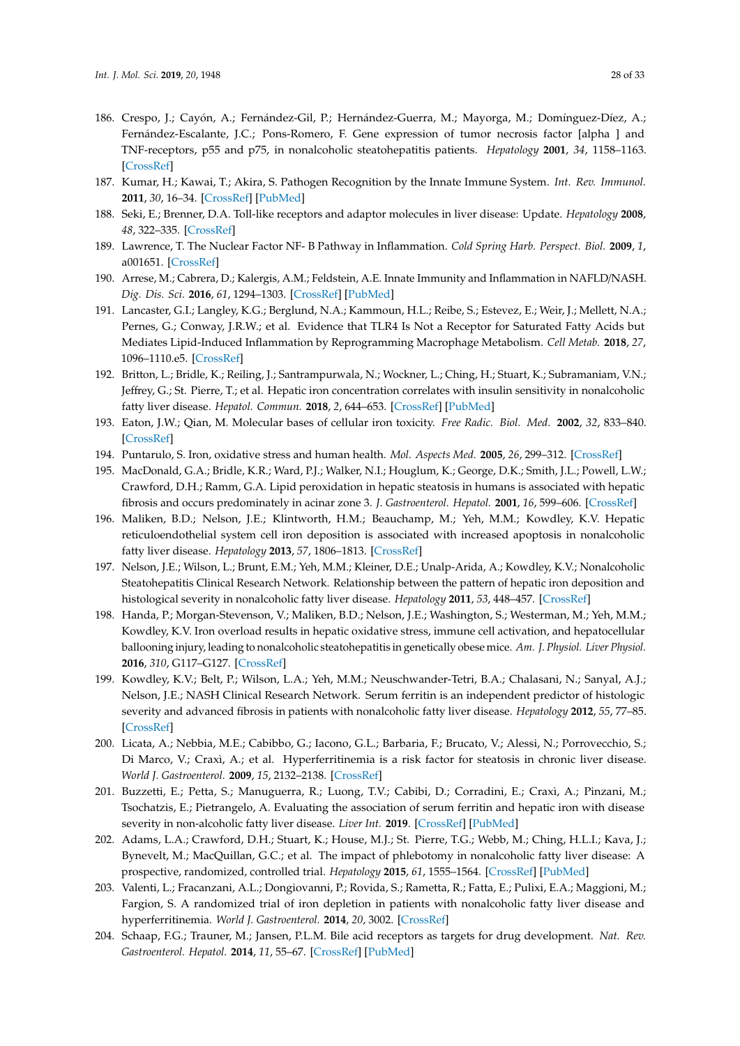186. Crespo, J.; Cayón, A.; Fernández-Gil, P.; Hernández-Guerra, M.; Mayorga, M.; Domínguez-Díez, A.; Fernández-Escalante, J.C.; Pons-Romero, F. Gene expression of tumor necrosis factor [alpha ] and TNF-receptors, p55 and p75, in nonalcoholic steatohepatitis patients. *Hepatology* **2001**, *34*, 1158–1163. [CrossRef]
187. Kumar, H.; Kawai, T.; Akira, S. Pathogen Recognition by the Innate Immune System. *Int. Rev. Immunol.* **2011**, *30*, 16–34. [CrossRef] [PubMed]
188. Seki, E.; Brenner, D.A. Toll-like receptors and adaptor molecules in liver disease: Update. *Hepatology* **2008**, *48*, 322–335. [CrossRef]
189. Lawrence, T. The Nuclear Factor NF- B Pathway in Inflammation. *Cold Spring Harb. Perspect. Biol.* **2009**, *1*, a001651. [CrossRef]
190. Arrese, M.; Cabrera, D.; Kalergis, A.M.; Feldstein, A.E. Innate Immunity and Inflammation in NAFLD/NASH. *Dig. Dis. Sci.* **2016**, *61*, 1294–1303. [CrossRef] [PubMed]
191. Lancaster, G.I.; Langley, K.G.; Berglund, N.A.; Kammoun, H.L.; Reibe, S.; Estevez, E.; Weir, J.; Mellett, N.A.; Pernes, G.; Conway, J.R.W.; et al. Evidence that TLR4 Is Not a Receptor for Saturated Fatty Acids but Mediates Lipid-Induced Inflammation by Reprogramming Macrophage Metabolism. *Cell Metab.* **2018**, *27*, 1096–1110.e5. [CrossRef]
192. Britton, L.; Bridle, K.; Reiling, J.; Santrampurwala, N.; Wockner, L.; Ching, H.; Stuart, K.; Subramaniam, V.N.; Jeffrey, G.; St. Pierre, T.; et al. Hepatic iron concentration correlates with insulin sensitivity in nonalcoholic fatty liver disease. *Hepatol. Commun.* **2018**, *2*, 644–653. [CrossRef] [PubMed]
193. Eaton, J.W.; Qian, M. Molecular bases of cellular iron toxicity. *Free Radic. Biol. Med.* **2002**, *32*, 833–840. [CrossRef]
194. Puntarulo, S. Iron, oxidative stress and human health. *Mol. Aspects Med.* **2005**, *26*, 299–312. [CrossRef]
195. MacDonald, G.A.; Bridle, K.R.; Ward, P.J.; Walker, N.I.; Houglum, K.; George, D.K.; Smith, J.L.; Powell, L.W.; Crawford, D.H.; Ramm, G.A. Lipid peroxidation in hepatic steatosis in humans is associated with hepatic fibrosis and occurs predominately in acinar zone 3. *J. Gastroenterol. Hepatol.* **2001**, *16*, 599–606. [CrossRef]
196. Maliken, B.D.; Nelson, J.E.; Klintworth, H.M.; Beauchamp, M.; Yeh, M.M.; Kowdley, K.V. Hepatic reticuloendothelial system cell iron deposition is associated with increased apoptosis in nonalcoholic fatty liver disease. *Hepatology* **2013**, *57*, 1806–1813. [CrossRef]
197. Nelson, J.E.; Wilson, L.; Brunt, E.M.; Yeh, M.M.; Kleiner, D.E.; Unalp-Arida, A.; Kowdley, K.V.; Nonalcoholic Steatohepatitis Clinical Research Network. Relationship between the pattern of hepatic iron deposition and histological severity in nonalcoholic fatty liver disease. *Hepatology* **2011**, *53*, 448–457. [CrossRef]
198. Handa, P.; Morgan-Stevenson, V.; Maliken, B.D.; Nelson, J.E.; Washington, S.; Westerman, M.; Yeh, M.M.; Kowdley, K.V. Iron overload results in hepatic oxidative stress, immune cell activation, and hepatocellular ballooning injury, leading to nonalcoholic steatohepatitis in genetically obese mice. *Am. J. Physiol. Liver Physiol.* **2016**, *310*, G117–G127. [CrossRef]
199. Kowdley, K.V.; Belt, P.; Wilson, L.A.; Yeh, M.M.; Neuschwander-Tetri, B.A.; Chalasani, N.; Sanyal, A.J.; Nelson, J.E.; NASH Clinical Research Network. Serum ferritin is an independent predictor of histologic severity and advanced fibrosis in patients with nonalcoholic fatty liver disease. *Hepatology* **2012**, *55*, 77–85. [CrossRef]
200. Licata, A.; Nebbia, M.E.; Cabibbo, G.; Iacono, G.L.; Barbaria, F.; Brucato, V.; Alessi, N.; Porrovecchio, S.; Di Marco, V.; Craxì, A.; et al. Hyperferritinemia is a risk factor for steatosis in chronic liver disease. *World J. Gastroenterol.* **2009**, *15*, 2132–2138. [CrossRef]
201. Buzzetti, E.; Petta, S.; Manuguerra, R.; Luong, T.V.; Cabibi, D.; Corradini, E.; Craxì, A.; Pinzani, M.; Tsochatzis, E.; Pietrangelo, A. Evaluating the association of serum ferritin and hepatic iron with disease severity in non-alcoholic fatty liver disease. *Liver Int.* **2019**. [CrossRef] [PubMed]
202. Adams, L.A.; Crawford, D.H.; Stuart, K.; House, M.J.; St. Pierre, T.G.; Webb, M.; Ching, H.L.I.; Kava, J.; Bynevelt, M.; MacQuillan, G.C.; et al. The impact of phlebotomy in nonalcoholic fatty liver disease: A prospective, randomized, controlled trial. *Hepatology* **2015**, *61*, 1555–1564. [CrossRef] [PubMed]
203. Valenti, L.; Fracanzani, A.L.; Dongiovanni, P.; Rovida, S.; Rametta, R.; Fatta, E.; Pulixi, E.A.; Maggioni, M.; Fargion, S. A randomized trial of iron depletion in patients with nonalcoholic fatty liver disease and hyperferritinemia. *World J. Gastroenterol.* **2014**, *20*, 3002. [CrossRef]
204. Schaap, F.G.; Trauner, M.; Jansen, P.L.M. Bile acid receptors as targets for drug development. *Nat. Rev. Gastroenterol. Hepatol.* **2014**, *11*, 55–67. [CrossRef] [PubMed]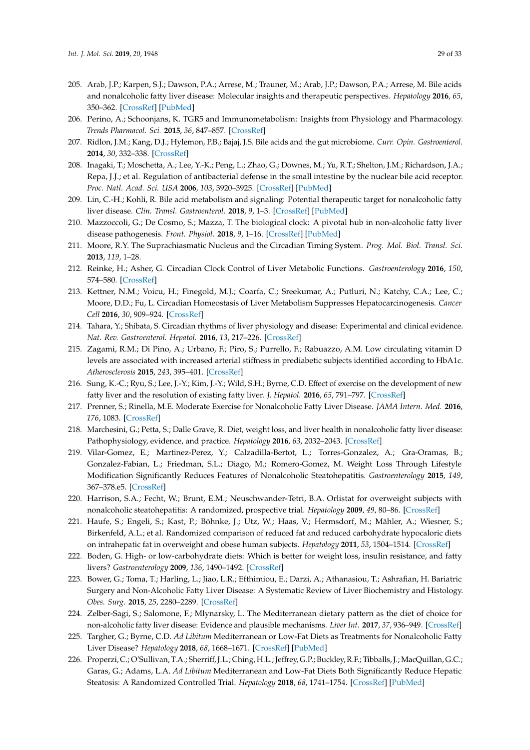205. Arab, J.P.; Karpen, S.J.; Dawson, P.A.; Arrese, M.; Trauner, M.; Arab, J.P.; Dawson, P.A.; Arrese, M. Bile acids and nonalcoholic fatty liver disease: Molecular insights and therapeutic perspectives. *Hepatology* **2016**, *65*, 350–362. [CrossRef] [PubMed]
206. Perino, A.; Schoonjans, K. TGR5 and Immunometabolism: Insights from Physiology and Pharmacology. *Trends Pharmacol. Sci.* **2015**, *36*, 847–857. [CrossRef]
207. Ridlon, J.M.; Kang, D.J.; Hylemon, P.B.; Bajaj, J.S. Bile acids and the gut microbiome. *Curr. Opin. Gastroenterol.* **2014**, *30*, 332–338. [CrossRef]
208. Inagaki, T.; Moschetta, A.; Lee, Y.-K.; Peng, L.; Zhao, G.; Downes, M.; Yu, R.T.; Shelton, J.M.; Richardson, J.A.; Repa, J.J.; et al. Regulation of antibacterial defense in the small intestine by the nuclear bile acid receptor. *Proc. Natl. Acad. Sci. USA* **2006**, *103*, 3920–3925. [CrossRef] [PubMed]
209. Lin, C.-H.; Kohli, R. Bile acid metabolism and signaling: Potential therapeutic target for nonalcoholic fatty liver disease. *Clin. Transl. Gastroenterol.* **2018**, *9*, 1–3. [CrossRef] [PubMed]
210. Mazzoccoli, G.; De Cosmo, S.; Mazza, T. The biological clock: A pivotal hub in non-alcoholic fatty liver disease pathogenesis. *Front. Physiol.* **2018**, *9*, 1–16. [CrossRef] [PubMed]
211. Moore, R.Y. The Suprachiasmatic Nucleus and the Circadian Timing System. *Prog. Mol. Biol. Transl. Sci.* **2013**, *119*, 1–28.
212. Reinke, H.; Asher, G. Circadian Clock Control of Liver Metabolic Functions. *Gastroenterology* **2016**, *150*, 574–580. [CrossRef]
213. Kettner, N.M.; Voicu, H.; Finegold, M.J.; Coarfa, C.; Sreekumar, A.; Putluri, N.; Katchy, C.A.; Lee, C.; Moore, D.D.; Fu, L. Circadian Homeostasis of Liver Metabolism Suppresses Hepatocarcinogenesis. *Cancer Cell* **2016**, *30*, 909–924. [CrossRef]
214. Tahara, Y.; Shibata, S. Circadian rhythms of liver physiology and disease: Experimental and clinical evidence. *Nat. Rev. Gastroenterol. Hepatol.* **2016**, *13*, 217–226. [CrossRef]
215. Zagami, R.M.; Di Pino, A.; Urbano, F.; Piro, S.; Purrello, F.; Rabuazzo, A.M. Low circulating vitamin D levels are associated with increased arterial stiffness in prediabetic subjects identified according to HbA1c. *Atherosclerosis* **2015**, *243*, 395–401. [CrossRef]
216. Sung, K.-C.; Ryu, S.; Lee, J.-Y.; Kim, J.-Y.; Wild, S.H.; Byrne, C.D. Effect of exercise on the development of new fatty liver and the resolution of existing fatty liver. *J. Hepatol.* **2016**, *65*, 791–797. [CrossRef]
217. Prenner, S.; Rinella, M.E. Moderate Exercise for Nonalcoholic Fatty Liver Disease. *JAMA Intern. Med.* **2016**, *176*, 1083. [CrossRef]
218. Marchesini, G.; Petta, S.; Dalle Grave, R. Diet, weight loss, and liver health in nonalcoholic fatty liver disease: Pathophysiology, evidence, and practice. *Hepatology* **2016**, *63*, 2032–2043. [CrossRef]
219. Vilar-Gomez, E.; Martinez-Perez, Y.; Calzadilla-Bertot, L.; Torres-Gonzalez, A.; Gra-Oramas, B.; Gonzalez-Fabian, L.; Friedman, S.L.; Diago, M.; Romero-Gomez, M. Weight Loss Through Lifestyle Modification Significantly Reduces Features of Nonalcoholic Steatohepatitis. *Gastroenterology* **2015**, *149*, 367–378.e5. [CrossRef]
220. Harrison, S.A.; Fecht, W.; Brunt, E.M.; Neuschwander-Tetri, B.A. Orlistat for overweight subjects with nonalcoholic steatohepatitis: A randomized, prospective trial. *Hepatology* **2009**, *49*, 80–86. [CrossRef]
221. Haufe, S.; Engeli, S.; Kast, P.; Böhnke, J.; Utz, W.; Haas, V.; Hermsdorf, M.; Mähler, A.; Wiesner, S.; Birkenfeld, A.L.; et al. Randomized comparison of reduced fat and reduced carbohydrate hypocaloric diets on intrahepatic fat in overweight and obese human subjects. *Hepatology* **2011**, *53*, 1504–1514. [CrossRef]
222. Boden, G. High- or low-carbohydrate diets: Which is better for weight loss, insulin resistance, and fatty livers? *Gastroenterology* **2009**, *136*, 1490–1492. [CrossRef]
223. Bower, G.; Toma, T.; Harling, L.; Jiao, L.R.; Efthimiou, E.; Darzi, A.; Athanasiou, T.; Ashrafian, H. Bariatric Surgery and Non-Alcoholic Fatty Liver Disease: A Systematic Review of Liver Biochemistry and Histology. *Obes. Surg.* **2015**, *25*, 2280–2289. [CrossRef]
224. Zelber-Sagi, S.; Salomone, F.; Mlynarsky, L. The Mediterranean dietary pattern as the diet of choice for non-alcoholic fatty liver disease: Evidence and plausible mechanisms. *Liver Int.* **2017**, *37*, 936–949. [CrossRef]
225. Targher, G.; Byrne, C.D. *Ad Libitum* Mediterranean or Low-Fat Diets as Treatments for Nonalcoholic Fatty Liver Disease? *Hepatology* **2018**, *68*, 1668–1671. [CrossRef] [PubMed]
226. Properzi, C.; O'Sullivan, T.A.; Sherriff, J.L.; Ching, H.L.; Jeffrey, G.P.; Buckley, R.F.; Tibballs, J.; MacQuillan, G.C.; Garas, G.; Adams, L.A. *Ad Libitum* Mediterranean and Low-Fat Diets Both Significantly Reduce Hepatic Steatosis: A Randomized Controlled Trial. *Hepatology* **2018**, *68*, 1741–1754. [CrossRef] [PubMed]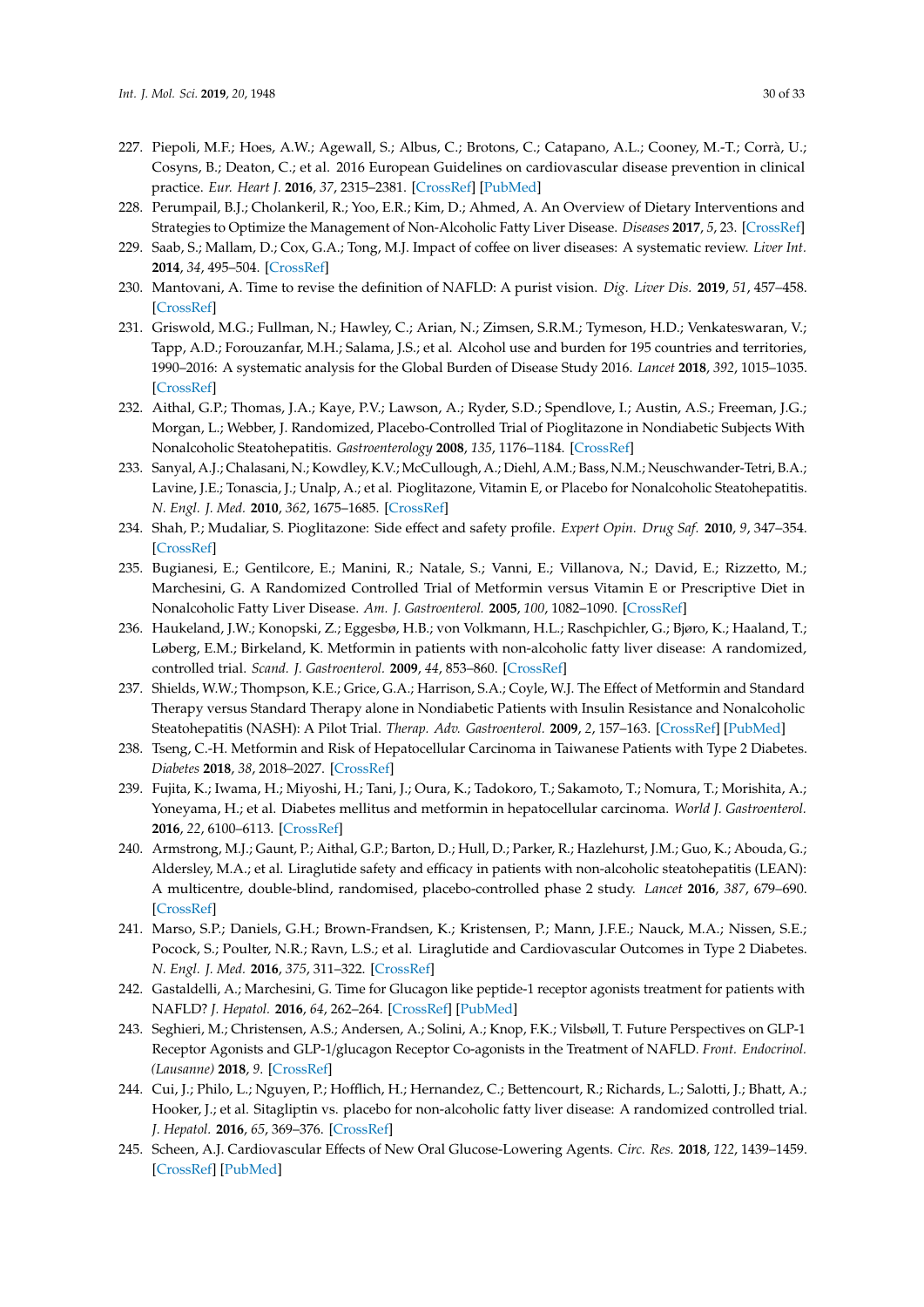227. Piepoli, M.F.; Hoes, A.W.; Agewall, S.; Albus, C.; Brotons, C.; Catapano, A.L.; Cooney, M.-T.; Corrà, U.; Cosyns, B.; Deaton, C.; et al. 2016 European Guidelines on cardiovascular disease prevention in clinical practice. *Eur. Heart J.* **2016**, *37*, 2315–2381. [CrossRef] [PubMed]
228. Perumpail, B.J.; Cholankeril, R.; Yoo, E.R.; Kim, D.; Ahmed, A. An Overview of Dietary Interventions and Strategies to Optimize the Management of Non-Alcoholic Fatty Liver Disease. *Diseases* **2017**, *5*, 23. [CrossRef]
229. Saab, S.; Mallam, D.; Cox, G.A.; Tong, M.J. Impact of coffee on liver diseases: A systematic review. *Liver Int.* **2014**, *34*, 495–504. [CrossRef]
230. Mantovani, A. Time to revise the definition of NAFLD: A purist vision. *Dig. Liver Dis.* **2019**, *51*, 457–458. [CrossRef]
231. Griswold, M.G.; Fullman, N.; Hawley, C.; Arian, N.; Zimsen, S.R.M.; Tymeson, H.D.; Venkateswaran, V.; Tapp, A.D.; Forouzanfar, M.H.; Salama, J.S.; et al. Alcohol use and burden for 195 countries and territories, 1990–2016: A systematic analysis for the Global Burden of Disease Study 2016. *Lancet* **2018**, *392*, 1015–1035. [CrossRef]
232. Aithal, G.P.; Thomas, J.A.; Kaye, P.V.; Lawson, A.; Ryder, S.D.; Spendlove, I.; Austin, A.S.; Freeman, J.G.; Morgan, L.; Webber, J. Randomized, Placebo-Controlled Trial of Pioglitazone in Nondiabetic Subjects With Nonalcoholic Steatohepatitis. *Gastroenterology* **2008**, *135*, 1176–1184. [CrossRef]
233. Sanyal, A.J.; Chalasani, N.; Kowdley, K.V.; McCullough, A.; Diehl, A.M.; Bass, N.M.; Neuschwander-Tetri, B.A.; Lavine, J.E.; Tonascia, J.; Unalp, A.; et al. Pioglitazone, Vitamin E, or Placebo for Nonalcoholic Steatohepatitis. *N. Engl. J. Med.* **2010**, *362*, 1675–1685. [CrossRef]
234. Shah, P.; Mudaliar, S. Pioglitazone: Side effect and safety profile. *Expert Opin. Drug Saf.* **2010**, *9*, 347–354. [CrossRef]
235. Bugianesi, E.; Gentilcore, E.; Manini, R.; Natale, S.; Vanni, E.; Villanova, N.; David, E.; Rizzetto, M.; Marchesini, G. A Randomized Controlled Trial of Metformin versus Vitamin E or Prescriptive Diet in Nonalcoholic Fatty Liver Disease. *Am. J. Gastroenterol.* **2005**, *100*, 1082–1090. [CrossRef]
236. Haukeland, J.W.; Konopski, Z.; Eggesbø, H.B.; von Volkmann, H.L.; Raschpichler, G.; Bjøro, K.; Haaland, T.; Løberg, E.M.; Birkeland, K. Metformin in patients with non-alcoholic fatty liver disease: A randomized, controlled trial. *Scand. J. Gastroenterol.* **2009**, *44*, 853–860. [CrossRef]
237. Shields, W.W.; Thompson, K.E.; Grice, G.A.; Harrison, S.A.; Coyle, W.J. The Effect of Metformin and Standard Therapy versus Standard Therapy alone in Nondiabetic Patients with Insulin Resistance and Nonalcoholic Steatohepatitis (NASH): A Pilot Trial. *Therap. Adv. Gastroenterol.* **2009**, *2*, 157–163. [CrossRef] [PubMed]
238. Tseng, C.-H. Metformin and Risk of Hepatocellular Carcinoma in Taiwanese Patients with Type 2 Diabetes. *Diabetes* **2018**, *38*, 2018–2027. [CrossRef]
239. Fujita, K.; Iwama, H.; Miyoshi, H.; Tani, J.; Oura, K.; Tadokoro, T.; Sakamoto, T.; Nomura, T.; Morishita, A.; Yoneyama, H.; et al. Diabetes mellitus and metformin in hepatocellular carcinoma. *World J. Gastroenterol.* **2016**, *22*, 6100–6113. [CrossRef]
240. Armstrong, M.J.; Gaunt, P.; Aithal, G.P.; Barton, D.; Hull, D.; Parker, R.; Hazlehurst, J.M.; Guo, K.; Abouda, G.; Aldersley, M.A.; et al. Liraglutide safety and efficacy in patients with non-alcoholic steatohepatitis (LEAN): A multicentre, double-blind, randomised, placebo-controlled phase 2 study. *Lancet* **2016**, *387*, 679–690. [CrossRef]
241. Marso, S.P.; Daniels, G.H.; Brown-Frandsen, K.; Kristensen, P.; Mann, J.F.E.; Nauck, M.A.; Nissen, S.E.; Pocock, S.; Poulter, N.R.; Ravn, L.S.; et al. Liraglutide and Cardiovascular Outcomes in Type 2 Diabetes. *N. Engl. J. Med.* **2016**, *375*, 311–322. [CrossRef]
242. Gastaldelli, A.; Marchesini, G. Time for Glucagon like peptide-1 receptor agonists treatment for patients with NAFLD? *J. Hepatol.* **2016**, *64*, 262–264. [CrossRef] [PubMed]
243. Seghieri, M.; Christensen, A.S.; Andersen, A.; Solini, A.; Knop, F.K.; Vilsbøll, T. Future Perspectives on GLP-1 Receptor Agonists and GLP-1/glucagon Receptor Co-agonists in the Treatment of NAFLD. *Front. Endocrinol. (Lausanne)* **2018**, *9*. [CrossRef]
244. Cui, J.; Philo, L.; Nguyen, P.; Hofflich, H.; Hernandez, C.; Bettencourt, R.; Richards, L.; Salotti, J.; Bhatt, A.; Hooker, J.; et al. Sitagliptin vs. placebo for non-alcoholic fatty liver disease: A randomized controlled trial. *J. Hepatol.* **2016**, *65*, 369–376. [CrossRef]
245. Scheen, A.J. Cardiovascular Effects of New Oral Glucose-Lowering Agents. *Circ. Res.* **2018**, *122*, 1439–1459. [CrossRef] [PubMed]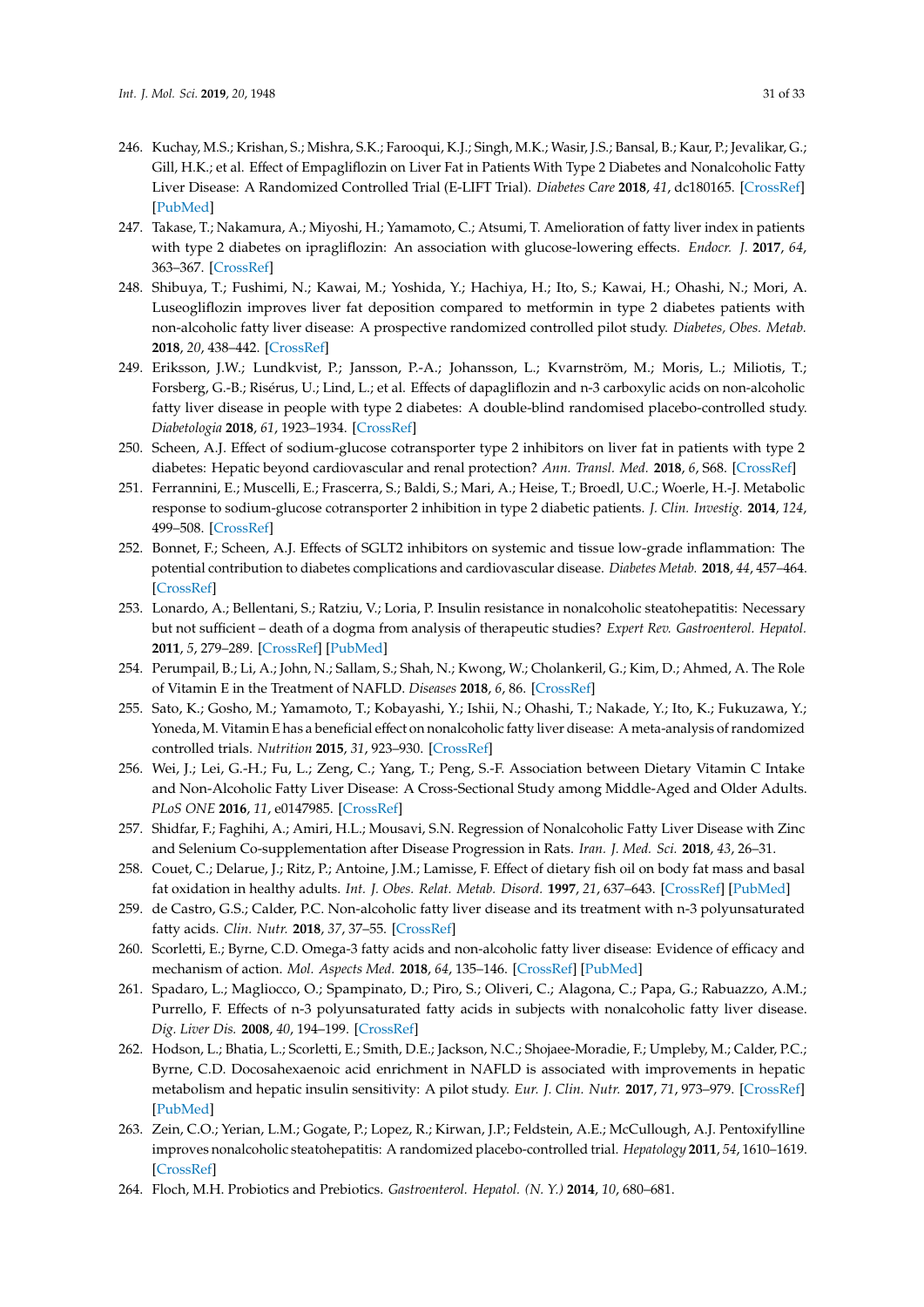246. Kuchay, M.S.; Krishan, S.; Mishra, S.K.; Farooqui, K.J.; Singh, M.K.; Wasir, J.S.; Bansal, B.; Kaur, P.; Jevalikar, G.; Gill, H.K.; et al. Effect of Empagliflozin on Liver Fat in Patients With Type 2 Diabetes and Nonalcoholic Fatty Liver Disease: A Randomized Controlled Trial (E-LIFT Trial). *Diabetes Care* **2018**, *41*, dc180165. [CrossRef] [PubMed]
247. Takase, T.; Nakamura, A.; Miyoshi, H.; Yamamoto, C.; Atsumi, T. Amelioration of fatty liver index in patients with type 2 diabetes on ipragliflozin: An association with glucose-lowering effects. *Endocr. J.* **2017**, *64*, 363–367. [CrossRef]
248. Shibuya, T.; Fushimi, N.; Kawai, M.; Yoshida, Y.; Hachiya, H.; Ito, S.; Kawai, H.; Ohashi, N.; Mori, A. Luseogliflozin improves liver fat deposition compared to metformin in type 2 diabetes patients with non-alcoholic fatty liver disease: A prospective randomized controlled pilot study. *Diabetes, Obes. Metab.* **2018**, *20*, 438–442. [CrossRef]
249. Eriksson, J.W.; Lundkvist, P.; Jansson, P.-A.; Johansson, L.; Kvarnström, M.; Moris, L.; Miliotis, T.; Forsberg, G.-B.; Risérus, U.; Lind, L.; et al. Effects of dapagliflozin and n-3 carboxylic acids on non-alcoholic fatty liver disease in people with type 2 diabetes: A double-blind randomised placebo-controlled study. *Diabetologia* **2018**, *61*, 1923–1934. [CrossRef]
250. Scheen, A.J. Effect of sodium-glucose cotransporter type 2 inhibitors on liver fat in patients with type 2 diabetes: Hepatic beyond cardiovascular and renal protection? *Ann. Transl. Med.* **2018**, *6*, S68. [CrossRef]
251. Ferrannini, E.; Muscelli, E.; Frascerra, S.; Baldi, S.; Mari, A.; Heise, T.; Broedl, U.C.; Woerle, H.-J. Metabolic response to sodium-glucose cotransporter 2 inhibition in type 2 diabetic patients. *J. Clin. Investig.* **2014**, *124*, 499–508. [CrossRef]
252. Bonnet, F.; Scheen, A.J. Effects of SGLT2 inhibitors on systemic and tissue low-grade inflammation: The potential contribution to diabetes complications and cardiovascular disease. *Diabetes Metab.* **2018**, *44*, 457–464. [CrossRef]
253. Lonardo, A.; Bellentani, S.; Ratziu, V.; Loria, P. Insulin resistance in nonalcoholic steatohepatitis: Necessary but not sufficient – death of a dogma from analysis of therapeutic studies? *Expert Rev. Gastroenterol. Hepatol.* **2011**, *5*, 279–289. [CrossRef] [PubMed]
254. Perumpail, B.; Li, A.; John, N.; Sallam, S.; Shah, N.; Kwong, W.; Cholankeril, G.; Kim, D.; Ahmed, A. The Role of Vitamin E in the Treatment of NAFLD. *Diseases* **2018**, *6*, 86. [CrossRef]
255. Sato, K.; Gosho, M.; Yamamoto, T.; Kobayashi, Y.; Ishii, N.; Ohashi, T.; Nakade, Y.; Ito, K.; Fukuzawa, Y.; Yoneda, M. Vitamin E has a beneficial effect on nonalcoholic fatty liver disease: A meta-analysis of randomized controlled trials. *Nutrition* **2015**, *31*, 923–930. [CrossRef]
256. Wei, J.; Lei, G.-H.; Fu, L.; Zeng, C.; Yang, T.; Peng, S.-F. Association between Dietary Vitamin C Intake and Non-Alcoholic Fatty Liver Disease: A Cross-Sectional Study among Middle-Aged and Older Adults. *PLoS ONE* **2016**, *11*, e0147985. [CrossRef]
257. Shidfar, F.; Faghihi, A.; Amiri, H.L.; Mousavi, S.N. Regression of Nonalcoholic Fatty Liver Disease with Zinc and Selenium Co-supplementation after Disease Progression in Rats. *Iran. J. Med. Sci.* **2018**, *43*, 26–31.
258. Couet, C.; Delarue, J.; Ritz, P.; Antoine, J.M.; Lamisse, F. Effect of dietary fish oil on body fat mass and basal fat oxidation in healthy adults. *Int. J. Obes. Relat. Metab. Disord.* **1997**, *21*, 637–643. [CrossRef] [PubMed]
259. de Castro, G.S.; Calder, P.C. Non-alcoholic fatty liver disease and its treatment with n-3 polyunsaturated fatty acids. *Clin. Nutr.* **2018**, *37*, 37–55. [CrossRef]
260. Scorletti, E.; Byrne, C.D. Omega-3 fatty acids and non-alcoholic fatty liver disease: Evidence of efficacy and mechanism of action. *Mol. Aspects Med.* **2018**, *64*, 135–146. [CrossRef] [PubMed]
261. Spadaro, L.; Magliocco, O.; Spampinato, D.; Piro, S.; Oliveri, C.; Alagona, C.; Papa, G.; Rabuazzo, A.M.; Purrello, F. Effects of n-3 polyunsaturated fatty acids in subjects with nonalcoholic fatty liver disease. *Dig. Liver Dis.* **2008**, *40*, 194–199. [CrossRef]
262. Hodson, L.; Bhatia, L.; Scorletti, E.; Smith, D.E.; Jackson, N.C.; Shojaee-Moradie, F.; Umpleby, M.; Calder, P.C.; Byrne, C.D. Docosahexaenoic acid enrichment in NAFLD is associated with improvements in hepatic metabolism and hepatic insulin sensitivity: A pilot study. *Eur. J. Clin. Nutr.* **2017**, *71*, 973–979. [CrossRef] [PubMed]
263. Zein, C.O.; Yerian, L.M.; Gogate, P.; Lopez, R.; Kirwan, J.P.; Feldstein, A.E.; McCullough, A.J. Pentoxifylline improves nonalcoholic steatohepatitis: A randomized placebo-controlled trial. *Hepatology* **2011**, *54*, 1610–1619. [CrossRef]
264. Floch, M.H. Probiotics and Prebiotics. *Gastroenterol. Hepatol. (N. Y.)* **2014**, *10*, 680–681.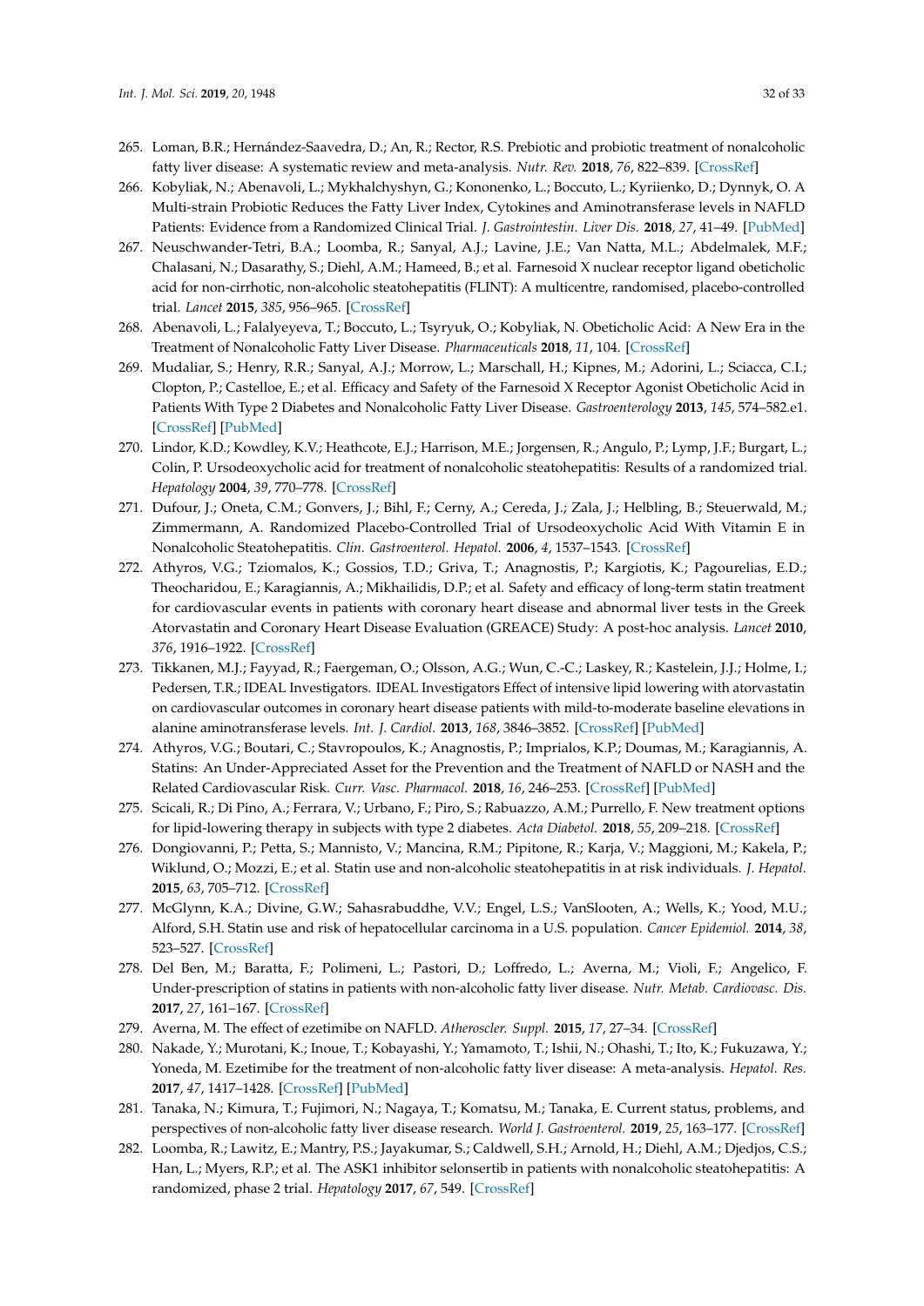265. Loman, B.R.; Hernández-Saavedra, D.; An, R.; Rector, R.S. Prebiotic and probiotic treatment of nonalcoholic fatty liver disease: A systematic review and meta-analysis. *Nutr. Rev.* **2018**, *76*, 822–839. [CrossRef]
266. Kobyliak, N.; Abenavoli, L.; Mykhalchyshyn, G.; Kononenko, L.; Boccuto, L.; Kyriienko, D.; Dynnyk, O. A Multi-strain Probiotic Reduces the Fatty Liver Index, Cytokines and Aminotransferase levels in NAFLD Patients: Evidence from a Randomized Clinical Trial. *J. Gastrointestin. Liver Dis.* **2018**, *27*, 41–49. [PubMed]
267. Neuschwander-Tetri, B.A.; Loomba, R.; Sanyal, A.J.; Lavine, J.E.; Van Natta, M.L.; Abdelmalek, M.F.; Chalasani, N.; Dasarathy, S.; Diehl, A.M.; Hameed, B.; et al. Farnesoid X nuclear receptor ligand obeticholic acid for non-cirrhotic, non-alcoholic steatohepatitis (FLINT): A multicentre, randomised, placebo-controlled trial. *Lancet* **2015**, *385*, 956–965. [CrossRef]
268. Abenavoli, L.; Falalyeyeva, T.; Boccuto, L.; Tsyryuk, O.; Kobyliak, N. Obeticholic Acid: A New Era in the Treatment of Nonalcoholic Fatty Liver Disease. *Pharmaceuticals* **2018**, *11*, 104. [CrossRef]
269. Mudaliar, S.; Henry, R.R.; Sanyal, A.J.; Morrow, L.; Marschall, H.; Kipnes, M.; Adorini, L.; Sciacca, C.I.; Clopton, P.; Castelloe, E.; et al. Efficacy and Safety of the Farnesoid X Receptor Agonist Obeticholic Acid in Patients With Type 2 Diabetes and Nonalcoholic Fatty Liver Disease. *Gastroenterology* **2013**, *145*, 574–582.e1. [CrossRef] [PubMed]
270. Lindor, K.D.; Kowdley, K.V.; Heathcote, E.J.; Harrison, M.E.; Jorgensen, R.; Angulo, P.; Lymp, J.F.; Burgart, L.; Colin, P. Ursodeoxycholic acid for treatment of nonalcoholic steatohepatitis: Results of a randomized trial. *Hepatology* **2004**, *39*, 770–778. [CrossRef]
271. Dufour, J.; Oneta, C.M.; Gonvers, J.; Bihl, F.; Cerny, A.; Cereda, J.; Zala, J.; Helbling, B.; Steuerwald, M.; Zimmermann, A. Randomized Placebo-Controlled Trial of Ursodeoxycholic Acid With Vitamin E in Nonalcoholic Steatohepatitis. *Clin. Gastroenterol. Hepatol.* **2006**, *4*, 1537–1543. [CrossRef]
272. Athyros, V.G.; Tziomalos, K.; Gossios, T.D.; Griva, T.; Anagnostis, P.; Kargiotis, K.; Pagourelias, E.D.; Theocharidou, E.; Karagiannis, A.; Mikhailidis, D.P.; et al. Safety and efficacy of long-term statin treatment for cardiovascular events in patients with coronary heart disease and abnormal liver tests in the Greek Atorvastatin and Coronary Heart Disease Evaluation (GREACE) Study: A post-hoc analysis. *Lancet* **2010**, *376*, 1916–1922. [CrossRef]
273. Tikkanen, M.J.; Fayyad, R.; Faergeman, O.; Olsson, A.G.; Wun, C.-C.; Laskey, R.; Kastelein, J.J.; Holme, I.; Pedersen, T.R.; IDEAL Investigators. IDEAL Investigators Effect of intensive lipid lowering with atorvastatin on cardiovascular outcomes in coronary heart disease patients with mild-to-moderate baseline elevations in alanine aminotransferase levels. *Int. J. Cardiol.* **2013**, *168*, 3846–3852. [CrossRef] [PubMed]
274. Athyros, V.G.; Boutari, C.; Stavropoulos, K.; Anagnostis, P.; Imprialos, K.P.; Doumas, M.; Karagiannis, A. Statins: An Under-Appreciated Asset for the Prevention and the Treatment of NAFLD or NASH and the Related Cardiovascular Risk. *Curr. Vasc. Pharmacol.* **2018**, *16*, 246–253. [CrossRef] [PubMed]
275. Scicali, R.; Di Pino, A.; Ferrara, V.; Urbano, F.; Piro, S.; Rabuazzo, A.M.; Purrello, F. New treatment options for lipid-lowering therapy in subjects with type 2 diabetes. *Acta Diabetol.* **2018**, *55*, 209–218. [CrossRef]
276. Dongiovanni, P.; Petta, S.; Mannisto, V.; Mancina, R.M.; Pipitone, R.; Karja, V.; Maggioni, M.; Kakela, P.; Wiklund, O.; Mozzi, E.; et al. Statin use and non-alcoholic steatohepatitis in at risk individuals. *J. Hepatol.* **2015**, *63*, 705–712. [CrossRef]
277. McGlynn, K.A.; Divine, G.W.; Sahasrabuddhe, V.V.; Engel, L.S.; VanSlooten, A.; Wells, K.; Yood, M.U.; Alford, S.H. Statin use and risk of hepatocellular carcinoma in a U.S. population. *Cancer Epidemiol.* **2014**, *38*, 523–527. [CrossRef]
278. Del Ben, M.; Baratta, F.; Polimeni, L.; Pastori, D.; Loffredo, L.; Averna, M.; Violi, F.; Angelico, F. Under-prescription of statins in patients with non-alcoholic fatty liver disease. *Nutr. Metab. Cardiovasc. Dis.* **2017**, *27*, 161–167. [CrossRef]
279. Averna, M. The effect of ezetimibe on NAFLD. *Atheroscler. Suppl.* **2015**, *17*, 27–34. [CrossRef]
280. Nakade, Y.; Murotani, K.; Inoue, T.; Kobayashi, Y.; Yamamoto, T.; Ishii, N.; Ohashi, T.; Ito, K.; Fukuzawa, Y.; Yoneda, M. Ezetimibe for the treatment of non-alcoholic fatty liver disease: A meta-analysis. *Hepatol. Res.* **2017**, *47*, 1417–1428. [CrossRef] [PubMed]
281. Tanaka, N.; Kimura, T.; Fujimori, N.; Nagaya, T.; Komatsu, M.; Tanaka, E. Current status, problems, and perspectives of non-alcoholic fatty liver disease research. *World J. Gastroenterol.* **2019**, *25*, 163–177. [CrossRef]
282. Loomba, R.; Lawitz, E.; Mantry, P.S.; Jayakumar, S.; Caldwell, S.H.; Arnold, H.; Diehl, A.M.; Djedjos, C.S.; Han, L.; Myers, R.P.; et al. The ASK1 inhibitor selonsertib in patients with nonalcoholic steatohepatitis: A randomized, phase 2 trial. *Hepatology* **2017**, *67*, 549. [CrossRef]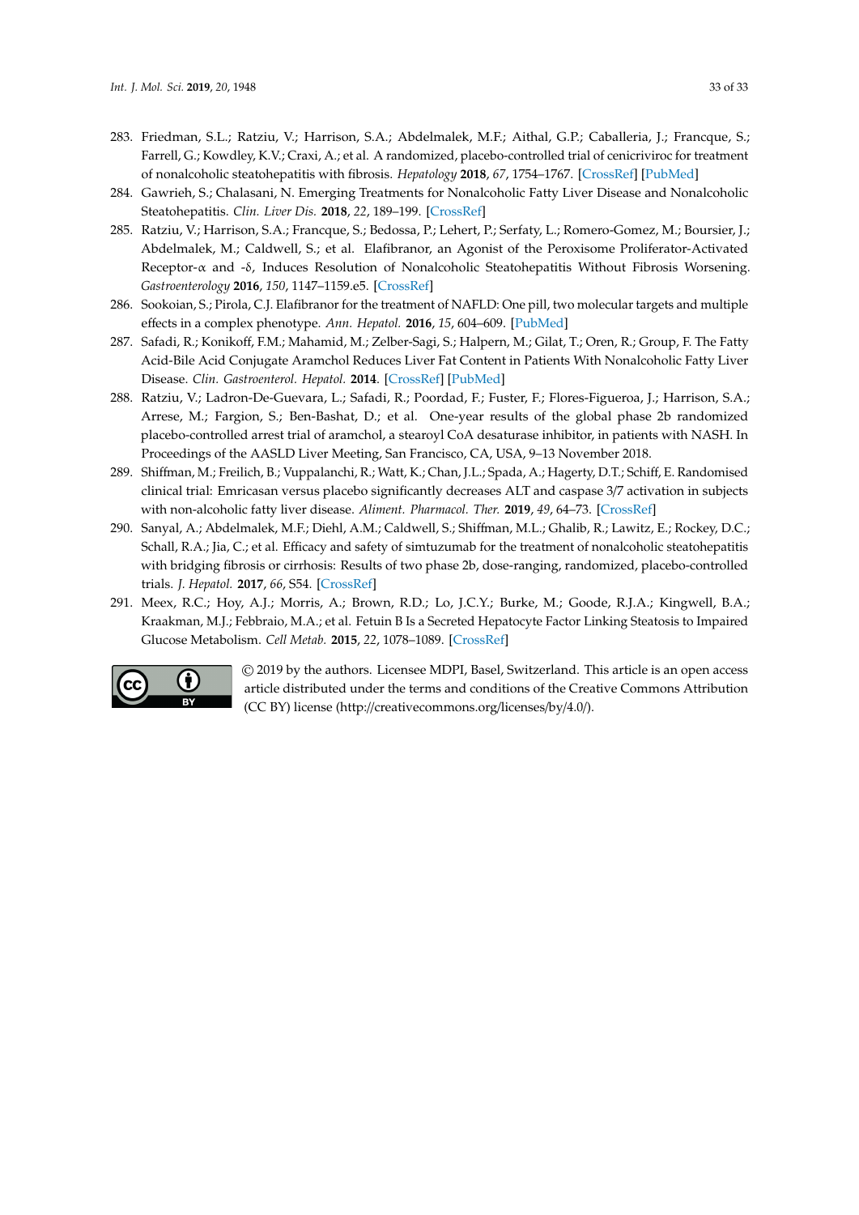283. Friedman, S.L.; Ratziu, V.; Harrison, S.A.; Abdelmalek, M.F.; Aithal, G.P.; Caballeria, J.; Francque, S.; Farrell, G.; Kowdley, K.V.; Craxi, A.; et al. A randomized, placebo-controlled trial of cenicriviroc for treatment of nonalcoholic steatohepatitis with fibrosis. *Hepatology* **2018**, *67*, 1754–1767. [CrossRef] [PubMed]
284. Gawrieh, S.; Chalasani, N. Emerging Treatments for Nonalcoholic Fatty Liver Disease and Nonalcoholic Steatohepatitis. *Clin. Liver Dis.* **2018**, *22*, 189–199. [CrossRef]
285. Ratziu, V.; Harrison, S.A.; Francque, S.; Bedossa, P.; Lehert, P.; Serfaty, L.; Romero-Gomez, M.; Boursier, J.; Abdelmalek, M.; Caldwell, S.; et al. Elafibranor, an Agonist of the Peroxisome Proliferator-Activated Receptor-$\alpha$ and -$\delta$, Induces Resolution of Nonalcoholic Steatohepatitis Without Fibrosis Worsening. *Gastroenterology* **2016**, *150*, 1147–1159.e5. [CrossRef]
286. Sookoian, S.; Pirola, C.J. Elafibranor for the treatment of NAFLD: One pill, two molecular targets and multiple effects in a complex phenotype. *Ann. Hepatol.* **2016**, *15*, 604–609. [PubMed]
287. Safadi, R.; Konikoff, F.M.; Mahamid, M.; Zelber-Sagi, S.; Halpern, M.; Gilat, T.; Oren, R.; Group, F. The Fatty Acid-Bile Acid Conjugate Aramchol Reduces Liver Fat Content in Patients With Nonalcoholic Fatty Liver Disease. *Clin. Gastroenterol. Hepatol.* **2014**. [CrossRef] [PubMed]
288. Ratziu, V.; Ladron-De-Guevara, L.; Safadi, R.; Poordad, F.; Fuster, F.; Flores-Figueroa, J.; Harrison, S.A.; Arrese, M.; Fargion, S.; Ben-Bashat, D.; et al. One-year results of the global phase 2b randomized placebo-controlled arrest trial of aramchol, a stearoyl CoA desaturase inhibitor, in patients with NASH. In Proceedings of the AASLD Liver Meeting, San Francisco, CA, USA, 9–13 November 2018.
289. Shiffman, M.; Freilich, B.; Vuppalanchi, R.; Watt, K.; Chan, J.L.; Spada, A.; Hagerty, D.T.; Schiff, E. Randomised clinical trial: Emricasan versus placebo significantly decreases ALT and caspase 3/7 activation in subjects with non-alcoholic fatty liver disease. *Aliment. Pharmacol. Ther.* **2019**, *49*, 64–73. [CrossRef]
290. Sanyal, A.; Abdelmalek, M.F.; Diehl, A.M.; Caldwell, S.; Shiffman, M.L.; Ghalib, R.; Lawitz, E.; Rockey, D.C.; Schall, R.A.; Jia, C.; et al. Efficacy and safety of simtuzumab for the treatment of nonalcoholic steatohepatitis with bridging fibrosis or cirrhosis: Results of two phase 2b, dose-ranging, randomized, placebo-controlled trials. *J. Hepatol.* **2017**, *66*, S54. [CrossRef]
291. Meex, R.C.; Hoy, A.J.; Morris, A.; Brown, R.D.; Lo, J.C.Y.; Burke, M.; Goode, R.J.A.; Kingwell, B.A.; Kraakman, M.J.; Febbraio, M.A.; et al. Fetuin B Is a Secreted Hepatocyte Factor Linking Steatosis to Impaired Glucose Metabolism. *Cell Metab.* **2015**, *22*, 1078–1089. [CrossRef]

© 2019 by the authors. Licensee MDPI, Basel, Switzerland. This article is an open access article distributed under the terms and conditions of the Creative Commons Attribution (CC BY) license (http://creativecommons.org/licenses/by/4.0/).